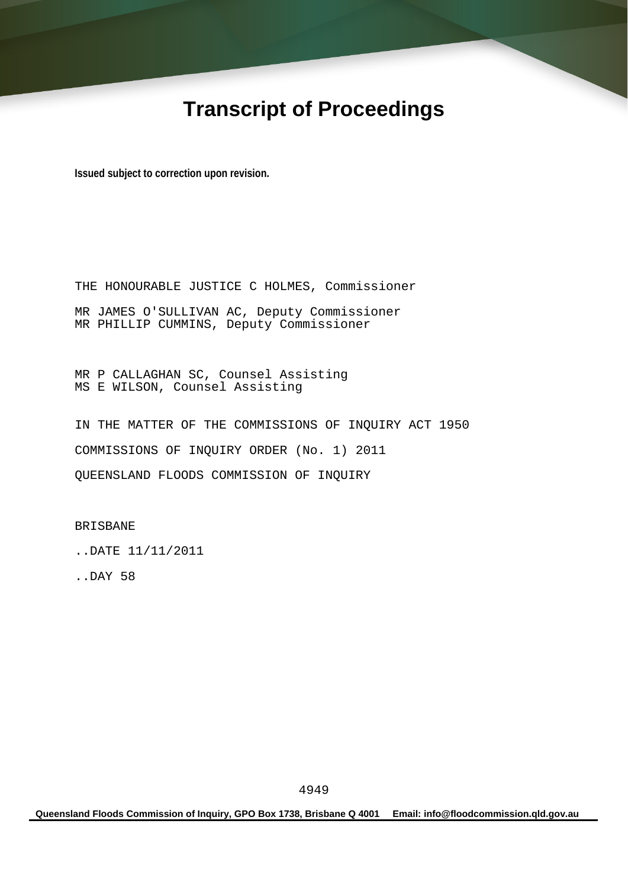# Transcript of Proceedings

**Issued subject to correction upon revision.**

THE HONOURABLE JUSTICE C HOLMES, Commissioner

MR JAMES O'SULLIVAN AC, Deputy Commissioner
MR PHILLIP CUMMINS, Deputy Commissioner

MR P CALLAGHAN SC, Counsel Assisting
MS E WILSON, Counsel Assisting

IN THE MATTER OF THE COMMISSIONS OF INQUIRY ACT 1950

COMMISSIONS OF INQUIRY ORDER (No. 1) 2011

QUEENSLAND FLOODS COMMISSION OF INQUIRY

BRISBANE

..DATE 11/11/2011

..DAY 58

**Queensland Floods Commission of Inquiry, GPO Box 1738, Brisbane Q 4001 Email: info@floodcommission.qld.gov.au**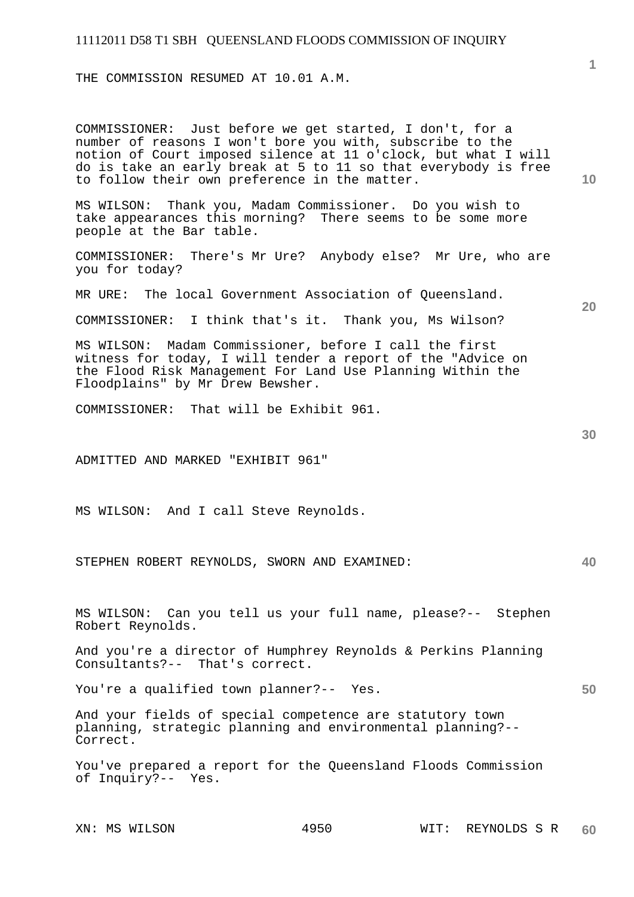THE COMMISSION RESUMED AT 10.01 A.M.

COMMISSIONER: Just before we get started, I don't, for a number of reasons I won't bore you with, subscribe to the notion of Court imposed silence at 11 o'clock, but what I will do is take an early break at 5 to 11 so that everybody is free to follow their own preference in the matter.

MS WILSON: Thank you, Madam Commissioner. Do you wish to take appearances this morning? There seems to be some more people at the Bar table.

COMMISSIONER: There's Mr Ure? Anybody else? Mr Ure, who are you for today?

MR URE: The local Government Association of Queensland.

COMMISSIONER: I think that's it. Thank you, Ms Wilson?

MS WILSON: Madam Commissioner, before I call the first witness for today, I will tender a report of the "Advice on the Flood Risk Management For Land Use Planning Within the Floodplains" by Mr Drew Bewsher.

COMMISSIONER: That will be Exhibit 961.

ADMITTED AND MARKED "EXHIBIT 961"

MS WILSON: And I call Steve Reynolds.

STEPHEN ROBERT REYNOLDS, SWORN AND EXAMINED:

MS WILSON: Can you tell us your full name, please?-- Stephen Robert Reynolds.

And you're a director of Humphrey Reynolds & Perkins Planning Consultants?-- That's correct.

You're a qualified town planner?-- Yes.

And your fields of special competence are statutory town planning, strategic planning and environmental planning?-- Correct.

You've prepared a report for the Queensland Floods Commission of Inquiry?-- Yes.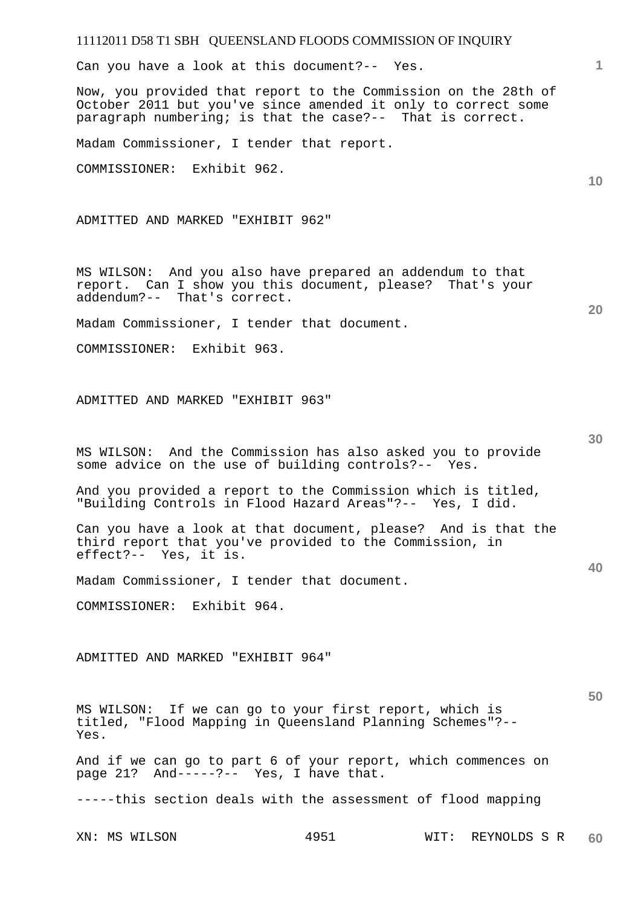Can you have a look at this document?-- Yes.

Now, you provided that report to the Commission on the 28th of October 2011 but you've since amended it only to correct some paragraph numbering; is that the case?-- That is correct.

Madam Commissioner, I tender that report.

COMMISSIONER: Exhibit 962.

ADMITTED AND MARKED "EXHIBIT 962"

MS WILSON: And you also have prepared an addendum to that report. Can I show you this document, please? That's your addendum?-- That's correct.

Madam Commissioner, I tender that document.

COMMISSIONER: Exhibit 963.

ADMITTED AND MARKED "EXHIBIT 963"

MS WILSON: And the Commission has also asked you to provide some advice on the use of building controls?-- Yes.

And you provided a report to the Commission which is titled, "Building Controls in Flood Hazard Areas"?-- Yes, I did.

Can you have a look at that document, please? And is that the third report that you've provided to the Commission, in effect?-- Yes, it is.

Madam Commissioner, I tender that document.

COMMISSIONER: Exhibit 964.

ADMITTED AND MARKED "EXHIBIT 964"

MS WILSON: If we can go to your first report, which is titled, "Flood Mapping in Queensland Planning Schemes"?-- Yes.

And if we can go to part 6 of your report, which commences on page 21? And-----?-- Yes, I have that.

-----this section deals with the assessment of flood mapping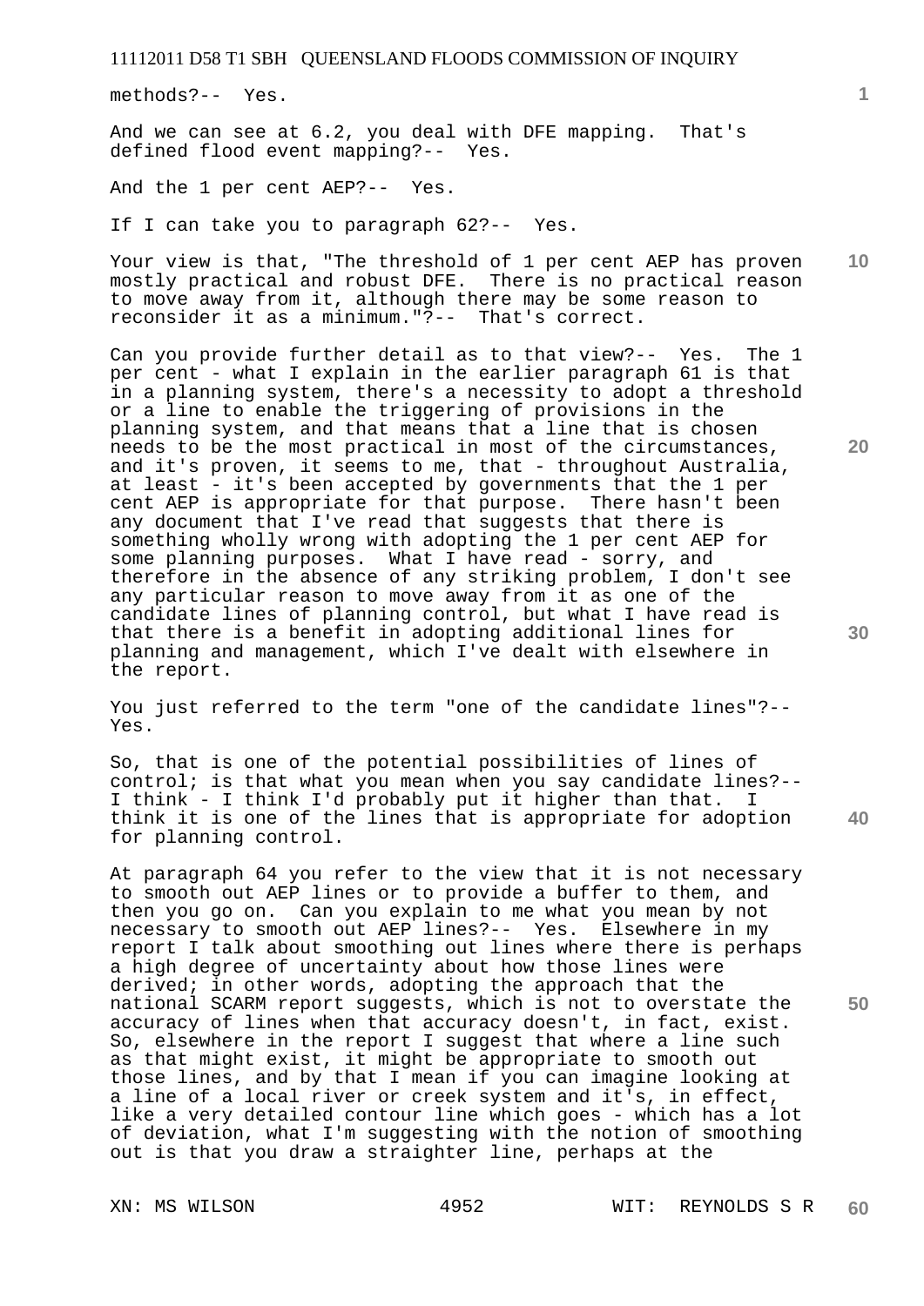methods?-- Yes.

And we can see at 6.2, you deal with DFE mapping. That's defined flood event mapping?-- Yes.

And the 1 per cent AEP?-- Yes.

If I can take you to paragraph 62?-- Yes.

Your view is that, "The threshold of 1 per cent AEP has proven mostly practical and robust DFE. There is no practical reason to move away from it, although there may be some reason to reconsider it as a minimum."?-- That's correct.

Can you provide further detail as to that view?-- Yes. The 1 per cent - what I explain in the earlier paragraph 61 is that in a planning system, there's a necessity to adopt a threshold or a line to enable the triggering of provisions in the planning system, and that means that a line that is chosen needs to be the most practical in most of the circumstances, and it's proven, it seems to me, that - throughout Australia, at least - it's been accepted by governments that the 1 per cent AEP is appropriate for that purpose. There hasn't been any document that I've read that suggests that there is something wholly wrong with adopting the 1 per cent AEP for some planning purposes. What I have read - sorry, and therefore in the absence of any striking problem, I don't see any particular reason to move away from it as one of the candidate lines of planning control, but what I have read is that there is a benefit in adopting additional lines for planning and management, which I've dealt with elsewhere in the report.

You just referred to the term "one of the candidate lines"?-- Yes.

So, that is one of the potential possibilities of lines of control; is that what you mean when you say candidate lines?-- I think - I think I'd probably put it higher than that. I think it is one of the lines that is appropriate for adoption for planning control.

At paragraph 64 you refer to the view that it is not necessary to smooth out AEP lines or to provide a buffer to them, and then you go on. Can you explain to me what you mean by not necessary to smooth out AEP lines?-- Yes. Elsewhere in my report I talk about smoothing out lines where there is perhaps a high degree of uncertainty about how those lines were derived; in other words, adopting the approach that the national SCARM report suggests, which is not to overstate the accuracy of lines when that accuracy doesn't, in fact, exist. So, elsewhere in the report I suggest that where a line such as that might exist, it might be appropriate to smooth out those lines, and by that I mean if you can imagine looking at a line of a local river or creek system and it's, in effect, like a very detailed contour line which goes - which has a lot of deviation, what I'm suggesting with the notion of smoothing out is that you draw a straighter line, perhaps at the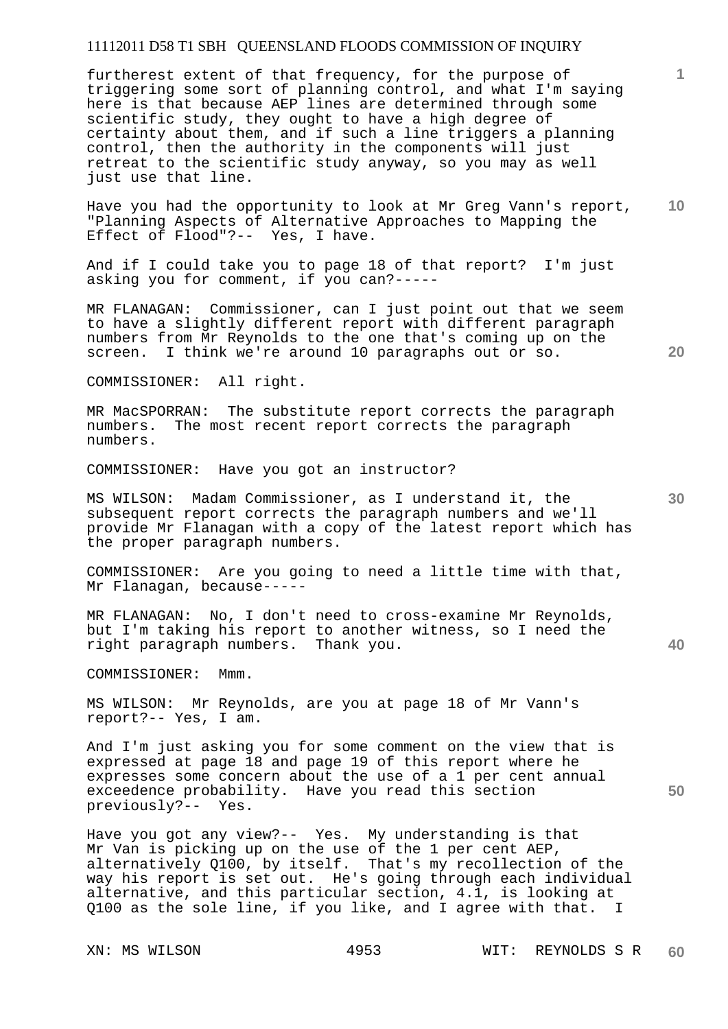furtherest extent of that frequency, for the purpose of triggering some sort of planning control, and what I'm saying here is that because AEP lines are determined through some scientific study, they ought to have a high degree of certainty about them, and if such a line triggers a planning control, then the authority in the components will just retreat to the scientific study anyway, so you may as well just use that line.

Have you had the opportunity to look at Mr Greg Vann's report, "Planning Aspects of Alternative Approaches to Mapping the Effect of Flood"?-- Yes, I have.

And if I could take you to page 18 of that report? I'm just asking you for comment, if you can?-----

MR FLANAGAN: Commissioner, can I just point out that we seem to have a slightly different report with different paragraph numbers from Mr Reynolds to the one that's coming up on the screen. I think we're around 10 paragraphs out or so.

COMMISSIONER: All right.

MR MacSPORRAN: The substitute report corrects the paragraph numbers. The most recent report corrects the paragraph numbers.

COMMISSIONER: Have you got an instructor?

MS WILSON: Madam Commissioner, as I understand it, the subsequent report corrects the paragraph numbers and we'll provide Mr Flanagan with a copy of the latest report which has the proper paragraph numbers.

COMMISSIONER: Are you going to need a little time with that, Mr Flanagan, because-----

MR FLANAGAN: No, I don't need to cross-examine Mr Reynolds, but I'm taking his report to another witness, so I need the right paragraph numbers. Thank you.

COMMISSIONER: Mmm.

MS WILSON: Mr Reynolds, are you at page 18 of Mr Vann's report?-- Yes, I am.

And I'm just asking you for some comment on the view that is expressed at page 18 and page 19 of this report where he expresses some concern about the use of a 1 per cent annual exceedence probability. Have you read this section previously?-- Yes.

Have you got any view?-- Yes. My understanding is that Mr Van is picking up on the use of the 1 per cent AEP, alternatively Q100, by itself. That's my recollection of the way his report is set out. He's going through each individual alternative, and this particular section, 4.1, is looking at Q100 as the sole line, if you like, and I agree with that. I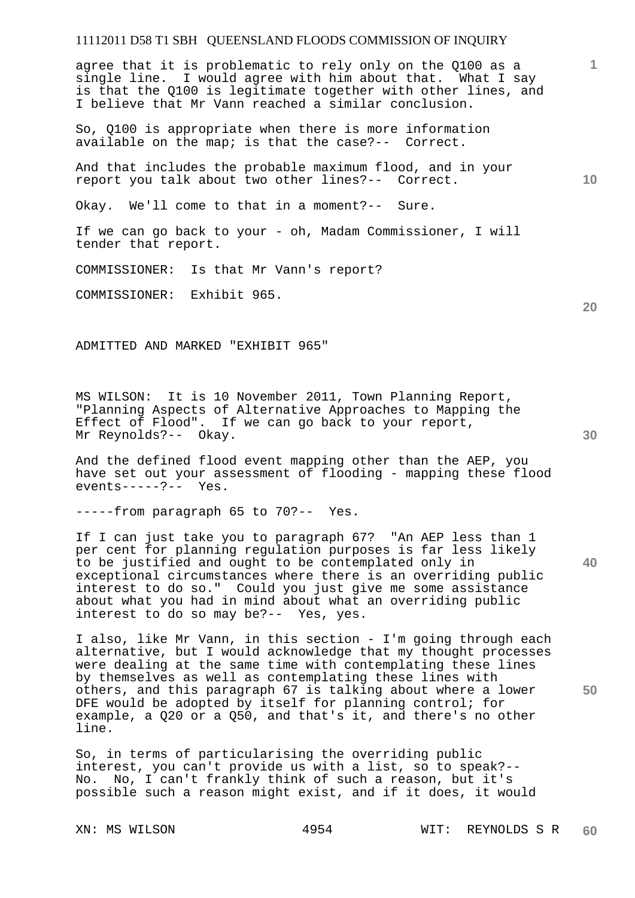agree that it is problematic to rely only on the Q100 as a single line. I would agree with him about that. What I say is that the Q100 is legitimate together with other lines, and I believe that Mr Vann reached a similar conclusion.

So, Q100 is appropriate when there is more information available on the map; is that the case?-- Correct.

And that includes the probable maximum flood, and in your report you talk about two other lines?-- Correct.

Okay. We'll come to that in a moment?-- Sure.

If we can go back to your - oh, Madam Commissioner, I will tender that report.

COMMISSIONER: Is that Mr Vann's report?

COMMISSIONER: Exhibit 965.

ADMITTED AND MARKED "EXHIBIT 965"

MS WILSON: It is 10 November 2011, Town Planning Report, "Planning Aspects of Alternative Approaches to Mapping the Effect of Flood". If we can go back to your report, Mr Reynolds?-- Okay.

And the defined flood event mapping other than the AEP, you have set out your assessment of flooding - mapping these flood events-----?-- Yes.

-----from paragraph 65 to 70?-- Yes.

If I can just take you to paragraph 67? "An AEP less than 1 per cent for planning regulation purposes is far less likely to be justified and ought to be contemplated only in exceptional circumstances where there is an overriding public interest to do so." Could you just give me some assistance about what you had in mind about what an overriding public interest to do so may be?-- Yes, yes.

I also, like Mr Vann, in this section - I'm going through each alternative, but I would acknowledge that my thought processes were dealing at the same time with contemplating these lines by themselves as well as contemplating these lines with others, and this paragraph 67 is talking about where a lower DFE would be adopted by itself for planning control; for example, a Q20 or a Q50, and that's it, and there's no other line.

So, in terms of particularising the overriding public interest, you can't provide us with a list, so to speak?-- No. No, I can't frankly think of such a reason, but it's possible such a reason might exist, and if it does, it would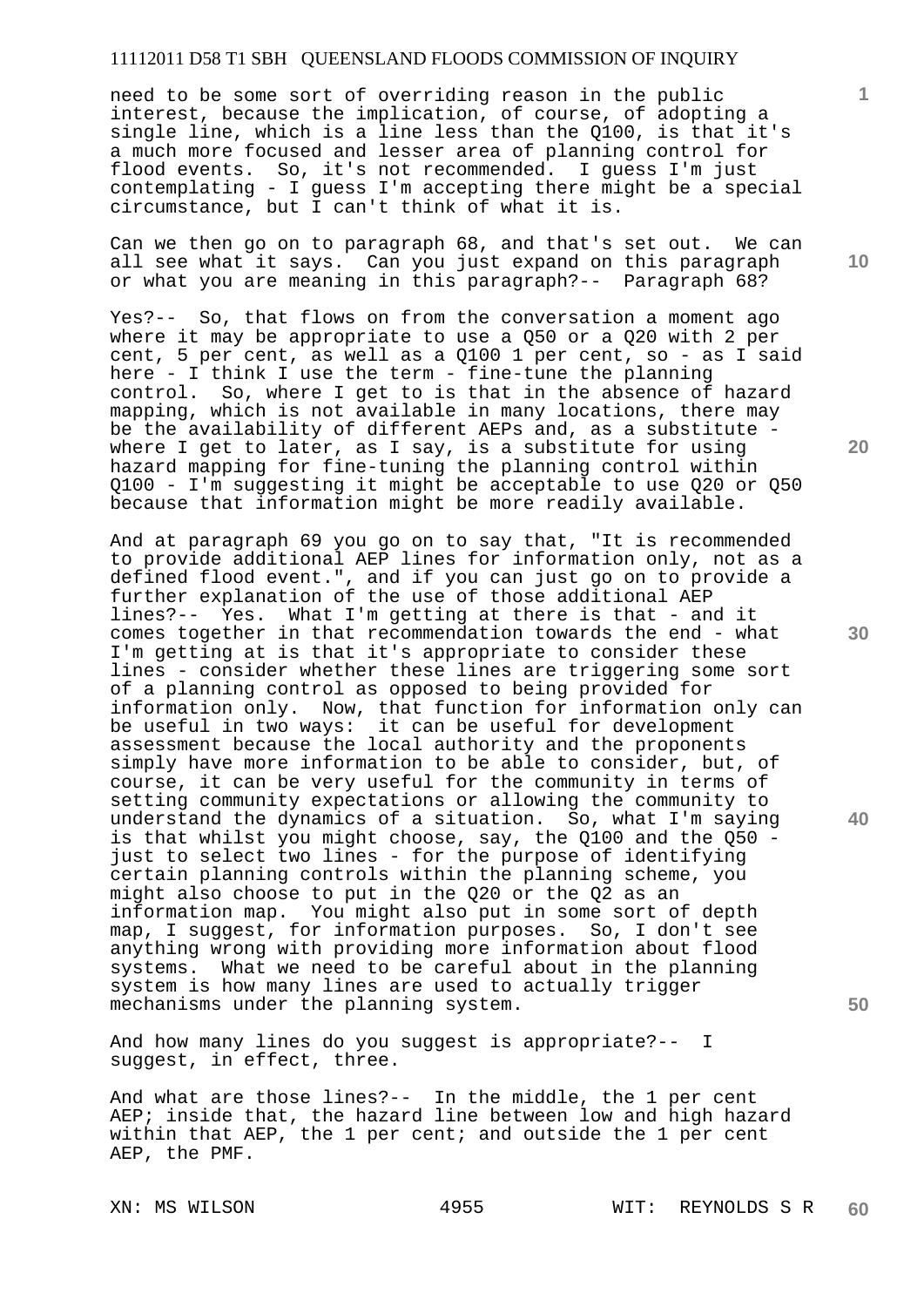need to be some sort of overriding reason in the public interest, because the implication, of course, of adopting a single line, which is a line less than the Q100, is that it's a much more focused and lesser area of planning control for flood events. So, it's not recommended. I guess I'm just contemplating - I guess I'm accepting there might be a special circumstance, but I can't think of what it is.

Can we then go on to paragraph 68, and that's set out. We can all see what it says. Can you just expand on this paragraph or what you are meaning in this paragraph?-- Paragraph 68?

Yes?-- So, that flows on from the conversation a moment ago where it may be appropriate to use a Q50 or a Q20 with 2 per cent, 5 per cent, as well as a Q100 1 per cent, so - as I said here - I think I use the term - fine-tune the planning control. So, where I get to is that in the absence of hazard mapping, which is not available in many locations, there may be the availability of different AEPs and, as a substitute - where I get to later, as I say, is a substitute for using hazard mapping for fine-tuning the planning control within Q100 - I'm suggesting it might be acceptable to use Q20 or Q50 because that information might be more readily available.

And at paragraph 69 you go on to say that, "It is recommended to provide additional AEP lines for information only, not as a defined flood event.", and if you can just go on to provide a further explanation of the use of those additional AEP lines?-- Yes. What I'm getting at there is that - and it comes together in that recommendation towards the end - what I'm getting at is that it's appropriate to consider these lines - consider whether these lines are triggering some sort of a planning control as opposed to being provided for information only. Now, that function for information only can be useful in two ways: it can be useful for development assessment because the local authority and the proponents simply have more information to be able to consider, but, of course, it can be very useful for the community in terms of setting community expectations or allowing the community to understand the dynamics of a situation. So, what I'm saying is that whilst you might choose, say, the Q100 and the Q50 - just to select two lines - for the purpose of identifying certain planning controls within the planning scheme, you might also choose to put in the Q20 or the Q2 as an information map. You might also put in some sort of depth map, I suggest, for information purposes. So, I don't see anything wrong with providing more information about flood systems. What we need to be careful about in the planning system is how many lines are used to actually trigger mechanisms under the planning system.

And how many lines do you suggest is appropriate?-- I suggest, in effect, three.

And what are those lines?-- In the middle, the 1 per cent AEP; inside that, the hazard line between low and high hazard within that AEP, the 1 per cent; and outside the 1 per cent AEP, the PMF.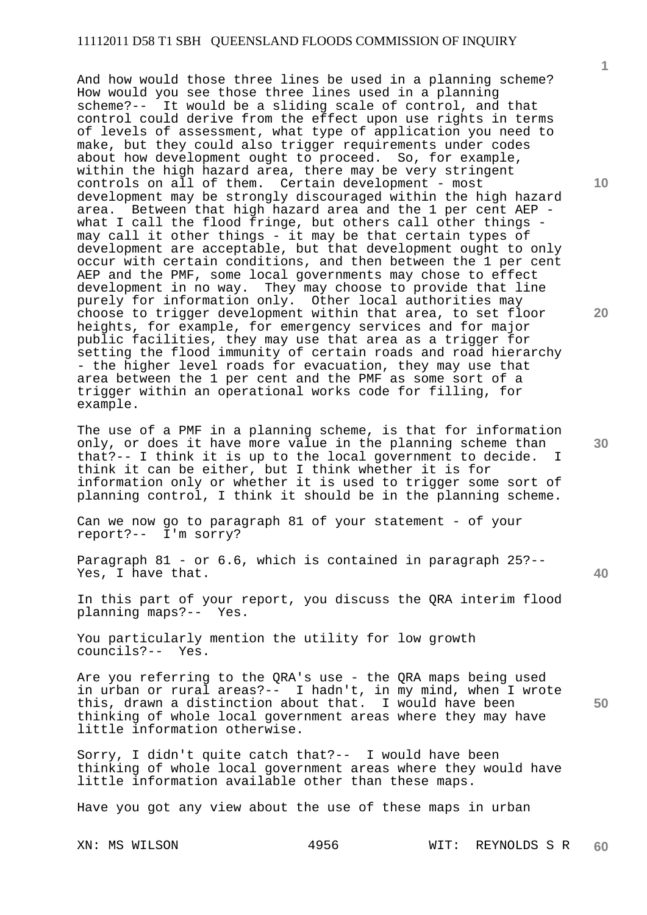And how would those three lines be used in a planning scheme? How would you see those three lines used in a planning scheme?-- It would be a sliding scale of control, and that control could derive from the effect upon use rights in terms of levels of assessment, what type of application you need to make, but they could also trigger requirements under codes about how development ought to proceed. So, for example, within the high hazard area, there may be very stringent controls on all of them. Certain development - most development may be strongly discouraged within the high hazard area. Between that high hazard area and the 1 per cent AEP - what I call the flood fringe, but others call other things - may call it other things - it may be that certain types of development are acceptable, but that development ought to only occur with certain conditions, and then between the 1 per cent AEP and the PMF, some local governments may chose to effect development in no way. They may choose to provide that line purely for information only. Other local authorities may choose to trigger development within that area, to set floor heights, for example, for emergency services and for major public facilities, they may use that area as a trigger for setting the flood immunity of certain roads and road hierarchy - the higher level roads for evacuation, they may use that area between the 1 per cent and the PMF as some sort of a trigger within an operational works code for filling, for example.

The use of a PMF in a planning scheme, is that for information only, or does it have more value in the planning scheme than that?-- I think it is up to the local government to decide. I think it can be either, but I think whether it is for information only or whether it is used to trigger some sort of planning control, I think it should be in the planning scheme.

Can we now go to paragraph 81 of your statement - of your report?-- I'm sorry?

Paragraph 81 - or 6.6, which is contained in paragraph 25?-- Yes, I have that.

In this part of your report, you discuss the QRA interim flood planning maps?-- Yes.

You particularly mention the utility for low growth councils?-- Yes.

Are you referring to the QRA's use - the QRA maps being used in urban or rural areas?-- I hadn't, in my mind, when I wrote this, drawn a distinction about that. I would have been thinking of whole local government areas where they may have little information otherwise.

Sorry, I didn't quite catch that?-- I would have been thinking of whole local government areas where they would have little information available other than these maps.

Have you got any view about the use of these maps in urban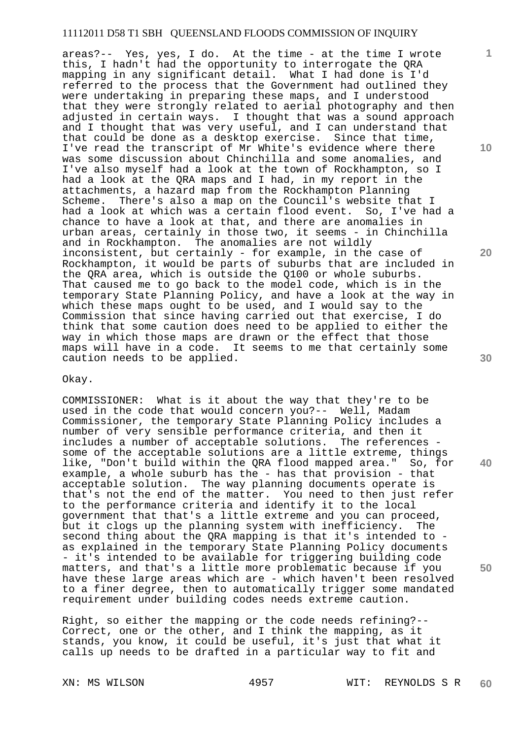areas?-- Yes, yes, I do. At the time - at the time I wrote this, I hadn't had the opportunity to interrogate the QRA mapping in any significant detail. What I had done is I'd referred to the process that the Government had outlined they were undertaking in preparing these maps, and I understood that they were strongly related to aerial photography and then adjusted in certain ways. I thought that was a sound approach and I thought that was very useful, and I can understand that that could be done as a desktop exercise. Since that time, I've read the transcript of Mr White's evidence where there was some discussion about Chinchilla and some anomalies, and I've also myself had a look at the town of Rockhampton, so I had a look at the QRA maps and I had, in my report in the attachments, a hazard map from the Rockhampton Planning Scheme. There's also a map on the Council's website that I had a look at which was a certain flood event. So, I've had a chance to have a look at that, and there are anomalies in urban areas, certainly in those two, it seems - in Chinchilla and in Rockhampton. The anomalies are not wildly inconsistent, but certainly - for example, in the case of Rockhampton, it would be parts of suburbs that are included in the QRA area, which is outside the Q100 or whole suburbs. That caused me to go back to the model code, which is in the temporary State Planning Policy, and have a look at the way in which these maps ought to be used, and I would say to the Commission that since having carried out that exercise, I do think that some caution does need to be applied to either the way in which those maps are drawn or the effect that those maps will have in a code. It seems to me that certainly some caution needs to be applied.

Okay.

COMMISSIONER: What is it about the way that they're to be used in the code that would concern you?-- Well, Madam Commissioner, the temporary State Planning Policy includes a number of very sensible performance criteria, and then it includes a number of acceptable solutions. The references - some of the acceptable solutions are a little extreme, things like, "Don't build within the QRA flood mapped area." So, for example, a whole suburb has the - has that provision - that acceptable solution. The way planning documents operate is that's not the end of the matter. You need to then just refer to the performance criteria and identify it to the local government that that's a little extreme and you can proceed, but it clogs up the planning system with inefficiency. The second thing about the QRA mapping is that it's intended to - as explained in the temporary State Planning Policy documents - it's intended to be available for triggering building code matters, and that's a little more problematic because if you have these large areas which are - which haven't been resolved to a finer degree, then to automatically trigger some mandated requirement under building codes needs extreme caution.

Right, so either the mapping or the code needs refining?-- Correct, one or the other, and I think the mapping, as it stands, you know, it could be useful, it's just that what it calls up needs to be drafted in a particular way to fit and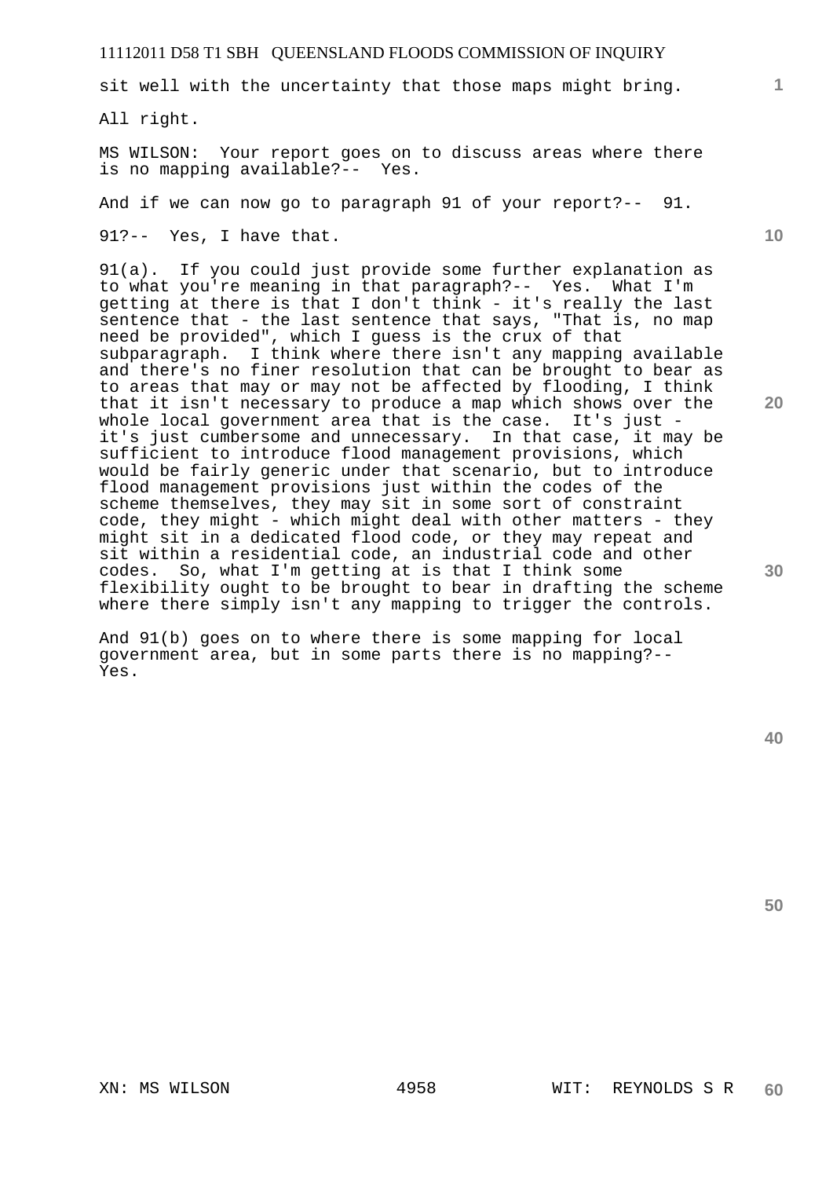sit well with the uncertainty that those maps might bring.

All right.

MS WILSON: Your report goes on to discuss areas where there is no mapping available?-- Yes.

And if we can now go to paragraph 91 of your report?-- 91.

91?-- Yes, I have that.

91(a). If you could just provide some further explanation as to what you're meaning in that paragraph?-- Yes. What I'm getting at there is that I don't think - it's really the last sentence that - the last sentence that says, "That is, no map need be provided", which I guess is the crux of that subparagraph. I think where there isn't any mapping available and there's no finer resolution that can be brought to bear as to areas that may or may not be affected by flooding, I think that it isn't necessary to produce a map which shows over the whole local government area that is the case. It's just - it's just cumbersome and unnecessary. In that case, it may be sufficient to introduce flood management provisions, which would be fairly generic under that scenario, but to introduce flood management provisions just within the codes of the scheme themselves, they may sit in some sort of constraint code, they might - which might deal with other matters - they might sit in a dedicated flood code, or they may repeat and sit within a residential code, an industrial code and other codes. So, what I'm getting at is that I think some flexibility ought to be brought to bear in drafting the scheme where there simply isn't any mapping to trigger the controls.

And 91(b) goes on to where there is some mapping for local government area, but in some parts there is no mapping?-- Yes.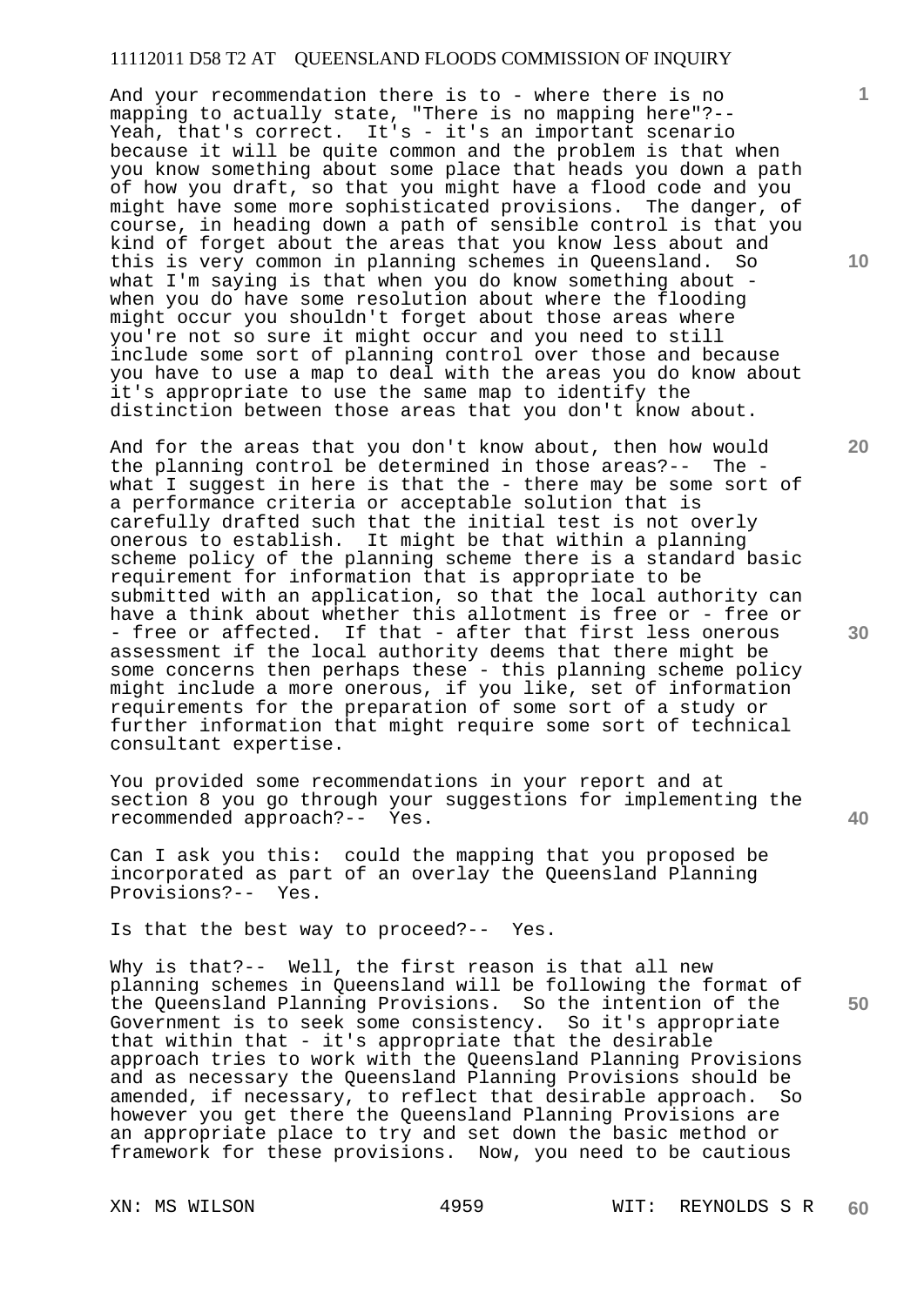And your recommendation there is to - where there is no mapping to actually state, "There is no mapping here"?-- Yeah, that's correct. It's - it's an important scenario because it will be quite common and the problem is that when you know something about some place that heads you down a path of how you draft, so that you might have a flood code and you might have some more sophisticated provisions. The danger, of course, in heading down a path of sensible control is that you kind of forget about the areas that you know less about and this is very common in planning schemes in Queensland. So what I'm saying is that when you do know something about - when you do have some resolution about where the flooding might occur you shouldn't forget about those areas where you're not so sure it might occur and you need to still include some sort of planning control over those and because you have to use a map to deal with the areas you do know about it's appropriate to use the same map to identify the distinction between those areas that you don't know about.

And for the areas that you don't know about, then how would the planning control be determined in those areas?-- The - what I suggest in here is that the - there may be some sort of a performance criteria or acceptable solution that is carefully drafted such that the initial test is not overly onerous to establish. It might be that within a planning scheme policy of the planning scheme there is a standard basic requirement for information that is appropriate to be submitted with an application, so that the local authority can have a think about whether this allotment is free or - free or - free or affected. If that - after that first less onerous assessment if the local authority deems that there might be some concerns then perhaps these - this planning scheme policy might include a more onerous, if you like, set of information requirements for the preparation of some sort of a study or further information that might require some sort of technical consultant expertise.

You provided some recommendations in your report and at section 8 you go through your suggestions for implementing the recommended approach?-- Yes.

Can I ask you this: could the mapping that you proposed be incorporated as part of an overlay the Queensland Planning Provisions?-- Yes.

Is that the best way to proceed?-- Yes.

Why is that?-- Well, the first reason is that all new planning schemes in Queensland will be following the format of the Queensland Planning Provisions. So the intention of the Government is to seek some consistency. So it's appropriate that within that - it's appropriate that the desirable approach tries to work with the Queensland Planning Provisions and as necessary the Queensland Planning Provisions should be amended, if necessary, to reflect that desirable approach. So however you get there the Queensland Planning Provisions are an appropriate place to try and set down the basic method or framework for these provisions. Now, you need to be cautious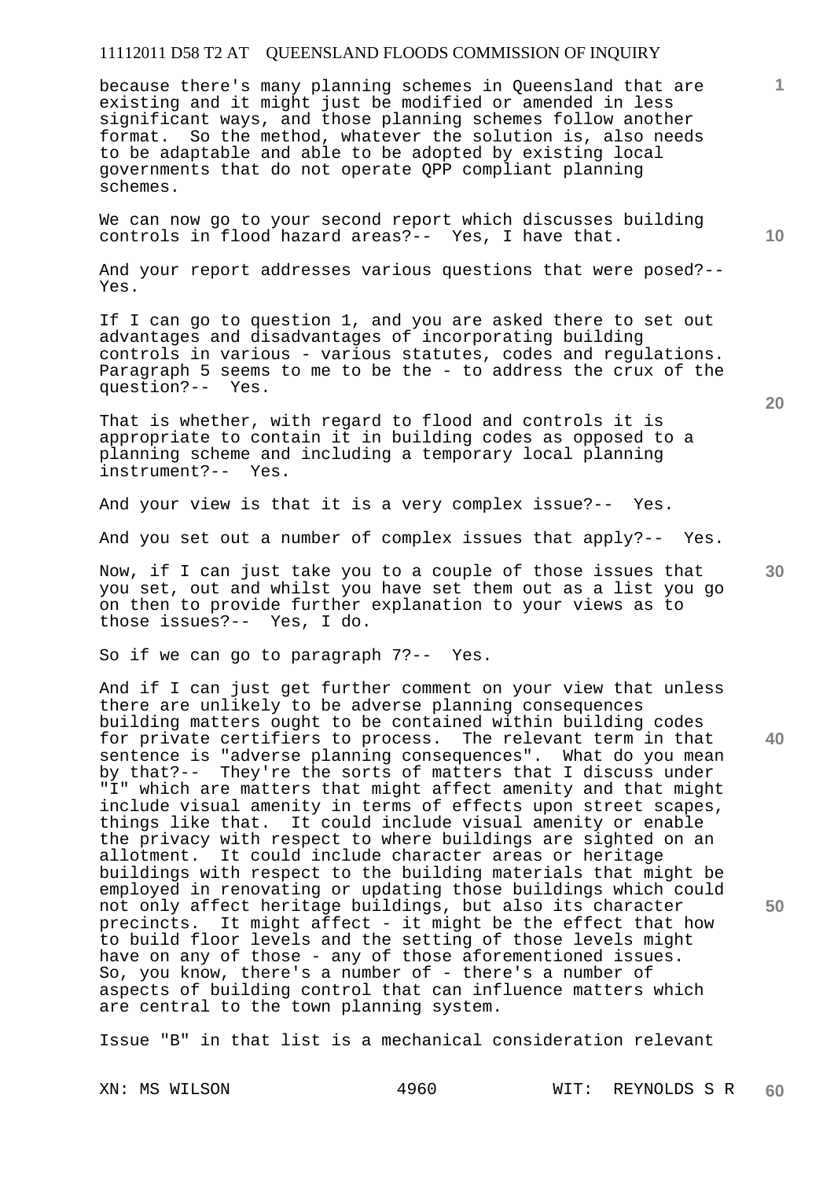because there's many planning schemes in Queensland that are existing and it might just be modified or amended in less significant ways, and those planning schemes follow another format. So the method, whatever the solution is, also needs to be adaptable and able to be adopted by existing local governments that do not operate QPP compliant planning schemes.

We can now go to your second report which discusses building controls in flood hazard areas?-- Yes, I have that.

And your report addresses various questions that were posed?-- Yes.

If I can go to question 1, and you are asked there to set out advantages and disadvantages of incorporating building controls in various - various statutes, codes and regulations. Paragraph 5 seems to me to be the - to address the crux of the question?-- Yes.

That is whether, with regard to flood and controls it is appropriate to contain it in building codes as opposed to a planning scheme and including a temporary local planning instrument?-- Yes.

And your view is that it is a very complex issue?-- Yes.

And you set out a number of complex issues that apply?-- Yes.

Now, if I can just take you to a couple of those issues that you set, out and whilst you have set them out as a list you go on then to provide further explanation to your views as to those issues?-- Yes, I do.

So if we can go to paragraph 7?-- Yes.

And if I can just get further comment on your view that unless there are unlikely to be adverse planning consequences building matters ought to be contained within building codes for private certifiers to process. The relevant term in that sentence is "adverse planning consequences". What do you mean by that?-- They're the sorts of matters that I discuss under "I" which are matters that might affect amenity and that might include visual amenity in terms of effects upon street scapes, things like that. It could include visual amenity or enable the privacy with respect to where buildings are sighted on an allotment. It could include character areas or heritage buildings with respect to the building materials that might be employed in renovating or updating those buildings which could not only affect heritage buildings, but also its character precincts. It might affect - it might be the effect that how to build floor levels and the setting of those levels might have on any of those - any of those aforementioned issues. So, you know, there's a number of - there's a number of aspects of building control that can influence matters which are central to the town planning system.

Issue "B" in that list is a mechanical consideration relevant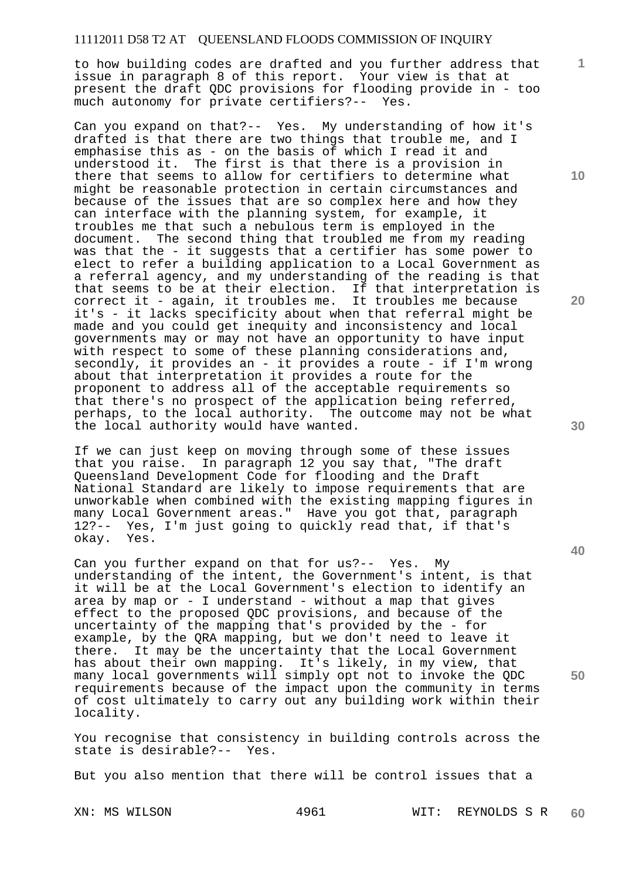to how building codes are drafted and you further address that issue in paragraph 8 of this report. Your view is that at present the draft QDC provisions for flooding provide in - too much autonomy for private certifiers?-- Yes.

Can you expand on that?-- Yes. My understanding of how it's drafted is that there are two things that trouble me, and I emphasise this as - on the basis of which I read it and understood it. The first is that there is a provision in there that seems to allow for certifiers to determine what might be reasonable protection in certain circumstances and because of the issues that are so complex here and how they can interface with the planning system, for example, it troubles me that such a nebulous term is employed in the document. The second thing that troubled me from my reading was that the - it suggests that a certifier has some power to elect to refer a building application to a Local Government as a referral agency, and my understanding of the reading is that that seems to be at their election. If that interpretation is correct it - again, it troubles me. It troubles me because it's - it lacks specificity about when that referral might be made and you could get inequity and inconsistency and local governments may or may not have an opportunity to have input with respect to some of these planning considerations and, secondly, it provides an - it provides a route - if I'm wrong about that interpretation it provides a route for the proponent to address all of the acceptable requirements so that there's no prospect of the application being referred, perhaps, to the local authority. The outcome may not be what the local authority would have wanted.

If we can just keep on moving through some of these issues that you raise. In paragraph 12 you say that, "The draft Queensland Development Code for flooding and the Draft National Standard are likely to impose requirements that are unworkable when combined with the existing mapping figures in many Local Government areas." Have you got that, paragraph 12?-- Yes, I'm just going to quickly read that, if that's okay. Yes.

Can you further expand on that for us?-- Yes. My understanding of the intent, the Government's intent, is that it will be at the Local Government's election to identify an area by map or - I understand - without a map that gives effect to the proposed QDC provisions, and because of the uncertainty of the mapping that's provided by the - for example, by the QRA mapping, but we don't need to leave it there. It may be the uncertainty that the Local Government has about their own mapping. It's likely, in my view, that many local governments will simply opt not to invoke the QDC requirements because of the impact upon the community in terms of cost ultimately to carry out any building work within their locality.

You recognise that consistency in building controls across the state is desirable?-- Yes.

But you also mention that there will be control issues that a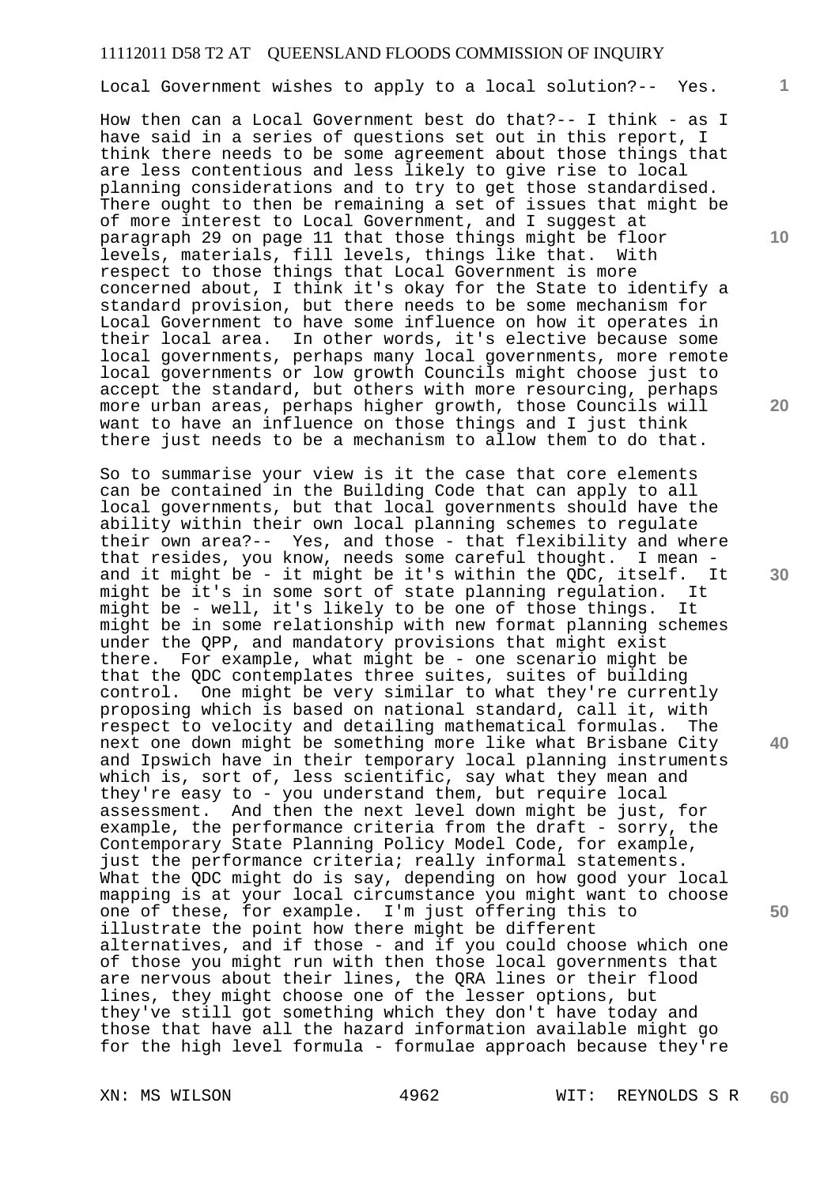Local Government wishes to apply to a local solution?-- Yes.

How then can a Local Government best do that?-- I think - as I have said in a series of questions set out in this report, I think there needs to be some agreement about those things that are less contentious and less likely to give rise to local planning considerations and to try to get those standardised. There ought to then be remaining a set of issues that might be of more interest to Local Government, and I suggest at paragraph 29 on page 11 that those things might be floor levels, materials, fill levels, things like that. With respect to those things that Local Government is more concerned about, I think it's okay for the State to identify a standard provision, but there needs to be some mechanism for Local Government to have some influence on how it operates in their local area. In other words, it's elective because some local governments, perhaps many local governments, more remote local governments or low growth Councils might choose just to accept the standard, but others with more resourcing, perhaps more urban areas, perhaps higher growth, those Councils will want to have an influence on those things and I just think there just needs to be a mechanism to allow them to do that.

So to summarise your view is it the case that core elements can be contained in the Building Code that can apply to all local governments, but that local governments should have the ability within their own local planning schemes to regulate their own area?-- Yes, and those - that flexibility and where that resides, you know, needs some careful thought. I mean - and it might be - it might be it's within the QDC, itself. It might be it's in some sort of state planning regulation. It might be - well, it's likely to be one of those things. It might be in some relationship with new format planning schemes under the QPP, and mandatory provisions that might exist there. For example, what might be - one scenario might be that the QDC contemplates three suites, suites of building control. One might be very similar to what they're currently proposing which is based on national standard, call it, with respect to velocity and detailing mathematical formulas. The next one down might be something more like what Brisbane City and Ipswich have in their temporary local planning instruments which is, sort of, less scientific, say what they mean and they're easy to - you understand them, but require local assessment. And then the next level down might be just, for example, the performance criteria from the draft - sorry, the Contemporary State Planning Policy Model Code, for example, just the performance criteria; really informal statements. What the QDC might do is say, depending on how good your local mapping is at your local circumstance you might want to choose one of these, for example. I'm just offering this to illustrate the point how there might be different alternatives, and if those - and if you could choose which one of those you might run with then those local governments that are nervous about their lines, the QRA lines or their flood lines, they might choose one of the lesser options, but they've still got something which they don't have today and those that have all the hazard information available might go for the high level formula - formulae approach because they're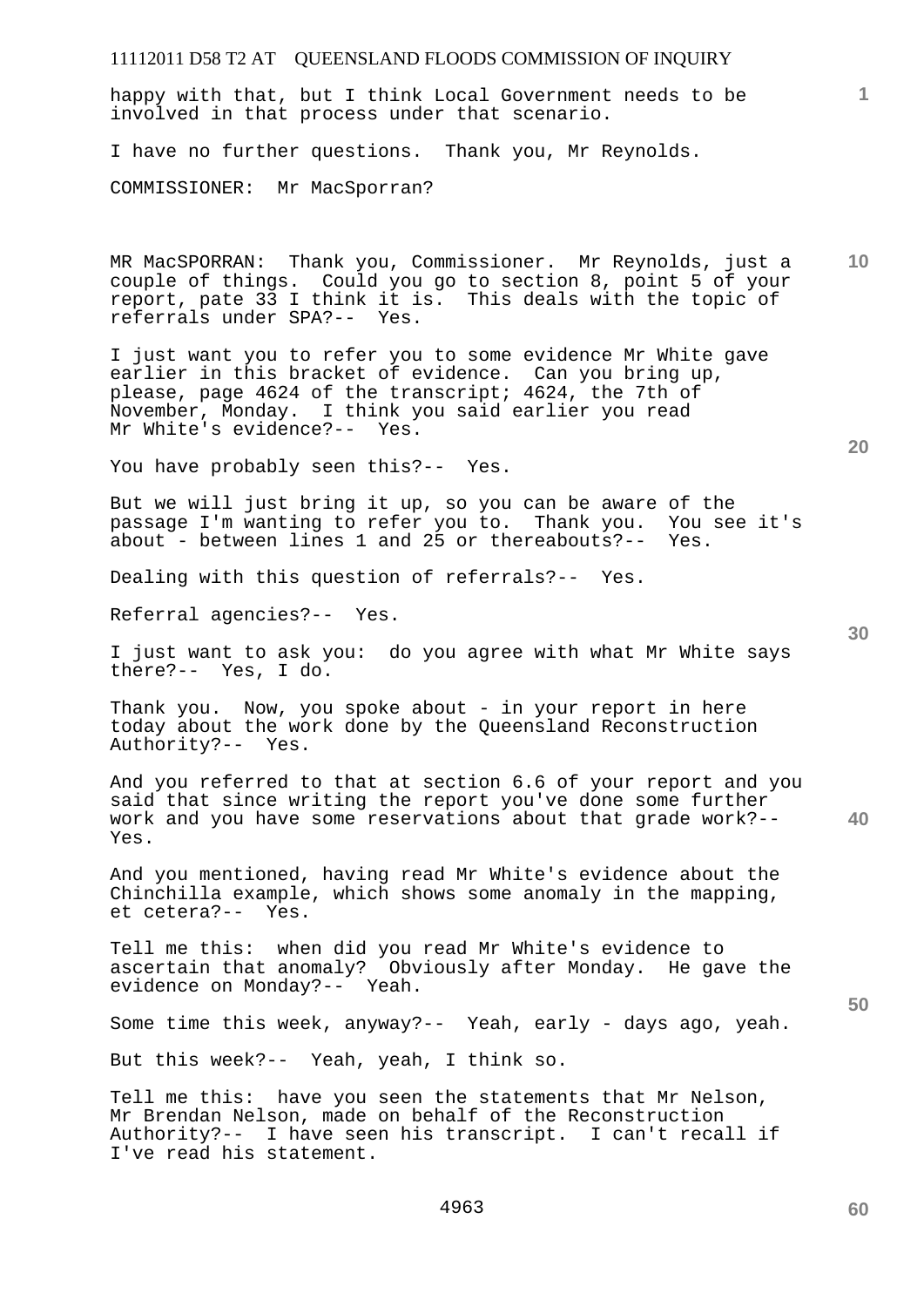happy with that, but I think Local Government needs to be involved in that process under that scenario.

I have no further questions. Thank you, Mr Reynolds.

COMMISSIONER: Mr MacSporran?

MR MacSPORRAN: Thank you, Commissioner. Mr Reynolds, just a couple of things. Could you go to section 8, point 5 of your report, pate 33 I think it is. This deals with the topic of referrals under SPA?-- Yes.

I just want you to refer you to some evidence Mr White gave earlier in this bracket of evidence. Can you bring up, please, page 4624 of the transcript; 4624, the 7th of November, Monday. I think you said earlier you read Mr White's evidence?-- Yes.

You have probably seen this?-- Yes.

But we will just bring it up, so you can be aware of the passage I'm wanting to refer you to. Thank you. You see it's about - between lines 1 and 25 or thereabouts?-- Yes.

Dealing with this question of referrals?-- Yes.

Referral agencies?-- Yes.

I just want to ask you: do you agree with what Mr White says there?-- Yes, I do.

Thank you. Now, you spoke about - in your report in here today about the work done by the Queensland Reconstruction Authority?-- Yes.

And you referred to that at section 6.6 of your report and you said that since writing the report you've done some further work and you have some reservations about that grade work?-- Yes.

And you mentioned, having read Mr White's evidence about the Chinchilla example, which shows some anomaly in the mapping, et cetera?-- Yes.

Tell me this: when did you read Mr White's evidence to ascertain that anomaly? Obviously after Monday. He gave the evidence on Monday?-- Yeah.

Some time this week, anyway?-- Yeah, early - days ago, yeah.

But this week?-- Yeah, yeah, I think so.

Tell me this: have you seen the statements that Mr Nelson, Mr Brendan Nelson, made on behalf of the Reconstruction Authority?-- I have seen his transcript. I can't recall if I've read his statement.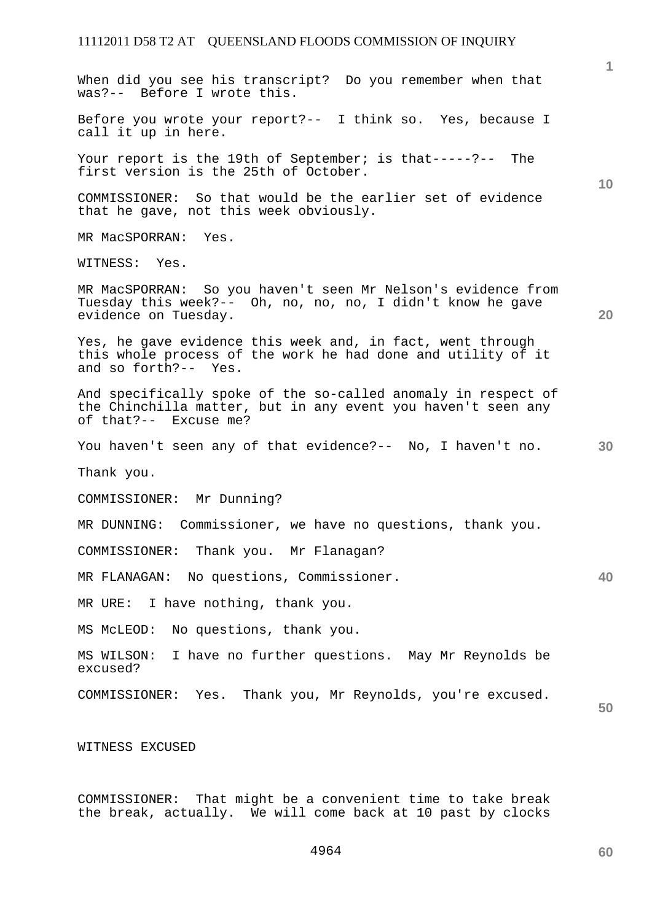When did you see his transcript? Do you remember when that was?-- Before I wrote this.

Before you wrote your report?-- I think so. Yes, because I call it up in here.

Your report is the 19th of September; is that-----?-- The first version is the 25th of October.

COMMISSIONER: So that would be the earlier set of evidence that he gave, not this week obviously.

MR MacSPORRAN: Yes.

WITNESS: Yes.

MR MacSPORRAN: So you haven't seen Mr Nelson's evidence from Tuesday this week?-- Oh, no, no, no, I didn't know he gave evidence on Tuesday.

Yes, he gave evidence this week and, in fact, went through this whole process of the work he had done and utility of it and so forth?-- Yes.

And specifically spoke of the so-called anomaly in respect of the Chinchilla matter, but in any event you haven't seen any of that?-- Excuse me?

You haven't seen any of that evidence?-- No, I haven't no.

Thank you.

COMMISSIONER: Mr Dunning?

MR DUNNING: Commissioner, we have no questions, thank you.

COMMISSIONER: Thank you. Mr Flanagan?

MR FLANAGAN: No questions, Commissioner.

MR URE: I have nothing, thank you.

MS McLEOD: No questions, thank you.

MS WILSON: I have no further questions. May Mr Reynolds be excused?

COMMISSIONER: Yes. Thank you, Mr Reynolds, you're excused.

WITNESS EXCUSED

COMMISSIONER: That might be a convenient time to take break the break, actually. We will come back at 10 past by clocks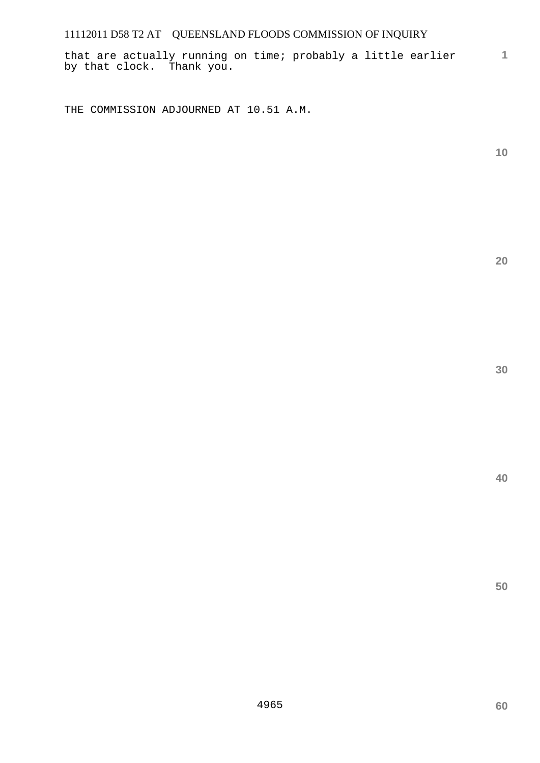that are actually running on time; probably a little earlier by that clock. Thank you.

THE COMMISSION ADJOURNED AT 10.51 A.M.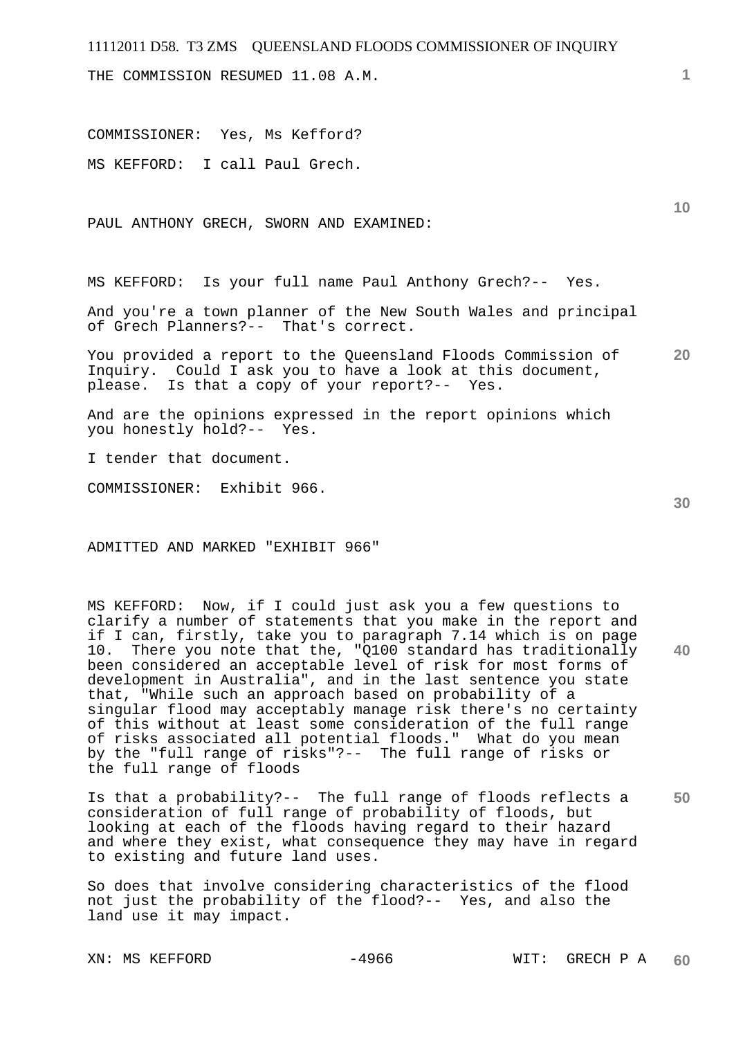THE COMMISSION RESUMED 11.08 A.M.

COMMISSIONER: Yes, Ms Kefford?

MS KEFFORD: I call Paul Grech.

PAUL ANTHONY GRECH, SWORN AND EXAMINED:

MS KEFFORD: Is your full name Paul Anthony Grech?-- Yes.

And you're a town planner of the New South Wales and principal of Grech Planners?-- That's correct.

You provided a report to the Queensland Floods Commission of Inquiry. Could I ask you to have a look at this document, please. Is that a copy of your report?-- Yes.

And are the opinions expressed in the report opinions which you honestly hold?-- Yes.

I tender that document.

COMMISSIONER: Exhibit 966.

ADMITTED AND MARKED "EXHIBIT 966"

MS KEFFORD: Now, if I could just ask you a few questions to clarify a number of statements that you make in the report and if I can, firstly, take you to paragraph 7.14 which is on page 10. There you note that the, "Q100 standard has traditionally been considered an acceptable level of risk for most forms of development in Australia", and in the last sentence you state that, "While such an approach based on probability of a singular flood may acceptably manage risk there's no certainty of this without at least some consideration of the full range of risks associated all potential floods." What do you mean by the "full range of risks"?-- The full range of risks or the full range of floods

Is that a probability?-- The full range of floods reflects a consideration of full range of probability of floods, but looking at each of the floods having regard to their hazard and where they exist, what consequence they may have in regard to existing and future land uses.

So does that involve considering characteristics of the flood not just the probability of the flood?-- Yes, and also the land use it may impact.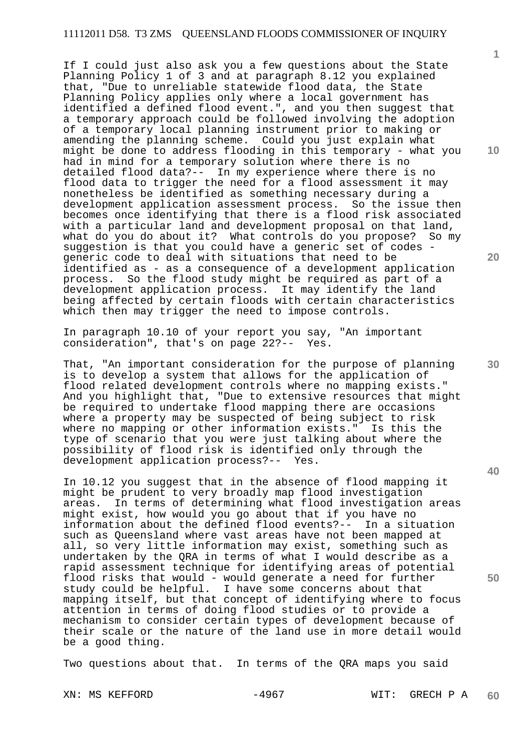If I could just also ask you a few questions about the State Planning Policy 1 of 3 and at paragraph 8.12 you explained that, "Due to unreliable statewide flood data, the State Planning Policy applies only where a local government has identified a defined flood event.", and you then suggest that a temporary approach could be followed involving the adoption of a temporary local planning instrument prior to making or amending the planning scheme. Could you just explain what might be done to address flooding in this temporary - what you had in mind for a temporary solution where there is no detailed flood data?-- In my experience where there is no flood data to trigger the need for a flood assessment it may nonetheless be identified as something necessary during a development application assessment process. So the issue then becomes once identifying that there is a flood risk associated with a particular land and development proposal on that land, what do you do about it? What controls do you propose? So my suggestion is that you could have a generic set of codes - generic code to deal with situations that need to be identified as - as a consequence of a development application process. So the flood study might be required as part of a development application process. It may identify the land being affected by certain floods with certain characteristics which then may trigger the need to impose controls.

In paragraph 10.10 of your report you say, "An important consideration", that's on page 22?-- Yes.

That, "An important consideration for the purpose of planning is to develop a system that allows for the application of flood related development controls where no mapping exists." And you highlight that, "Due to extensive resources that might be required to undertake flood mapping there are occasions where a property may be suspected of being subject to risk where no mapping or other information exists." Is this the type of scenario that you were just talking about where the possibility of flood risk is identified only through the development application process?-- Yes.

In 10.12 you suggest that in the absence of flood mapping it might be prudent to very broadly map flood investigation areas. In terms of determining what flood investigation areas might exist, how would you go about that if you have no information about the defined flood events?-- In a situation such as Queensland where vast areas have not been mapped at all, so very little information may exist, something such as undertaken by the QRA in terms of what I would describe as a rapid assessment technique for identifying areas of potential flood risks that would - would generate a need for further study could be helpful. I have some concerns about that mapping itself, but that concept of identifying where to focus attention in terms of doing flood studies or to provide a mechanism to consider certain types of development because of their scale or the nature of the land use in more detail would be a good thing.

Two questions about that. In terms of the QRA maps you said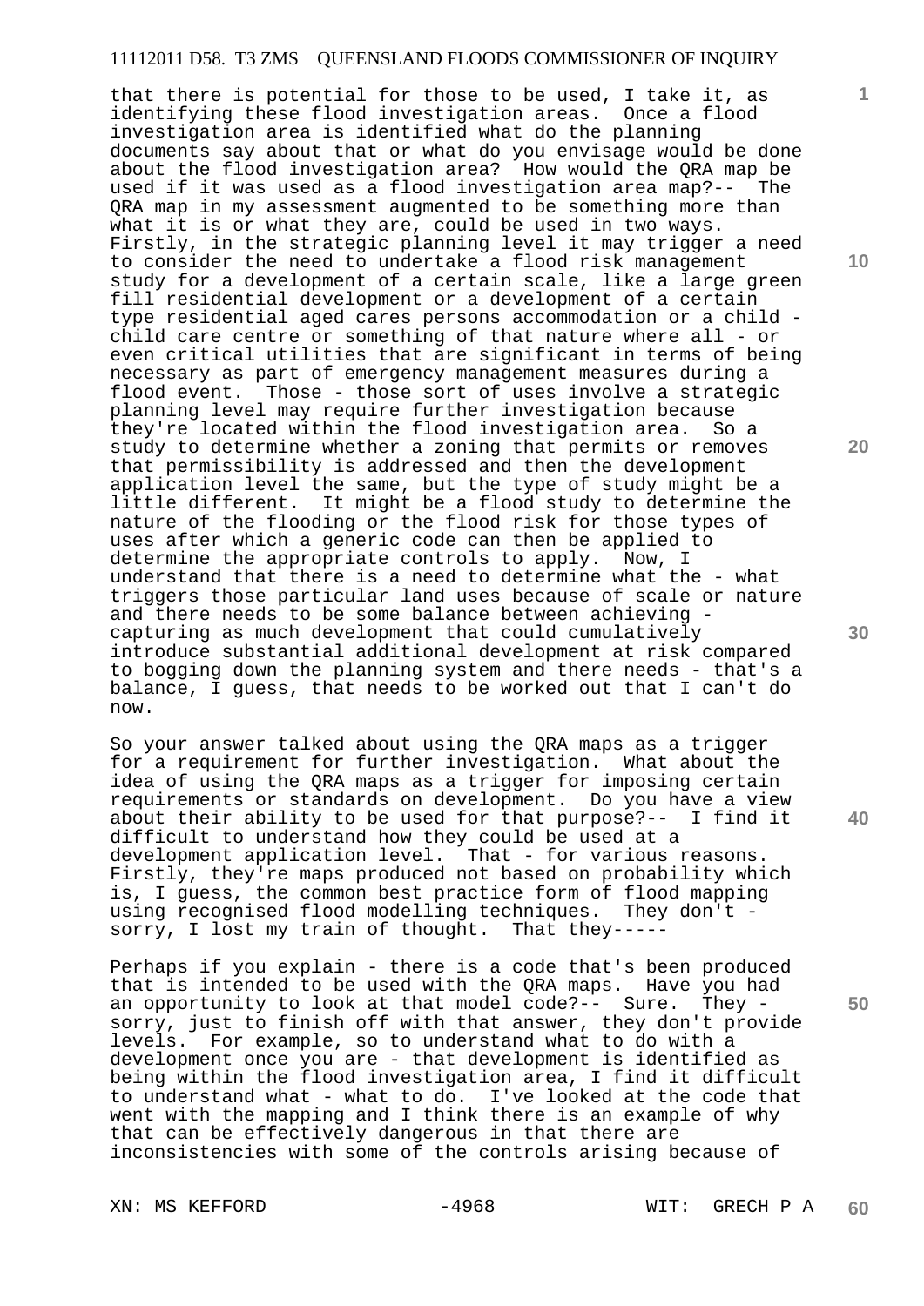that there is potential for those to be used, I take it, as identifying these flood investigation areas. Once a flood investigation area is identified what do the planning documents say about that or what do you envisage would be done about the flood investigation area? How would the QRA map be used if it was used as a flood investigation area map?-- The QRA map in my assessment augmented to be something more than what it is or what they are, could be used in two ways. Firstly, in the strategic planning level it may trigger a need to consider the need to undertake a flood risk management study for a development of a certain scale, like a large green fill residential development or a development of a certain type residential aged cares persons accommodation or a child - child care centre or something of that nature where all - or even critical utilities that are significant in terms of being necessary as part of emergency management measures during a flood event. Those - those sort of uses involve a strategic planning level may require further investigation because they're located within the flood investigation area. So a study to determine whether a zoning that permits or removes that permissibility is addressed and then the development application level the same, but the type of study might be a little different. It might be a flood study to determine the nature of the flooding or the flood risk for those types of uses after which a generic code can then be applied to determine the appropriate controls to apply. Now, I understand that there is a need to determine what the - what triggers those particular land uses because of scale or nature and there needs to be some balance between achieving - capturing as much development that could cumulatively introduce substantial additional development at risk compared to bogging down the planning system and there needs - that's a balance, I guess, that needs to be worked out that I can't do now.

So your answer talked about using the QRA maps as a trigger for a requirement for further investigation. What about the idea of using the QRA maps as a trigger for imposing certain requirements or standards on development. Do you have a view about their ability to be used for that purpose?-- I find it difficult to understand how they could be used at a development application level. That - for various reasons. Firstly, they're maps produced not based on probability which is, I guess, the common best practice form of flood mapping using recognised flood modelling techniques. They don't - sorry, I lost my train of thought. That they-----

Perhaps if you explain - there is a code that's been produced that is intended to be used with the QRA maps. Have you had an opportunity to look at that model code?-- Sure. They - sorry, just to finish off with that answer, they don't provide levels. For example, so to understand what to do with a development once you are - that development is identified as being within the flood investigation area, I find it difficult to understand what - what to do. I've looked at the code that went with the mapping and I think there is an example of why that can be effectively dangerous in that there are inconsistencies with some of the controls arising because of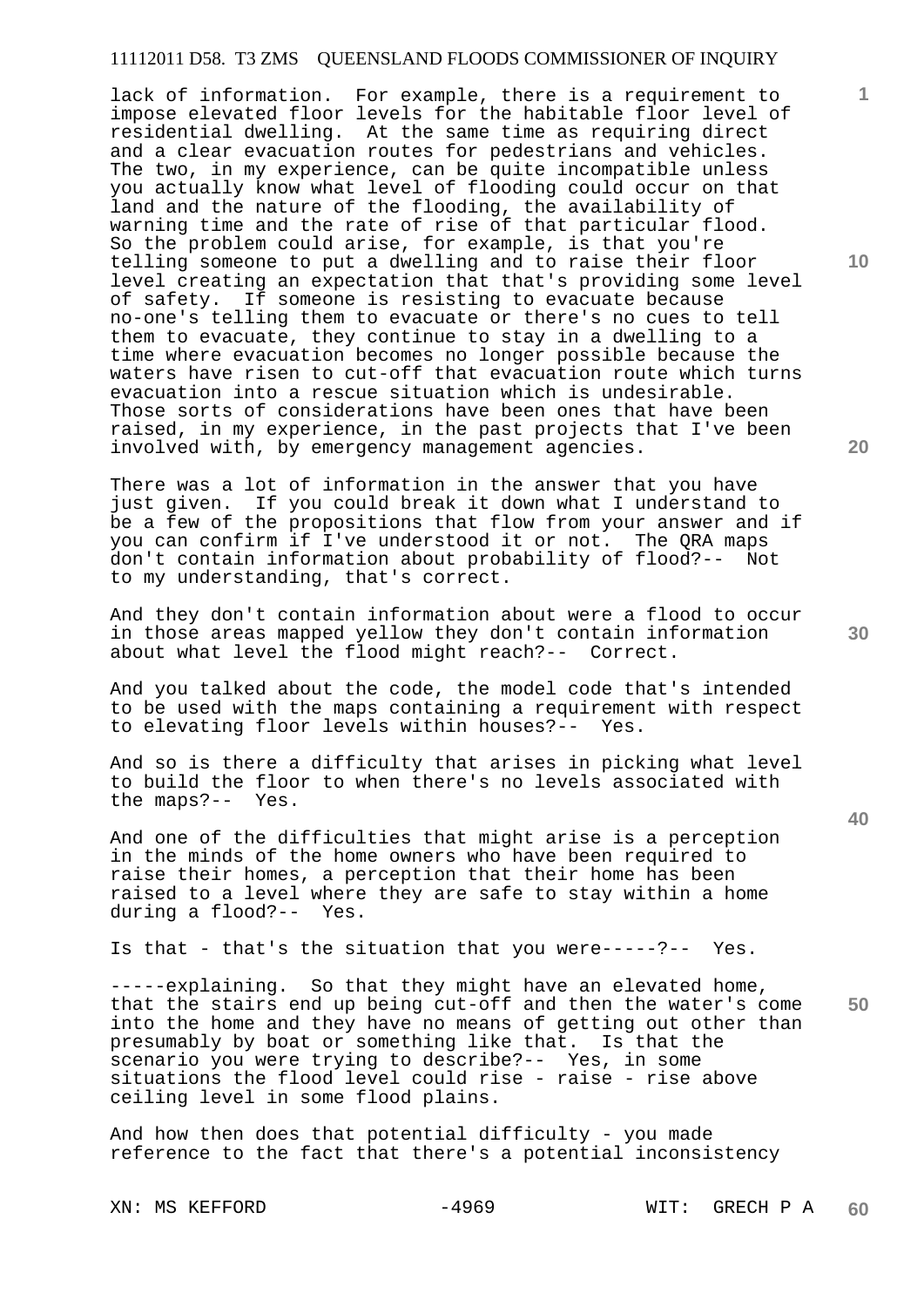lack of information. For example, there is a requirement to impose elevated floor levels for the habitable floor level of residential dwelling. At the same time as requiring direct and a clear evacuation routes for pedestrians and vehicles. The two, in my experience, can be quite incompatible unless you actually know what level of flooding could occur on that land and the nature of the flooding, the availability of warning time and the rate of rise of that particular flood. So the problem could arise, for example, is that you're telling someone to put a dwelling and to raise their floor level creating an expectation that that's providing some level of safety. If someone is resisting to evacuate because no-one's telling them to evacuate or there's no cues to tell them to evacuate, they continue to stay in a dwelling to a time where evacuation becomes no longer possible because the waters have risen to cut-off that evacuation route which turns evacuation into a rescue situation which is undesirable. Those sorts of considerations have been ones that have been raised, in my experience, in the past projects that I've been involved with, by emergency management agencies.

There was a lot of information in the answer that you have just given. If you could break it down what I understand to be a few of the propositions that flow from your answer and if you can confirm if I've understood it or not. The QRA maps don't contain information about probability of flood?-- Not to my understanding, that's correct.

And they don't contain information about were a flood to occur in those areas mapped yellow they don't contain information about what level the flood might reach?-- Correct.

And you talked about the code, the model code that's intended to be used with the maps containing a requirement with respect to elevating floor levels within houses?-- Yes.

And so is there a difficulty that arises in picking what level to build the floor to when there's no levels associated with the maps?-- Yes.

And one of the difficulties that might arise is a perception in the minds of the home owners who have been required to raise their homes, a perception that their home has been raised to a level where they are safe to stay within a home during a flood?-- Yes.

Is that - that's the situation that you were-----?-- Yes.

-----explaining. So that they might have an elevated home, that the stairs end up being cut-off and then the water's come into the home and they have no means of getting out other than presumably by boat or something like that. Is that the scenario you were trying to describe?-- Yes, in some situations the flood level could rise - raise - rise above ceiling level in some flood plains.

And how then does that potential difficulty - you made reference to the fact that there's a potential inconsistency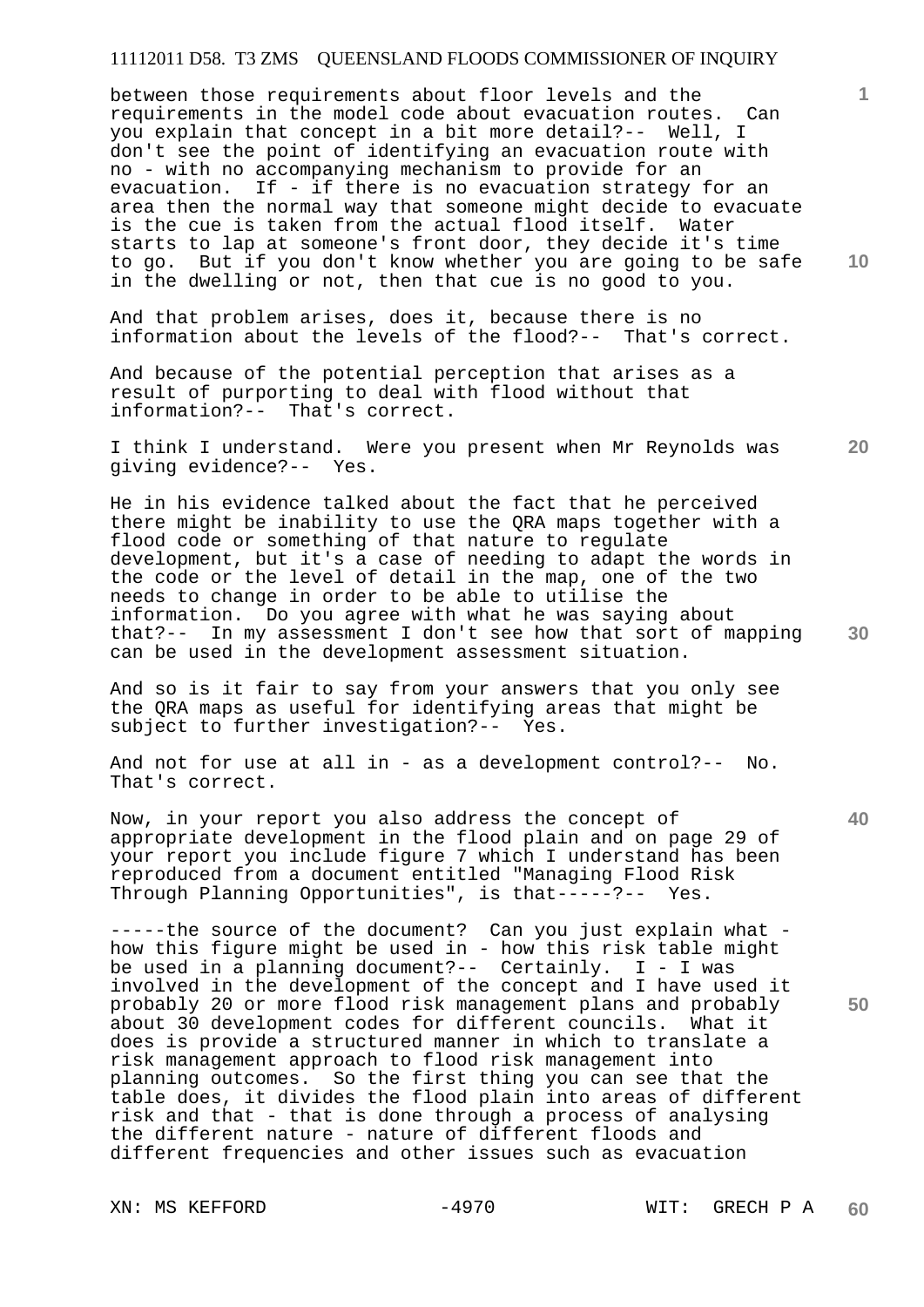between those requirements about floor levels and the requirements in the model code about evacuation routes. Can you explain that concept in a bit more detail?-- Well, I don't see the point of identifying an evacuation route with no - with no accompanying mechanism to provide for an evacuation. If - if there is no evacuation strategy for an area then the normal way that someone might decide to evacuate is the cue is taken from the actual flood itself. Water starts to lap at someone's front door, they decide it's time to go. But if you don't know whether you are going to be safe in the dwelling or not, then that cue is no good to you.

And that problem arises, does it, because there is no information about the levels of the flood?-- That's correct.

And because of the potential perception that arises as a result of purporting to deal with flood without that information?-- That's correct.

I think I understand. Were you present when Mr Reynolds was giving evidence?-- Yes.

He in his evidence talked about the fact that he perceived there might be inability to use the QRA maps together with a flood code or something of that nature to regulate development, but it's a case of needing to adapt the words in the code or the level of detail in the map, one of the two needs to change in order to be able to utilise the information. Do you agree with what he was saying about that?-- In my assessment I don't see how that sort of mapping can be used in the development assessment situation.

And so is it fair to say from your answers that you only see the QRA maps as useful for identifying areas that might be subject to further investigation?-- Yes.

And not for use at all in - as a development control?-- No. That's correct.

Now, in your report you also address the concept of appropriate development in the flood plain and on page 29 of your report you include figure 7 which I understand has been reproduced from a document entitled "Managing Flood Risk Through Planning Opportunities", is that-----?-- Yes.

-----the source of the document? Can you just explain what - how this figure might be used in - how this risk table might be used in a planning document?-- Certainly. I - I was involved in the development of the concept and I have used it probably 20 or more flood risk management plans and probably about 30 development codes for different councils. What it does is provide a structured manner in which to translate a risk management approach to flood risk management into planning outcomes. So the first thing you can see that the table does, it divides the flood plain into areas of different risk and that - that is done through a process of analysing the different nature - nature of different floods and different frequencies and other issues such as evacuation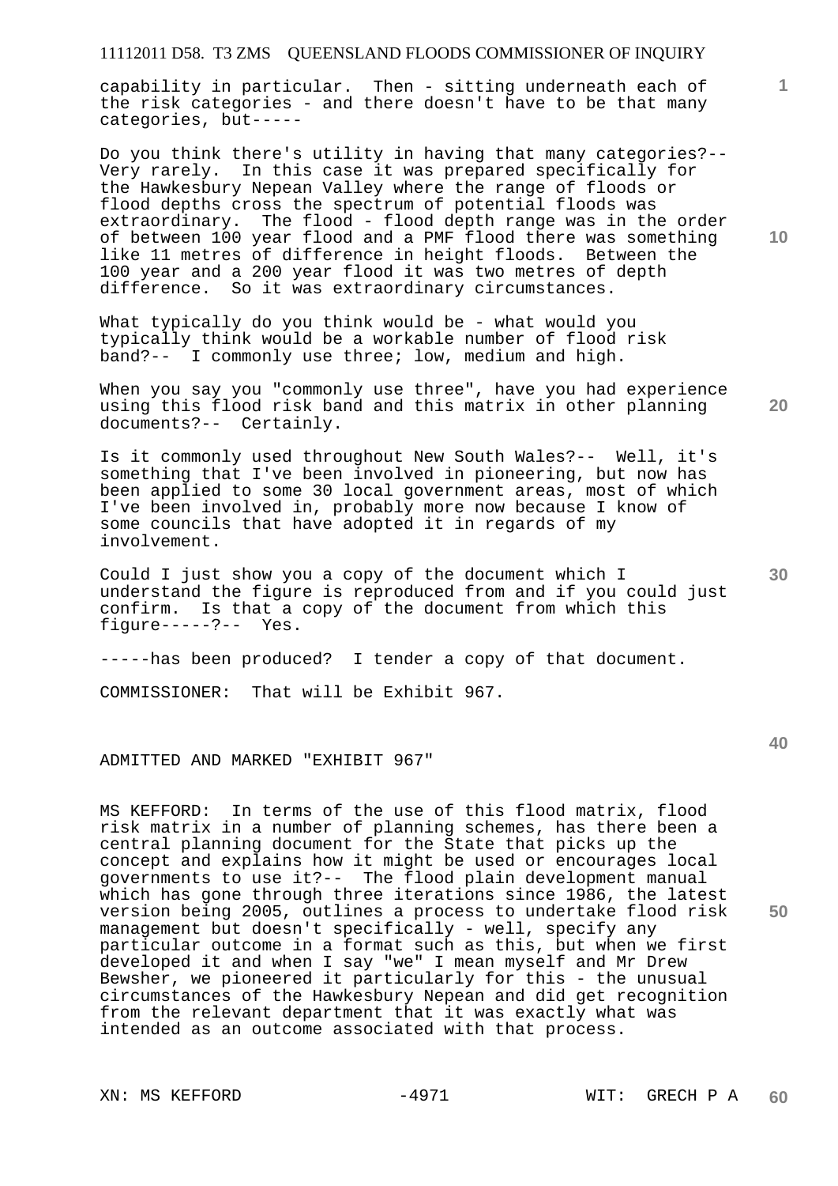capability in particular. Then - sitting underneath each of the risk categories - and there doesn't have to be that many categories, but-----

Do you think there's utility in having that many categories?-- Very rarely. In this case it was prepared specifically for the Hawkesbury Nepean Valley where the range of floods or flood depths cross the spectrum of potential floods was extraordinary. The flood - flood depth range was in the order of between 100 year flood and a PMF flood there was something like 11 metres of difference in height floods. Between the 100 year and a 200 year flood it was two metres of depth difference. So it was extraordinary circumstances.

What typically do you think would be - what would you typically think would be a workable number of flood risk band?-- I commonly use three; low, medium and high.

When you say you "commonly use three", have you had experience using this flood risk band and this matrix in other planning documents?-- Certainly.

Is it commonly used throughout New South Wales?-- Well, it's something that I've been involved in pioneering, but now has been applied to some 30 local government areas, most of which I've been involved in, probably more now because I know of some councils that have adopted it in regards of my involvement.

Could I just show you a copy of the document which I understand the figure is reproduced from and if you could just confirm. Is that a copy of the document from which this figure-----?-- Yes.

-----has been produced? I tender a copy of that document.

COMMISSIONER: That will be Exhibit 967.

ADMITTED AND MARKED "EXHIBIT 967"

MS KEFFORD: In terms of the use of this flood matrix, flood risk matrix in a number of planning schemes, has there been a central planning document for the State that picks up the concept and explains how it might be used or encourages local governments to use it?-- The flood plain development manual which has gone through three iterations since 1986, the latest version being 2005, outlines a process to undertake flood risk management but doesn't specifically - well, specify any particular outcome in a format such as this, but when we first developed it and when I say "we" I mean myself and Mr Drew Bewsher, we pioneered it particularly for this - the unusual circumstances of the Hawkesbury Nepean and did get recognition from the relevant department that it was exactly what was intended as an outcome associated with that process.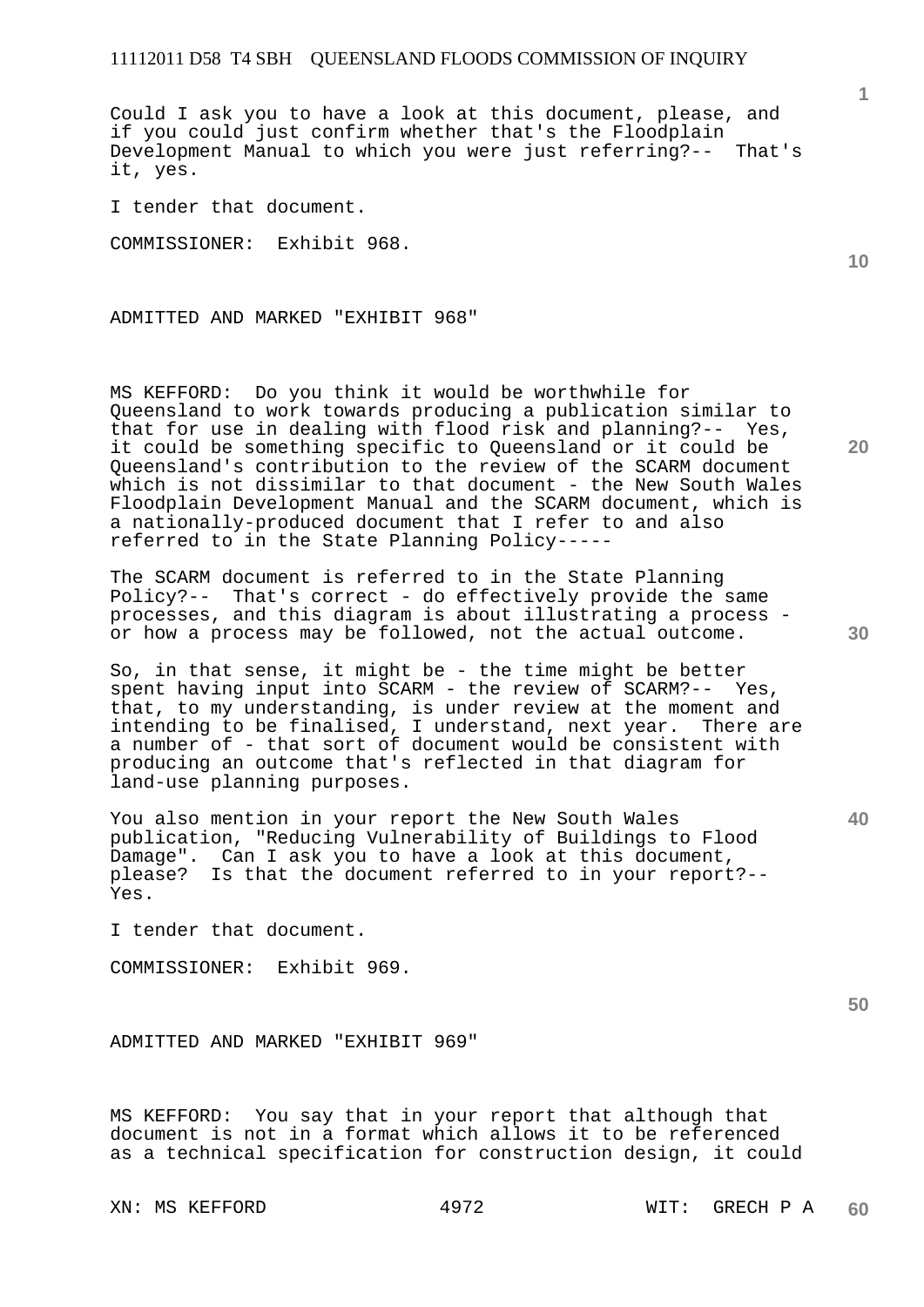Could I ask you to have a look at this document, please, and if you could just confirm whether that's the Floodplain Development Manual to which you were just referring?-- That's it, yes.

I tender that document.

COMMISSIONER: Exhibit 968.

ADMITTED AND MARKED "EXHIBIT 968"

MS KEFFORD: Do you think it would be worthwhile for Queensland to work towards producing a publication similar to that for use in dealing with flood risk and planning?-- Yes, it could be something specific to Queensland or it could be Queensland's contribution to the review of the SCARM document which is not dissimilar to that document - the New South Wales Floodplain Development Manual and the SCARM document, which is a nationally-produced document that I refer to and also referred to in the State Planning Policy-----

The SCARM document is referred to in the State Planning Policy?-- That's correct - do effectively provide the same processes, and this diagram is about illustrating a process - or how a process may be followed, not the actual outcome.

So, in that sense, it might be - the time might be better spent having input into SCARM - the review of SCARM?-- Yes, that, to my understanding, is under review at the moment and intending to be finalised, I understand, next year. There are a number of - that sort of document would be consistent with producing an outcome that's reflected in that diagram for land-use planning purposes.

You also mention in your report the New South Wales publication, "Reducing Vulnerability of Buildings to Flood Damage". Can I ask you to have a look at this document, please? Is that the document referred to in your report?-- Yes.

I tender that document.

COMMISSIONER: Exhibit 969.

ADMITTED AND MARKED "EXHIBIT 969"

MS KEFFORD: You say that in your report that although that document is not in a format which allows it to be referenced as a technical specification for construction design, it could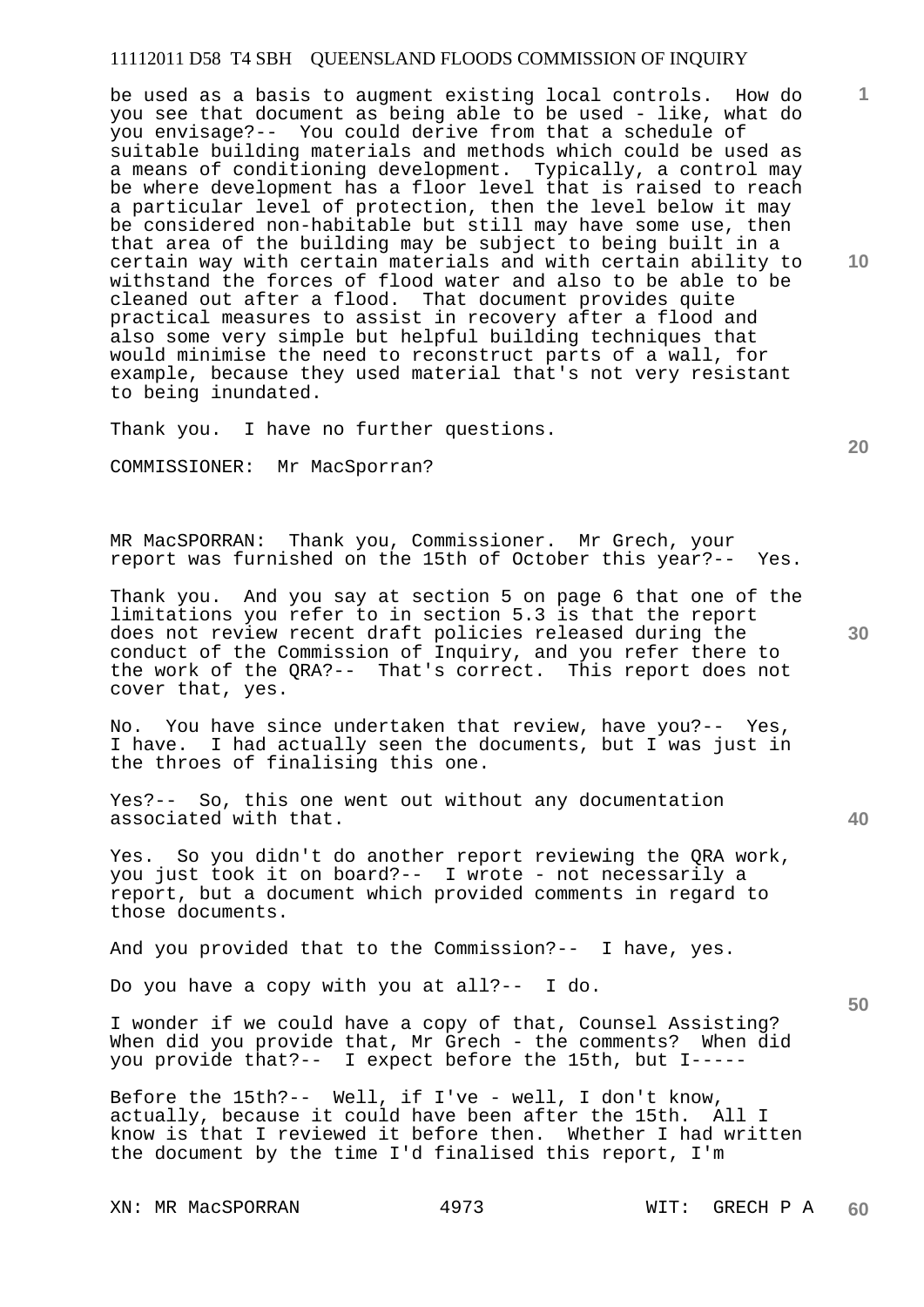be used as a basis to augment existing local controls. How do you see that document as being able to be used - like, what do you envisage?-- You could derive from that a schedule of suitable building materials and methods which could be used as a means of conditioning development. Typically, a control may be where development has a floor level that is raised to reach a particular level of protection, then the level below it may be considered non-habitable but still may have some use, then that area of the building may be subject to being built in a certain way with certain materials and with certain ability to withstand the forces of flood water and also to be able to be cleaned out after a flood. That document provides quite practical measures to assist in recovery after a flood and also some very simple but helpful building techniques that would minimise the need to reconstruct parts of a wall, for example, because they used material that's not very resistant to being inundated.

Thank you. I have no further questions.

COMMISSIONER: Mr MacSporran?

MR MacSPORRAN: Thank you, Commissioner. Mr Grech, your report was furnished on the 15th of October this year?-- Yes.

Thank you. And you say at section 5 on page 6 that one of the limitations you refer to in section 5.3 is that the report does not review recent draft policies released during the conduct of the Commission of Inquiry, and you refer there to the work of the QRA?-- That's correct. This report does not cover that, yes.

No. You have since undertaken that review, have you?-- Yes, I have. I had actually seen the documents, but I was just in the throes of finalising this one.

Yes?-- So, this one went out without any documentation associated with that.

Yes. So you didn't do another report reviewing the QRA work, you just took it on board?-- I wrote - not necessarily a report, but a document which provided comments in regard to those documents.

And you provided that to the Commission?-- I have, yes.

Do you have a copy with you at all?-- I do.

I wonder if we could have a copy of that, Counsel Assisting? When did you provide that, Mr Grech - the comments? When did you provide that?-- I expect before the 15th, but I-----

Before the 15th?-- Well, if I've - well, I don't know, actually, because it could have been after the 15th. All I know is that I reviewed it before then. Whether I had written the document by the time I'd finalised this report, I'm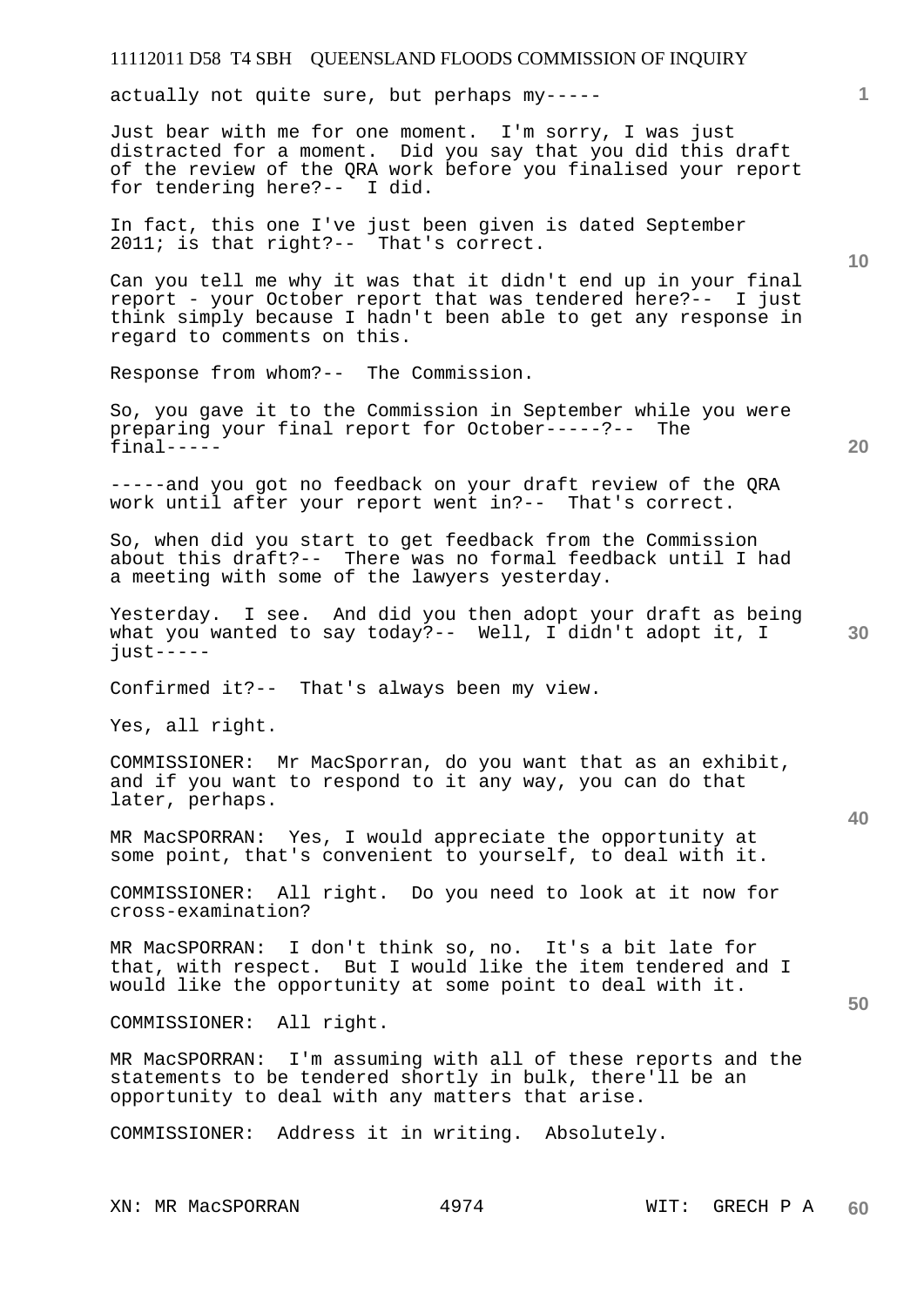actually not quite sure, but perhaps my-----

Just bear with me for one moment. I'm sorry, I was just distracted for a moment. Did you say that you did this draft of the review of the QRA work before you finalised your report for tendering here?-- I did.

In fact, this one I've just been given is dated September 2011; is that right?-- That's correct.

Can you tell me why it was that it didn't end up in your final report - your October report that was tendered here?-- I just think simply because I hadn't been able to get any response in regard to comments on this.

Response from whom?-- The Commission.

So, you gave it to the Commission in September while you were preparing your final report for October-----?-- The final-----

-----and you got no feedback on your draft review of the QRA work until after your report went in?-- That's correct.

So, when did you start to get feedback from the Commission about this draft?-- There was no formal feedback until I had a meeting with some of the lawyers yesterday.

Yesterday. I see. And did you then adopt your draft as being what you wanted to say today?-- Well, I didn't adopt it, I just-----

Confirmed it?-- That's always been my view.

Yes, all right.

COMMISSIONER: Mr MacSporran, do you want that as an exhibit, and if you want to respond to it any way, you can do that later, perhaps.

MR MacSPORRAN: Yes, I would appreciate the opportunity at some point, that's convenient to yourself, to deal with it.

COMMISSIONER: All right. Do you need to look at it now for cross-examination?

MR MacSPORRAN: I don't think so, no. It's a bit late for that, with respect. But I would like the item tendered and I would like the opportunity at some point to deal with it.

COMMISSIONER: All right.

MR MacSPORRAN: I'm assuming with all of these reports and the statements to be tendered shortly in bulk, there'll be an opportunity to deal with any matters that arise.

COMMISSIONER: Address it in writing. Absolutely.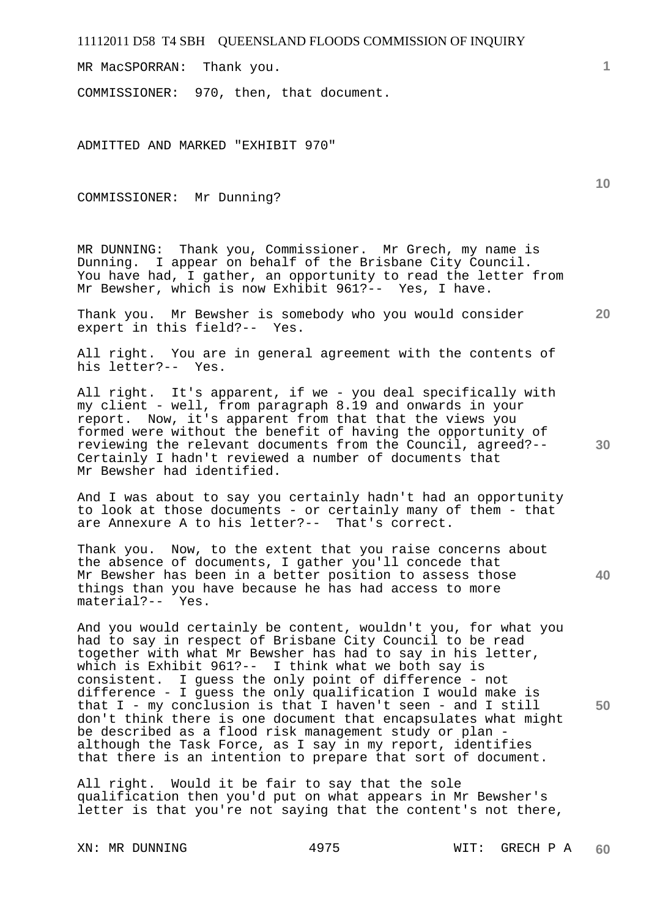MR MacSPORRAN: Thank you.

COMMISSIONER: 970, then, that document.

ADMITTED AND MARKED "EXHIBIT 970"

COMMISSIONER: Mr Dunning?

MR DUNNING: Thank you, Commissioner. Mr Grech, my name is Dunning. I appear on behalf of the Brisbane City Council. You have had, I gather, an opportunity to read the letter from Mr Bewsher, which is now Exhibit 961?-- Yes, I have.

Thank you. Mr Bewsher is somebody who you would consider expert in this field?-- Yes.

All right. You are in general agreement with the contents of his letter?-- Yes.

All right. It's apparent, if we - you deal specifically with my client - well, from paragraph 8.19 and onwards in your report. Now, it's apparent from that that the views you formed were without the benefit of having the opportunity of reviewing the relevant documents from the Council, agreed?-- Certainly I hadn't reviewed a number of documents that Mr Bewsher had identified.

And I was about to say you certainly hadn't had an opportunity to look at those documents - or certainly many of them - that are Annexure A to his letter?-- That's correct.

Thank you. Now, to the extent that you raise concerns about the absence of documents, I gather you'll concede that Mr Bewsher has been in a better position to assess those things than you have because he has had access to more material?-- Yes.

And you would certainly be content, wouldn't you, for what you had to say in respect of Brisbane City Council to be read together with what Mr Bewsher has had to say in his letter, which is Exhibit 961?-- I think what we both say is consistent. I guess the only point of difference - not difference - I guess the only qualification I would make is that I - my conclusion is that I haven't seen - and I still don't think there is one document that encapsulates what might be described as a flood risk management study or plan - although the Task Force, as I say in my report, identifies that there is an intention to prepare that sort of document.

All right. Would it be fair to say that the sole qualification then you'd put on what appears in Mr Bewsher's letter is that you're not saying that the content's not there,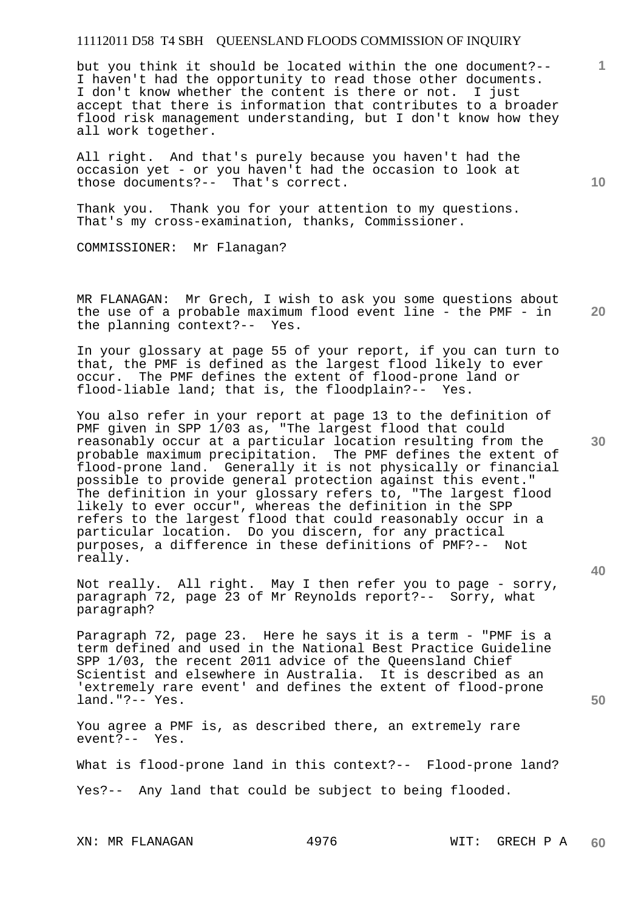but you think it should be located within the one document?-- I haven't had the opportunity to read those other documents. I don't know whether the content is there or not. I just accept that there is information that contributes to a broader flood risk management understanding, but I don't know how they all work together.

All right. And that's purely because you haven't had the occasion yet - or you haven't had the occasion to look at those documents?-- That's correct.

Thank you. Thank you for your attention to my questions. That's my cross-examination, thanks, Commissioner.

COMMISSIONER: Mr Flanagan?

MR FLANAGAN: Mr Grech, I wish to ask you some questions about the use of a probable maximum flood event line - the PMF - in the planning context?-- Yes.

In your glossary at page 55 of your report, if you can turn to that, the PMF is defined as the largest flood likely to ever occur. The PMF defines the extent of flood-prone land or flood-liable land; that is, the floodplain?-- Yes.

You also refer in your report at page 13 to the definition of PMF given in SPP 1/03 as, "The largest flood that could reasonably occur at a particular location resulting from the probable maximum precipitation. The PMF defines the extent of flood-prone land. Generally it is not physically or financial possible to provide general protection against this event." The definition in your glossary refers to, "The largest flood likely to ever occur", whereas the definition in the SPP refers to the largest flood that could reasonably occur in a particular location. Do you discern, for any practical purposes, a difference in these definitions of PMF?-- Not really.

Not really. All right. May I then refer you to page - sorry, paragraph 72, page 23 of Mr Reynolds report?-- Sorry, what paragraph?

Paragraph 72, page 23. Here he says it is a term - "PMF is a term defined and used in the National Best Practice Guideline SPP 1/03, the recent 2011 advice of the Queensland Chief Scientist and elsewhere in Australia. It is described as an 'extremely rare event' and defines the extent of flood-prone land."?-- Yes.

You agree a PMF is, as described there, an extremely rare event?-- Yes.

What is flood-prone land in this context?-- Flood-prone land?

Yes?-- Any land that could be subject to being flooded.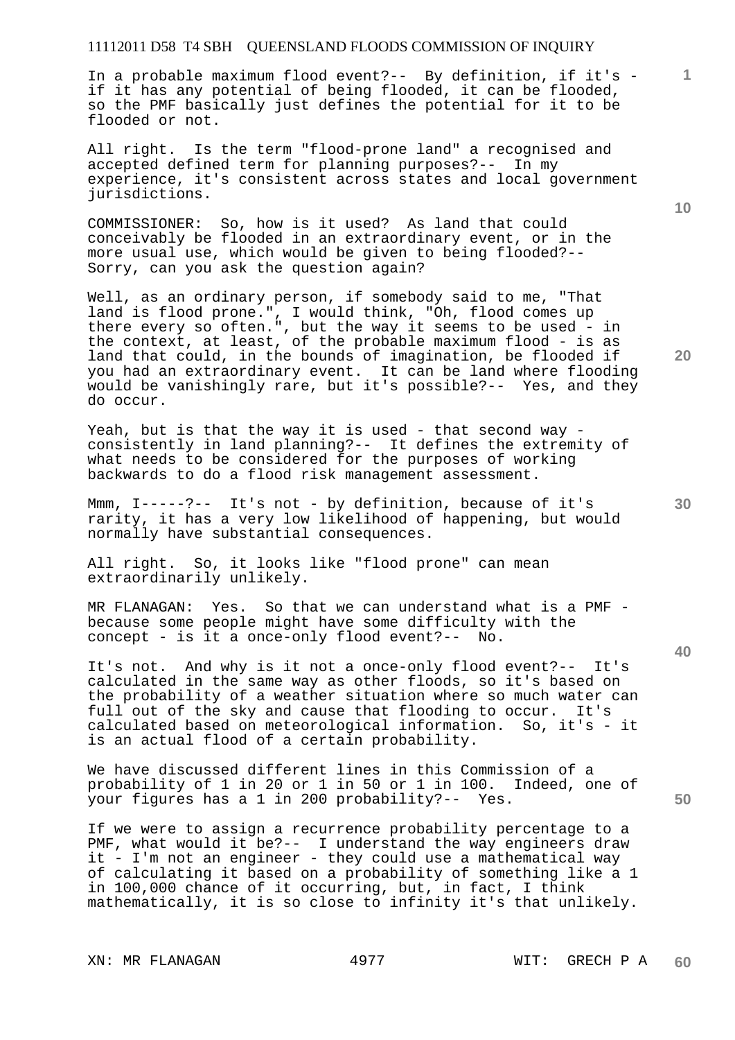In a probable maximum flood event?-- By definition, if it's - if it has any potential of being flooded, it can be flooded, so the PMF basically just defines the potential for it to be flooded or not.

All right. Is the term "flood-prone land" a recognised and accepted defined term for planning purposes?-- In my experience, it's consistent across states and local government jurisdictions.

COMMISSIONER: So, how is it used? As land that could conceivably be flooded in an extraordinary event, or in the more usual use, which would be given to being flooded?-- Sorry, can you ask the question again?

Well, as an ordinary person, if somebody said to me, "That land is flood prone.", I would think, "Oh, flood comes up there every so often.", but the way it seems to be used - in the context, at least, of the probable maximum flood - is as land that could, in the bounds of imagination, be flooded if you had an extraordinary event. It can be land where flooding would be vanishingly rare, but it's possible?-- Yes, and they do occur.

Yeah, but is that the way it is used - that second way - consistently in land planning?-- It defines the extremity of what needs to be considered for the purposes of working backwards to do a flood risk management assessment.

Mmm, I-----?-- It's not - by definition, because of it's rarity, it has a very low likelihood of happening, but would normally have substantial consequences.

All right. So, it looks like "flood prone" can mean extraordinarily unlikely.

MR FLANAGAN: Yes. So that we can understand what is a PMF - because some people might have some difficulty with the concept - is it a once-only flood event?-- No.

It's not. And why is it not a once-only flood event?-- It's calculated in the same way as other floods, so it's based on the probability of a weather situation where so much water can full out of the sky and cause that flooding to occur. It's calculated based on meteorological information. So, it's - it is an actual flood of a certain probability.

We have discussed different lines in this Commission of a probability of 1 in 20 or 1 in 50 or 1 in 100. Indeed, one of your figures has a 1 in 200 probability?-- Yes.

If we were to assign a recurrence probability percentage to a PMF, what would it be?-- I understand the way engineers draw it - I'm not an engineer - they could use a mathematical way of calculating it based on a probability of something like a 1 in 100,000 chance of it occurring, but, in fact, I think mathematically, it is so close to infinity it's that unlikely.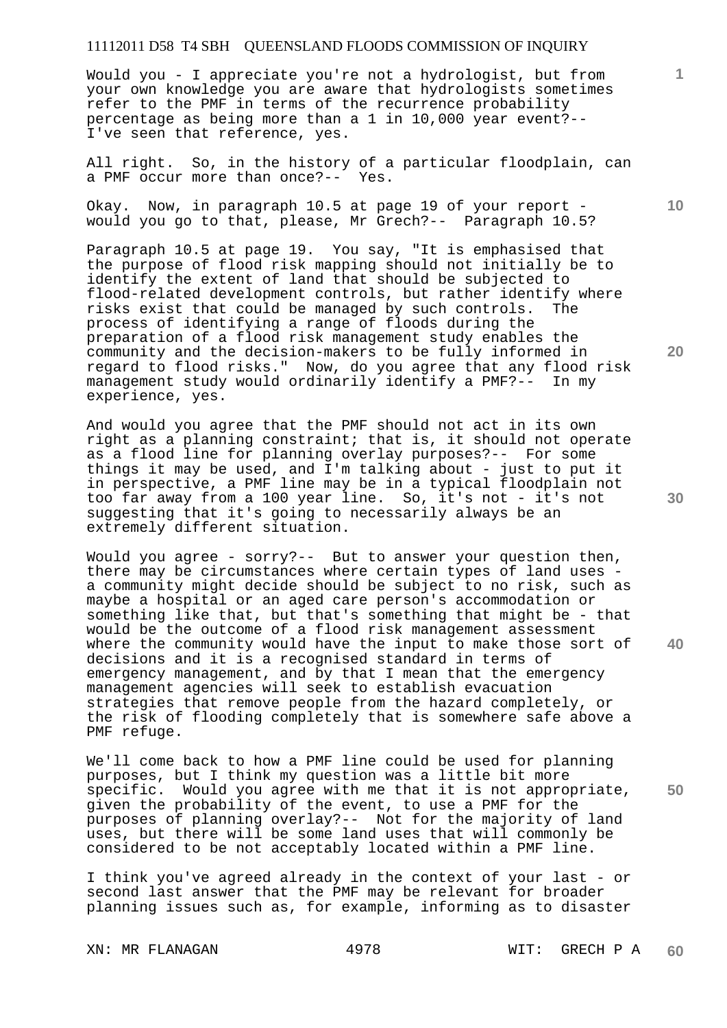Would you - I appreciate you're not a hydrologist, but from your own knowledge you are aware that hydrologists sometimes refer to the PMF in terms of the recurrence probability percentage as being more than a 1 in 10,000 year event?-- I've seen that reference, yes.

All right. So, in the history of a particular floodplain, can a PMF occur more than once?-- Yes.

Okay. Now, in paragraph 10.5 at page 19 of your report - would you go to that, please, Mr Grech?-- Paragraph 10.5?

Paragraph 10.5 at page 19. You say, "It is emphasised that the purpose of flood risk mapping should not initially be to identify the extent of land that should be subjected to flood-related development controls, but rather identify where risks exist that could be managed by such controls. The process of identifying a range of floods during the preparation of a flood risk management study enables the community and the decision-makers to be fully informed in regard to flood risks." Now, do you agree that any flood risk management study would ordinarily identify a PMF?-- In my experience, yes.

And would you agree that the PMF should not act in its own right as a planning constraint; that is, it should not operate as a flood line for planning overlay purposes?-- For some things it may be used, and I'm talking about - just to put it in perspective, a PMF line may be in a typical floodplain not too far away from a 100 year line. So, it's not - it's not suggesting that it's going to necessarily always be an extremely different situation.

Would you agree - sorry?-- But to answer your question then, there may be circumstances where certain types of land uses - a community might decide should be subject to no risk, such as maybe a hospital or an aged care person's accommodation or something like that, but that's something that might be - that would be the outcome of a flood risk management assessment where the community would have the input to make those sort of decisions and it is a recognised standard in terms of emergency management, and by that I mean that the emergency management agencies will seek to establish evacuation strategies that remove people from the hazard completely, or the risk of flooding completely that is somewhere safe above a PMF refuge.

We'll come back to how a PMF line could be used for planning purposes, but I think my question was a little bit more specific. Would you agree with me that it is not appropriate, given the probability of the event, to use a PMF for the purposes of planning overlay?-- Not for the majority of land uses, but there will be some land uses that will commonly be considered to be not acceptably located within a PMF line.

I think you've agreed already in the context of your last - or second last answer that the PMF may be relevant for broader planning issues such as, for example, informing as to disaster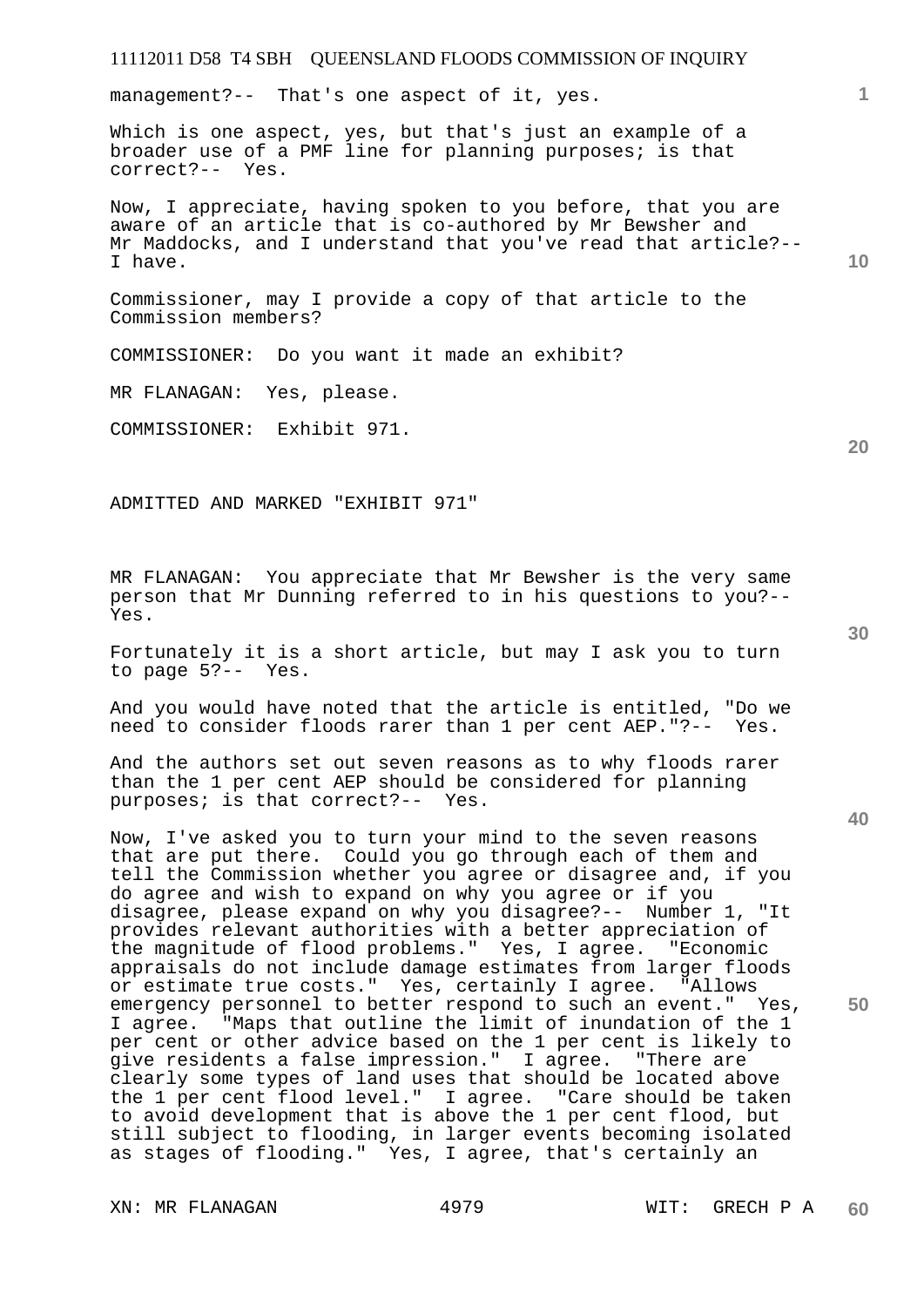management?-- That's one aspect of it, yes.

Which is one aspect, yes, but that's just an example of a broader use of a PMF line for planning purposes; is that correct?-- Yes.

Now, I appreciate, having spoken to you before, that you are aware of an article that is co-authored by Mr Bewsher and Mr Maddocks, and I understand that you've read that article?-- I have.

Commissioner, may I provide a copy of that article to the Commission members?

COMMISSIONER: Do you want it made an exhibit?

MR FLANAGAN: Yes, please.

COMMISSIONER: Exhibit 971.

ADMITTED AND MARKED "EXHIBIT 971"

MR FLANAGAN: You appreciate that Mr Bewsher is the very same person that Mr Dunning referred to in his questions to you?-- Yes.

Fortunately it is a short article, but may I ask you to turn to page 5?-- Yes.

And you would have noted that the article is entitled, "Do we need to consider floods rarer than 1 per cent AEP."?-- Yes.

And the authors set out seven reasons as to why floods rarer than the 1 per cent AEP should be considered for planning purposes; is that correct?-- Yes.

Now, I've asked you to turn your mind to the seven reasons that are put there. Could you go through each of them and tell the Commission whether you agree or disagree and, if you do agree and wish to expand on why you agree or if you disagree, please expand on why you disagree?-- Number 1, "It provides relevant authorities with a better appreciation of the magnitude of flood problems." Yes, I agree. "Economic appraisals do not include damage estimates from larger floods or estimate true costs." Yes, certainly I agree. "Allows emergency personnel to better respond to such an event." Yes, I agree. "Maps that outline the limit of inundation of the 1 per cent or other advice based on the 1 per cent is likely to give residents a false impression." I agree. "There are clearly some types of land uses that should be located above the 1 per cent flood level." I agree. "Care should be taken to avoid development that is above the 1 per cent flood, but still subject to flooding, in larger events becoming isolated as stages of flooding." Yes, I agree, that's certainly an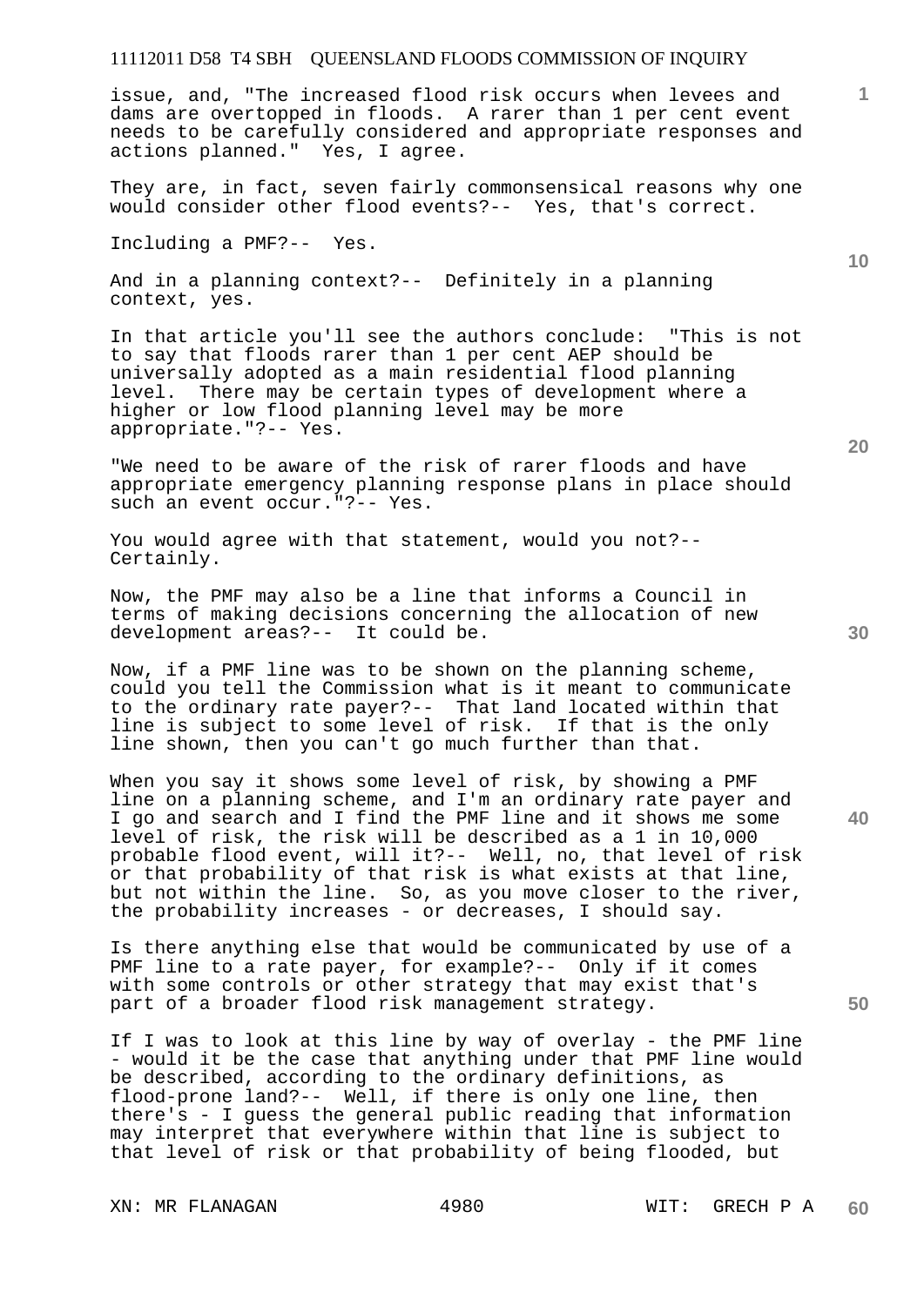issue, and, "The increased flood risk occurs when levees and dams are overtopped in floods. A rarer than 1 per cent event needs to be carefully considered and appropriate responses and actions planned." Yes, I agree.

They are, in fact, seven fairly commonsensical reasons why one would consider other flood events?-- Yes, that's correct.

Including a PMF?-- Yes.

And in a planning context?-- Definitely in a planning context, yes.

In that article you'll see the authors conclude: "This is not to say that floods rarer than 1 per cent AEP should be universally adopted as a main residential flood planning level. There may be certain types of development where a higher or low flood planning level may be more appropriate."?-- Yes.

"We need to be aware of the risk of rarer floods and have appropriate emergency planning response plans in place should such an event occur."?-- Yes.

You would agree with that statement, would you not?-- Certainly.

Now, the PMF may also be a line that informs a Council in terms of making decisions concerning the allocation of new development areas?-- It could be.

Now, if a PMF line was to be shown on the planning scheme, could you tell the Commission what is it meant to communicate to the ordinary rate payer?-- That land located within that line is subject to some level of risk. If that is the only line shown, then you can't go much further than that.

When you say it shows some level of risk, by showing a PMF line on a planning scheme, and I'm an ordinary rate payer and I go and search and I find the PMF line and it shows me some level of risk, the risk will be described as a 1 in 10,000 probable flood event, will it?-- Well, no, that level of risk or that probability of that risk is what exists at that line, but not within the line. So, as you move closer to the river, the probability increases - or decreases, I should say.

Is there anything else that would be communicated by use of a PMF line to a rate payer, for example?-- Only if it comes with some controls or other strategy that may exist that's part of a broader flood risk management strategy.

If I was to look at this line by way of overlay - the PMF line - would it be the case that anything under that PMF line would be described, according to the ordinary definitions, as flood-prone land?-- Well, if there is only one line, then there's - I guess the general public reading that information may interpret that everywhere within that line is subject to that level of risk or that probability of being flooded, but

XN: MR FLANAGAN WIT: GRECH P A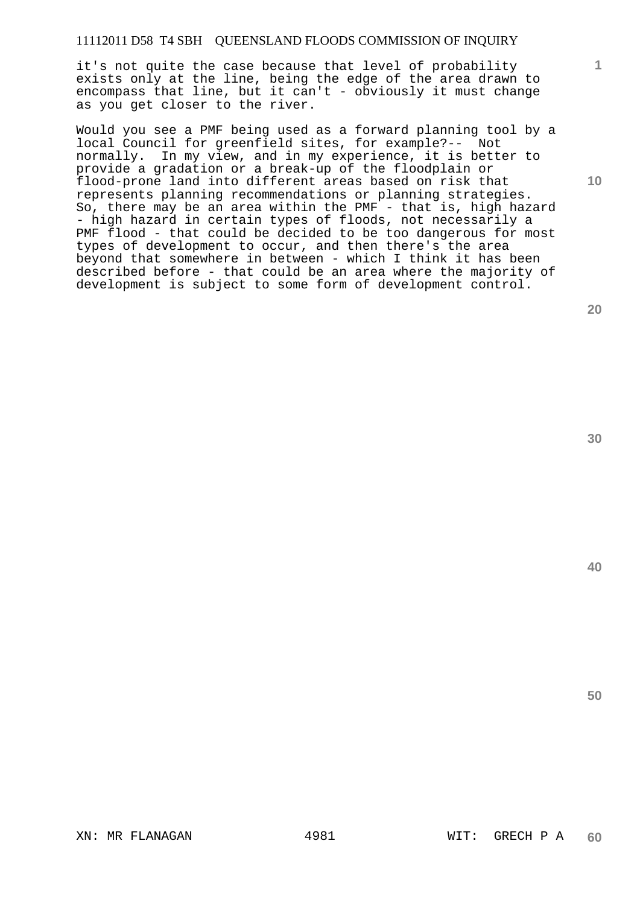it's not quite the case because that level of probability exists only at the line, being the edge of the area drawn to encompass that line, but it can't - obviously it must change as you get closer to the river.

Would you see a PMF being used as a forward planning tool by a local Council for greenfield sites, for example?-- Not normally. In my view, and in my experience, it is better to provide a gradation or a break-up of the floodplain or flood-prone land into different areas based on risk that represents planning recommendations or planning strategies. So, there may be an area within the PMF - that is, high hazard - high hazard in certain types of floods, not necessarily a PMF flood - that could be decided to be too dangerous for most types of development to occur, and then there's the area beyond that somewhere in between - which I think it has been described before - that could be an area where the majority of development is subject to some form of development control.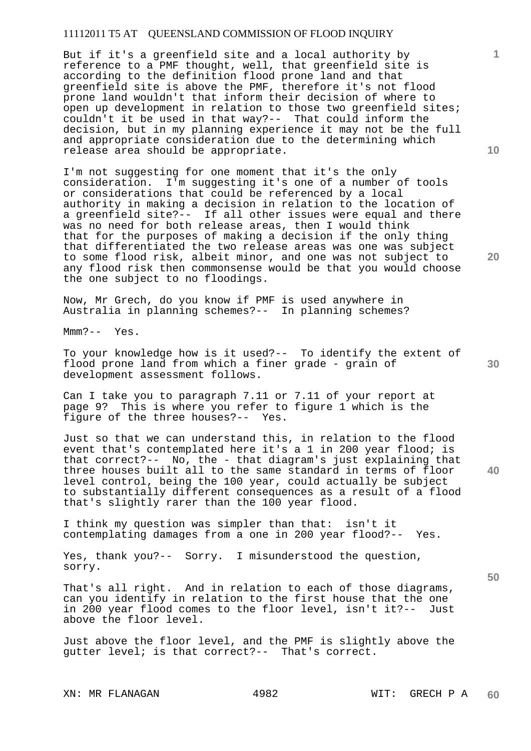But if it's a greenfield site and a local authority by reference to a PMF thought, well, that greenfield site is according to the definition flood prone land and that greenfield site is above the PMF, therefore it's not flood prone land wouldn't that inform their decision of where to open up development in relation to those two greenfield sites; couldn't it be used in that way?-- That could inform the decision, but in my planning experience it may not be the full and appropriate consideration due to the determining which release area should be appropriate.

I'm not suggesting for one moment that it's the only consideration. I'm suggesting it's one of a number of tools or considerations that could be referenced by a local authority in making a decision in relation to the location of a greenfield site?-- If all other issues were equal and there was no need for both release areas, then I would think that for the purposes of making a decision if the only thing that differentiated the two release areas was one was subject to some flood risk, albeit minor, and one was not subject to any flood risk then commonsense would be that you would choose the one subject to no floodings.

Now, Mr Grech, do you know if PMF is used anywhere in Australia in planning schemes?-- In planning schemes?

Mmm?-- Yes.

To your knowledge how is it used?-- To identify the extent of flood prone land from which a finer grade - grain of development assessment follows.

Can I take you to paragraph 7.11 or 7.11 of your report at page 9? This is where you refer to figure 1 which is the figure of the three houses?-- Yes.

Just so that we can understand this, in relation to the flood event that's contemplated here it's a 1 in 200 year flood; is that correct?-- No, the - that diagram's just explaining that three houses built all to the same standard in terms of floor level control, being the 100 year, could actually be subject to substantially different consequences as a result of a flood that's slightly rarer than the 100 year flood.

I think my question was simpler than that: isn't it contemplating damages from a one in 200 year flood?-- Yes.

Yes, thank you?-- Sorry. I misunderstood the question, sorry.

That's all right. And in relation to each of those diagrams, can you identify in relation to the first house that the one in 200 year flood comes to the floor level, isn't it?-- Just above the floor level.

Just above the floor level, and the PMF is slightly above the gutter level; is that correct?-- That's correct.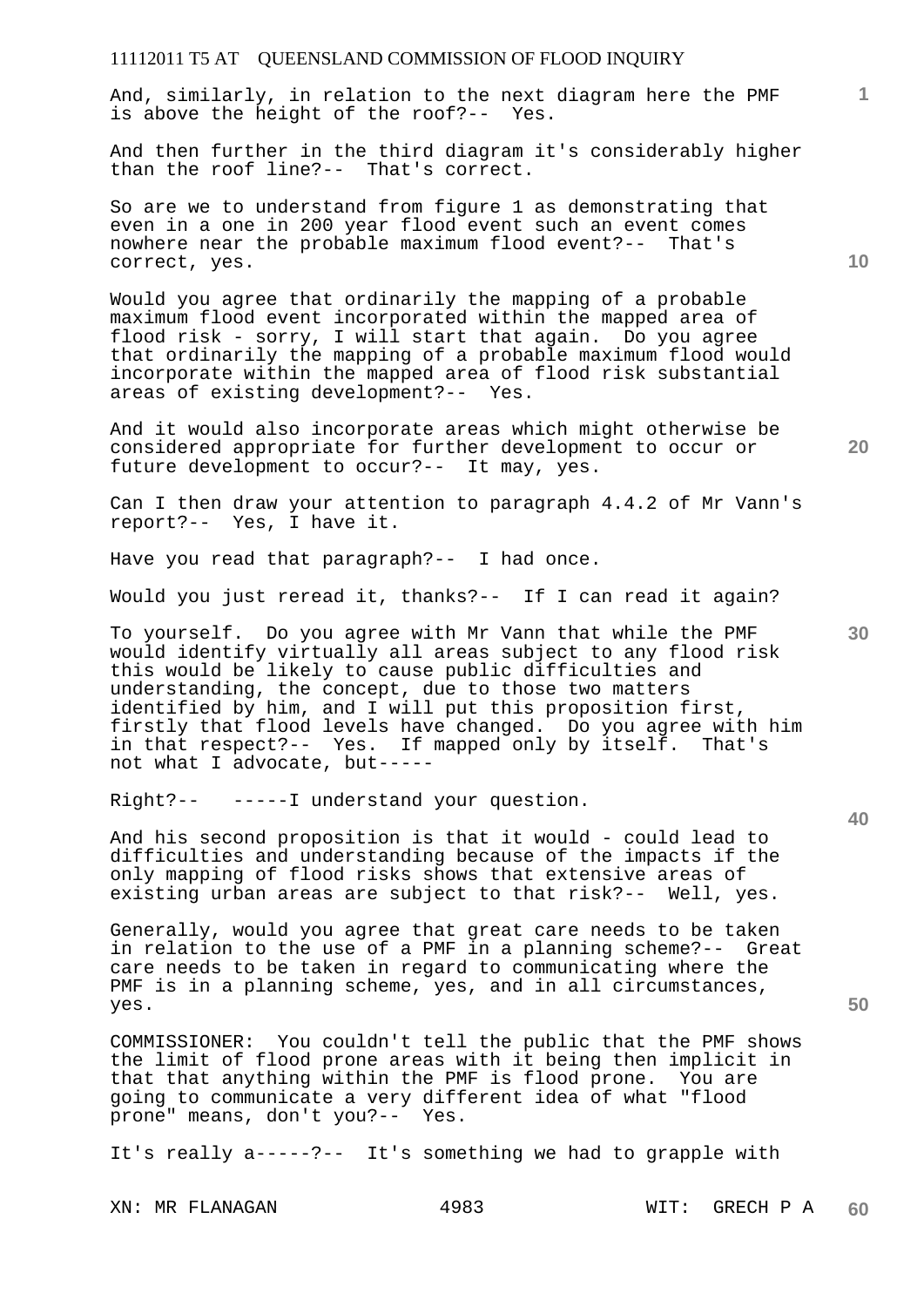And, similarly, in relation to the next diagram here the PMF is above the height of the roof?-- Yes.

And then further in the third diagram it's considerably higher than the roof line?-- That's correct.

So are we to understand from figure 1 as demonstrating that even in a one in 200 year flood event such an event comes nowhere near the probable maximum flood event?-- That's correct, yes.

Would you agree that ordinarily the mapping of a probable maximum flood event incorporated within the mapped area of flood risk - sorry, I will start that again. Do you agree that ordinarily the mapping of a probable maximum flood would incorporate within the mapped area of flood risk substantial areas of existing development?-- Yes.

And it would also incorporate areas which might otherwise be considered appropriate for further development to occur or future development to occur?-- It may, yes.

Can I then draw your attention to paragraph 4.4.2 of Mr Vann's report?-- Yes, I have it.

Have you read that paragraph?-- I had once.

Would you just reread it, thanks?-- If I can read it again?

To yourself. Do you agree with Mr Vann that while the PMF would identify virtually all areas subject to any flood risk this would be likely to cause public difficulties and understanding, the concept, due to those two matters identified by him, and I will put this proposition first, firstly that flood levels have changed. Do you agree with him in that respect?-- Yes. If mapped only by itself. That's not what I advocate, but-----

Right?-- -----I understand your question.

And his second proposition is that it would - could lead to difficulties and understanding because of the impacts if the only mapping of flood risks shows that extensive areas of existing urban areas are subject to that risk?-- Well, yes.

Generally, would you agree that great care needs to be taken in relation to the use of a PMF in a planning scheme?-- Great care needs to be taken in regard to communicating where the PMF is in a planning scheme, yes, and in all circumstances, yes.

COMMISSIONER: You couldn't tell the public that the PMF shows the limit of flood prone areas with it being then implicit in that that anything within the PMF is flood prone. You are going to communicate a very different idea of what "flood prone" means, don't you?-- Yes.

It's really a-----?-- It's something we had to grapple with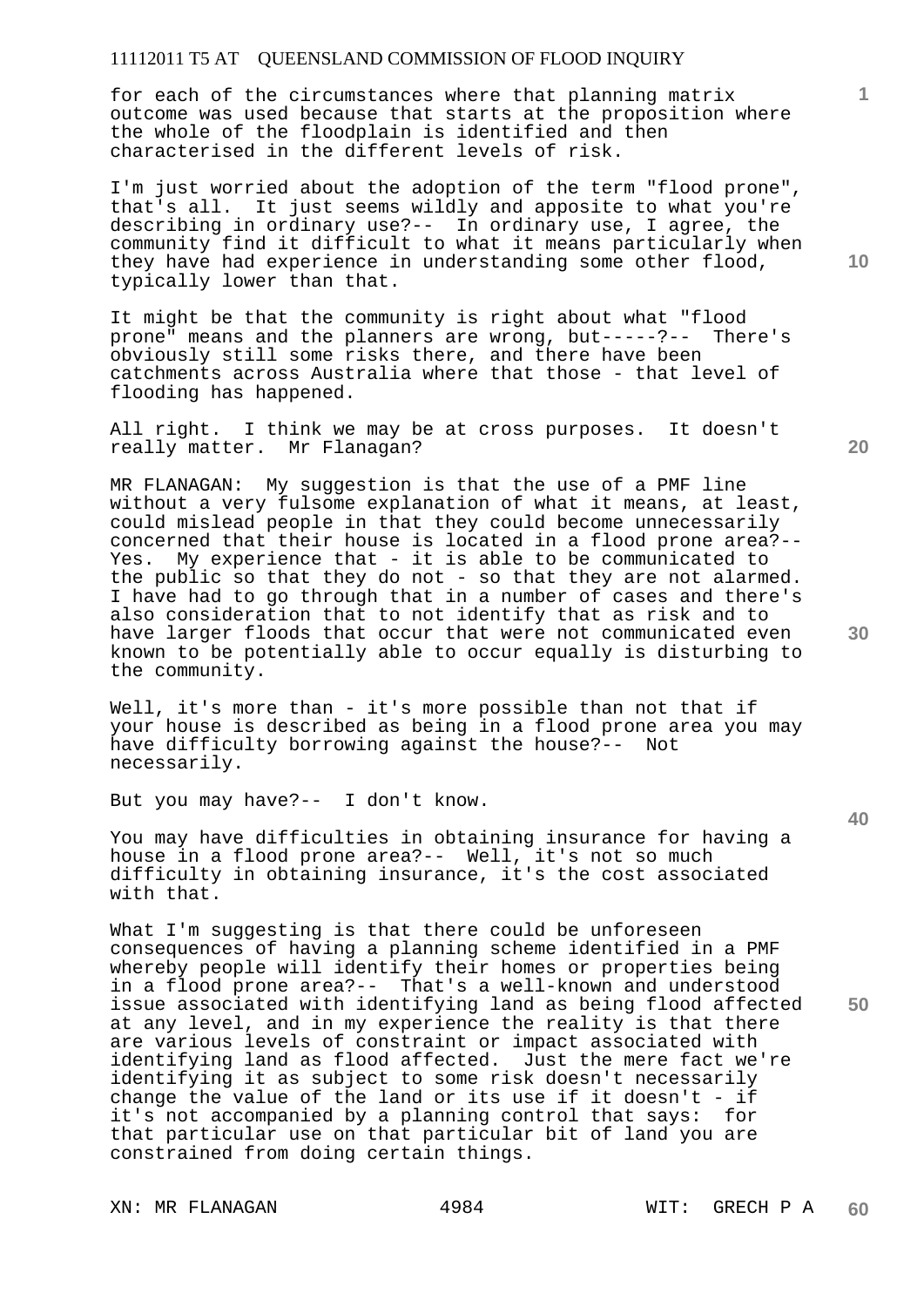for each of the circumstances where that planning matrix outcome was used because that starts at the proposition where the whole of the floodplain is identified and then characterised in the different levels of risk.

I'm just worried about the adoption of the term "flood prone", that's all. It just seems wildly and apposite to what you're describing in ordinary use?-- In ordinary use, I agree, the community find it difficult to what it means particularly when they have had experience in understanding some other flood, typically lower than that.

It might be that the community is right about what "flood prone" means and the planners are wrong, but-----?-- There's obviously still some risks there, and there have been catchments across Australia where that those - that level of flooding has happened.

All right. I think we may be at cross purposes. It doesn't really matter. Mr Flanagan?

MR FLANAGAN: My suggestion is that the use of a PMF line without a very fulsome explanation of what it means, at least, could mislead people in that they could become unnecessarily concerned that their house is located in a flood prone area?-- Yes. My experience that - it is able to be communicated to the public so that they do not - so that they are not alarmed. I have had to go through that in a number of cases and there's also consideration that to not identify that as risk and to have larger floods that occur that were not communicated even known to be potentially able to occur equally is disturbing to the community.

Well, it's more than - it's more possible than not that if your house is described as being in a flood prone area you may have difficulty borrowing against the house?-- Not necessarily.

But you may have?-- I don't know.

You may have difficulties in obtaining insurance for having a house in a flood prone area?-- Well, it's not so much difficulty in obtaining insurance, it's the cost associated with that.

What I'm suggesting is that there could be unforeseen consequences of having a planning scheme identified in a PMF whereby people will identify their homes or properties being in a flood prone area?-- That's a well-known and understood issue associated with identifying land as being flood affected at any level, and in my experience the reality is that there are various levels of constraint or impact associated with identifying land as flood affected. Just the mere fact we're identifying it as subject to some risk doesn't necessarily change the value of the land or its use if it doesn't - if it's not accompanied by a planning control that says: for that particular use on that particular bit of land you are constrained from doing certain things.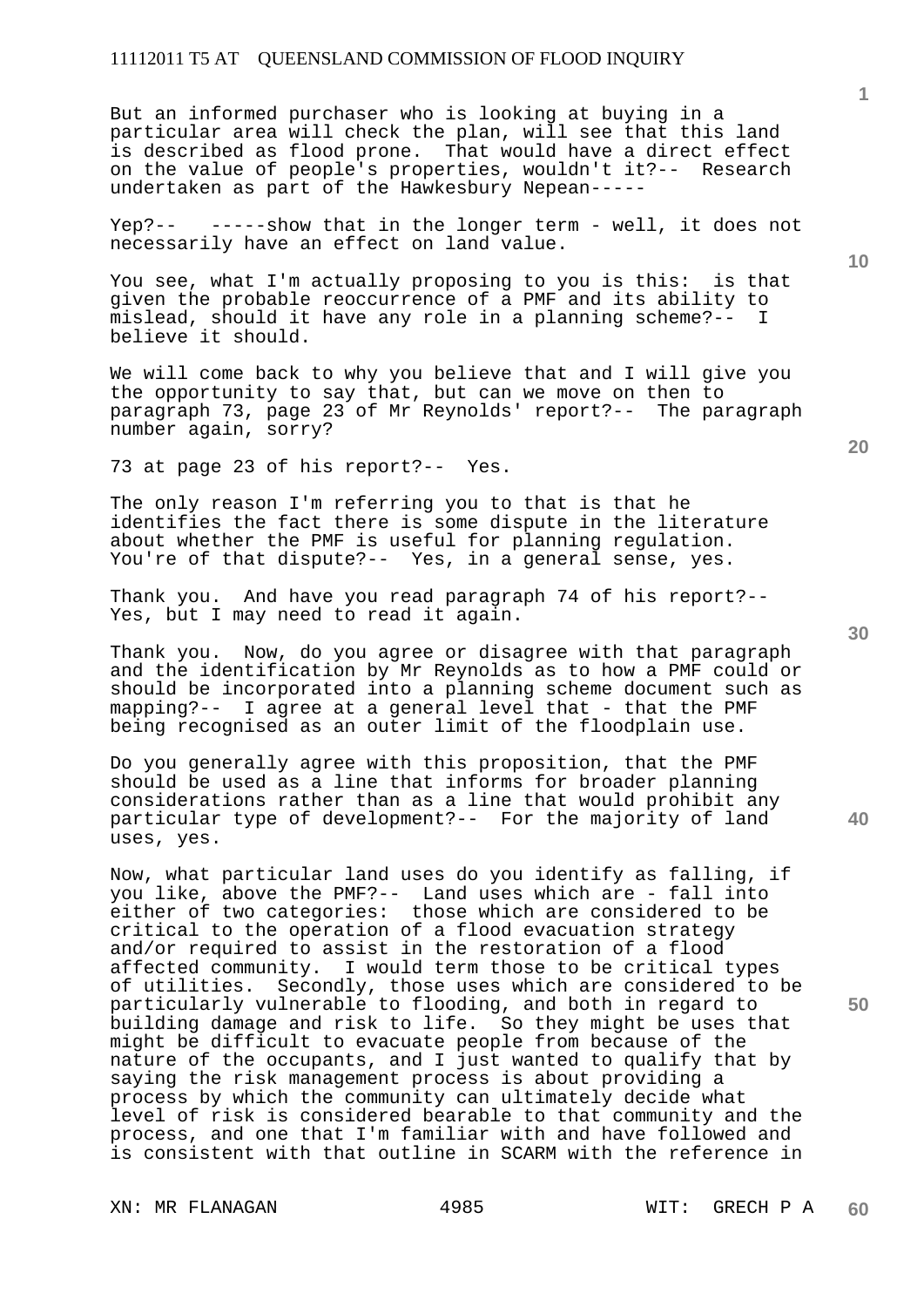But an informed purchaser who is looking at buying in a particular area will check the plan, will see that this land is described as flood prone. That would have a direct effect on the value of people's properties, wouldn't it?-- Research undertaken as part of the Hawkesbury Nepean-----

Yep?-- -----show that in the longer term - well, it does not necessarily have an effect on land value.

You see, what I'm actually proposing to you is this: is that given the probable reoccurrence of a PMF and its ability to mislead, should it have any role in a planning scheme?-- I believe it should.

We will come back to why you believe that and I will give you the opportunity to say that, but can we move on then to paragraph 73, page 23 of Mr Reynolds' report?-- The paragraph number again, sorry?

73 at page 23 of his report?-- Yes.

The only reason I'm referring you to that is that he identifies the fact there is some dispute in the literature about whether the PMF is useful for planning regulation. You're of that dispute?-- Yes, in a general sense, yes.

Thank you. And have you read paragraph 74 of his report?-- Yes, but I may need to read it again.

Thank you. Now, do you agree or disagree with that paragraph and the identification by Mr Reynolds as to how a PMF could or should be incorporated into a planning scheme document such as mapping?-- I agree at a general level that - that the PMF being recognised as an outer limit of the floodplain use.

Do you generally agree with this proposition, that the PMF should be used as a line that informs for broader planning considerations rather than as a line that would prohibit any particular type of development?-- For the majority of land uses, yes.

Now, what particular land uses do you identify as falling, if you like, above the PMF?-- Land uses which are - fall into either of two categories: those which are considered to be critical to the operation of a flood evacuation strategy and/or required to assist in the restoration of a flood affected community. I would term those to be critical types of utilities. Secondly, those uses which are considered to be particularly vulnerable to flooding, and both in regard to building damage and risk to life. So they might be uses that might be difficult to evacuate people from because of the nature of the occupants, and I just wanted to qualify that by saying the risk management process is about providing a process by which the community can ultimately decide what level of risk is considered bearable to that community and the process, and one that I'm familiar with and have followed and is consistent with that outline in SCARM with the reference in

XN: MR FLANAGAN WIT: GRECH P A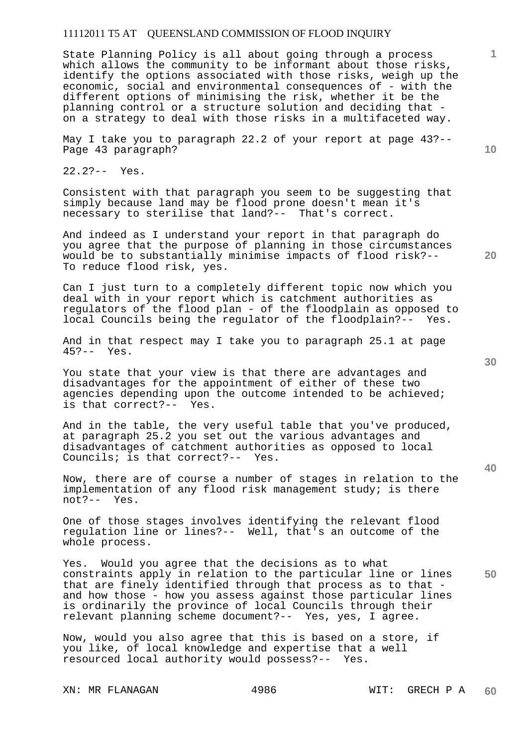State Planning Policy is all about going through a process which allows the community to be informant about those risks, identify the options associated with those risks, weigh up the economic, social and environmental consequences of - with the different options of minimising the risk, whether it be the planning control or a structure solution and deciding that - on a strategy to deal with those risks in a multifaceted way.

May I take you to paragraph 22.2 of your report at page 43?-- Page 43 paragraph?

22.2?-- Yes.

Consistent with that paragraph you seem to be suggesting that simply because land may be flood prone doesn't mean it's necessary to sterilise that land?-- That's correct.

And indeed as I understand your report in that paragraph do you agree that the purpose of planning in those circumstances would be to substantially minimise impacts of flood risk?-- To reduce flood risk, yes.

Can I just turn to a completely different topic now which you deal with in your report which is catchment authorities as regulators of the flood plan - of the floodplain as opposed to local Councils being the regulator of the floodplain?-- Yes.

And in that respect may I take you to paragraph 25.1 at page 45?-- Yes.

You state that your view is that there are advantages and disadvantages for the appointment of either of these two agencies depending upon the outcome intended to be achieved; is that correct?-- Yes.

And in the table, the very useful table that you've produced, at paragraph 25.2 you set out the various advantages and disadvantages of catchment authorities as opposed to local Councils; is that correct?-- Yes.

Now, there are of course a number of stages in relation to the implementation of any flood risk management study; is there not?-- Yes.

One of those stages involves identifying the relevant flood regulation line or lines?-- Well, that's an outcome of the whole process.

Yes. Would you agree that the decisions as to what constraints apply in relation to the particular line or lines that are finely identified through that process as to that - and how those - how you assess against those particular lines is ordinarily the province of local Councils through their relevant planning scheme document?-- Yes, yes, I agree.

Now, would you also agree that this is based on a store, if you like, of local knowledge and expertise that a well resourced local authority would possess?-- Yes.

XN: MR FLANAGAN WIT: GRECH P A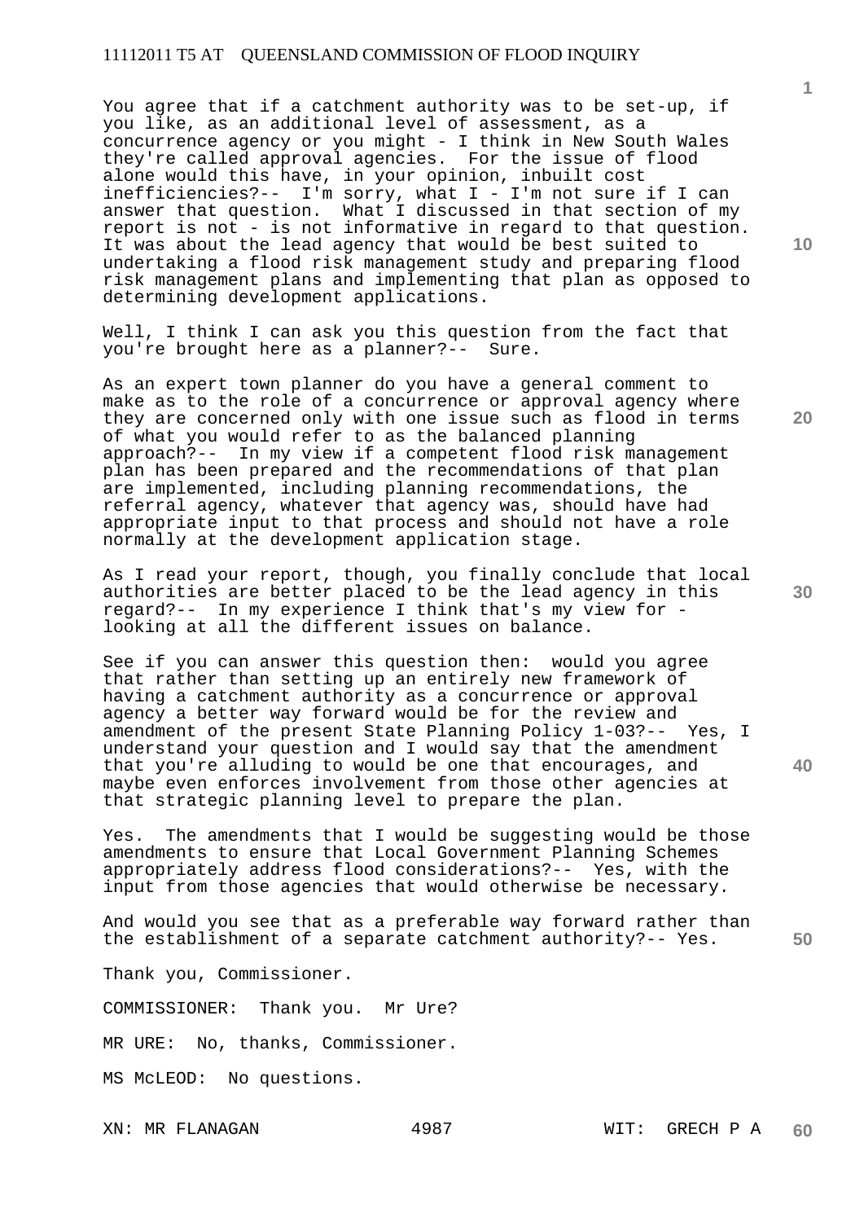You agree that if a catchment authority was to be set-up, if you like, as an additional level of assessment, as a concurrence agency or you might - I think in New South Wales they're called approval agencies. For the issue of flood alone would this have, in your opinion, inbuilt cost inefficiencies?-- I'm sorry, what I - I'm not sure if I can answer that question. What I discussed in that section of my report is not - is not informative in regard to that question. It was about the lead agency that would be best suited to undertaking a flood risk management study and preparing flood risk management plans and implementing that plan as opposed to determining development applications.

Well, I think I can ask you this question from the fact that you're brought here as a planner?-- Sure.

As an expert town planner do you have a general comment to make as to the role of a concurrence or approval agency where they are concerned only with one issue such as flood in terms of what you would refer to as the balanced planning approach?-- In my view if a competent flood risk management plan has been prepared and the recommendations of that plan are implemented, including planning recommendations, the referral agency, whatever that agency was, should have had appropriate input to that process and should not have a role normally at the development application stage.

As I read your report, though, you finally conclude that local authorities are better placed to be the lead agency in this regard?-- In my experience I think that's my view for - looking at all the different issues on balance.

See if you can answer this question then: would you agree that rather than setting up an entirely new framework of having a catchment authority as a concurrence or approval agency a better way forward would be for the review and amendment of the present State Planning Policy 1-03?-- Yes, I understand your question and I would say that the amendment that you're alluding to would be one that encourages, and maybe even enforces involvement from those other agencies at that strategic planning level to prepare the plan.

Yes. The amendments that I would be suggesting would be those amendments to ensure that Local Government Planning Schemes appropriately address flood considerations?-- Yes, with the input from those agencies that would otherwise be necessary.

And would you see that as a preferable way forward rather than the establishment of a separate catchment authority?-- Yes.

Thank you, Commissioner.

COMMISSIONER: Thank you. Mr Ure?

MR URE: No, thanks, Commissioner.

MS McLEOD: No questions.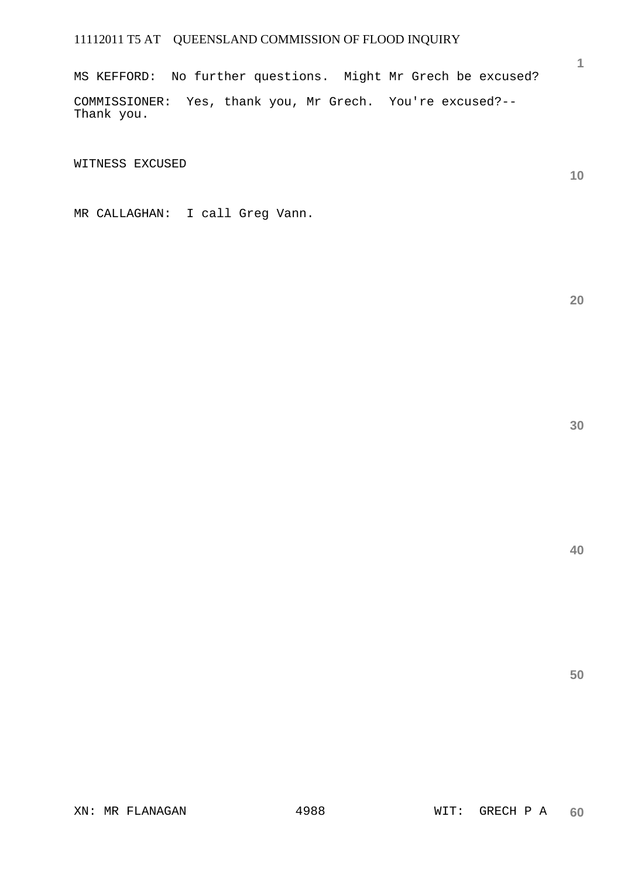MS KEFFORD: No further questions. Might Mr Grech be excused?

COMMISSIONER: Yes, thank you, Mr Grech. You're excused?-- Thank you.

WITNESS EXCUSED

MR CALLAGHAN: I call Greg Vann.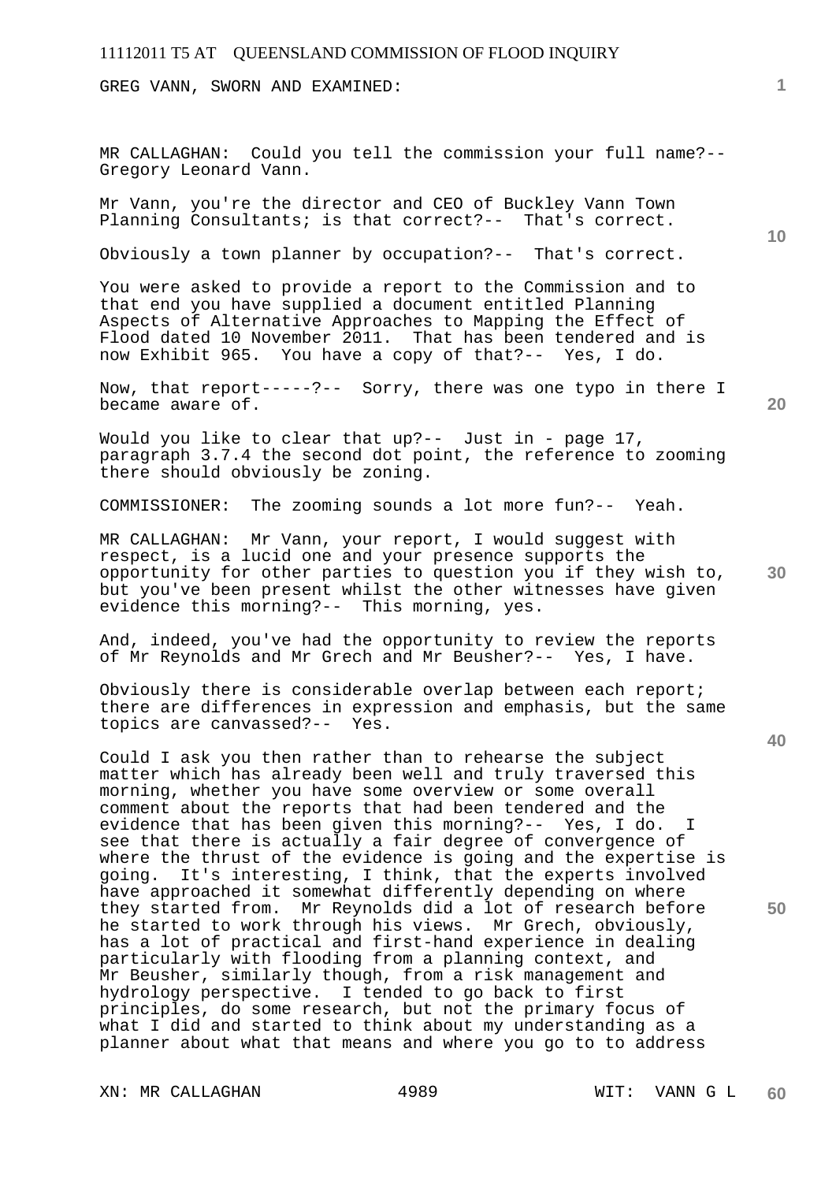GREG VANN, SWORN AND EXAMINED:

MR CALLAGHAN: Could you tell the commission your full name?-- Gregory Leonard Vann.

Mr Vann, you're the director and CEO of Buckley Vann Town Planning Consultants; is that correct?-- That's correct.

Obviously a town planner by occupation?-- That's correct.

You were asked to provide a report to the Commission and to that end you have supplied a document entitled Planning Aspects of Alternative Approaches to Mapping the Effect of Flood dated 10 November 2011. That has been tendered and is now Exhibit 965. You have a copy of that?-- Yes, I do.

Now, that report-----?-- Sorry, there was one typo in there I became aware of.

Would you like to clear that up?-- Just in - page 17, paragraph 3.7.4 the second dot point, the reference to zooming there should obviously be zoning.

COMMISSIONER: The zooming sounds a lot more fun?-- Yeah.

MR CALLAGHAN: Mr Vann, your report, I would suggest with respect, is a lucid one and your presence supports the opportunity for other parties to question you if they wish to, but you've been present whilst the other witnesses have given evidence this morning?-- This morning, yes.

And, indeed, you've had the opportunity to review the reports of Mr Reynolds and Mr Grech and Mr Beusher?-- Yes, I have.

Obviously there is considerable overlap between each report; there are differences in expression and emphasis, but the same topics are canvassed?-- Yes.

Could I ask you then rather than to rehearse the subject matter which has already been well and truly traversed this morning, whether you have some overview or some overall comment about the reports that had been tendered and the evidence that has been given this morning?-- Yes, I do. I see that there is actually a fair degree of convergence of where the thrust of the evidence is going and the expertise is going. It's interesting, I think, that the experts involved have approached it somewhat differently depending on where they started from. Mr Reynolds did a lot of research before he started to work through his views. Mr Grech, obviously, has a lot of practical and first-hand experience in dealing particularly with flooding from a planning context, and Mr Beusher, similarly though, from a risk management and hydrology perspective. I tended to go back to first principles, do some research, but not the primary focus of what I did and started to think about my understanding as a planner about what that means and where you go to to address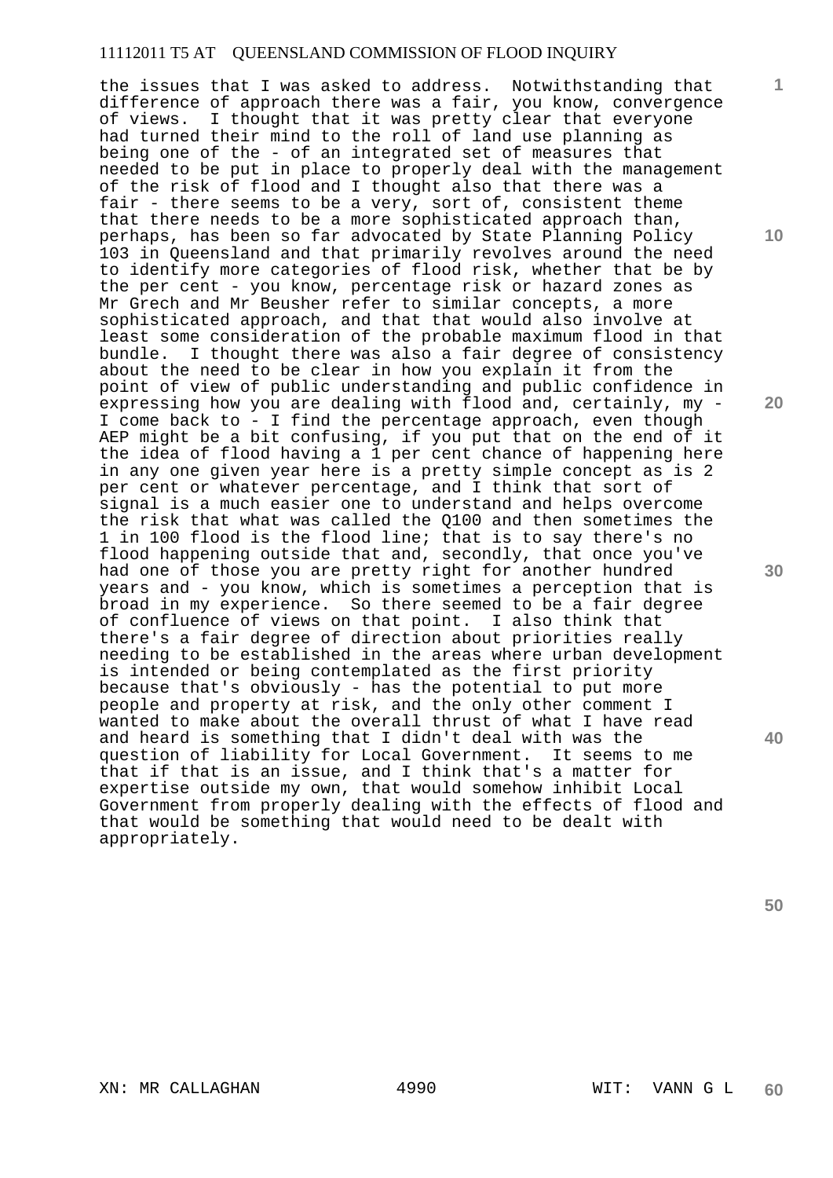the issues that I was asked to address. Notwithstanding that difference of approach there was a fair, you know, convergence of views. I thought that it was pretty clear that everyone had turned their mind to the roll of land use planning as being one of the - of an integrated set of measures that needed to be put in place to properly deal with the management of the risk of flood and I thought also that there was a fair - there seems to be a very, sort of, consistent theme that there needs to be a more sophisticated approach than, perhaps, has been so far advocated by State Planning Policy 103 in Queensland and that primarily revolves around the need to identify more categories of flood risk, whether that be by the per cent - you know, percentage risk or hazard zones as Mr Grech and Mr Beusher refer to similar concepts, a more sophisticated approach, and that that would also involve at least some consideration of the probable maximum flood in that bundle. I thought there was also a fair degree of consistency about the need to be clear in how you explain it from the point of view of public understanding and public confidence in expressing how you are dealing with flood and, certainly, my - I come back to - I find the percentage approach, even though AEP might be a bit confusing, if you put that on the end of it the idea of flood having a 1 per cent chance of happening here in any one given year here is a pretty simple concept as is 2 per cent or whatever percentage, and I think that sort of signal is a much easier one to understand and helps overcome the risk that what was called the Q100 and then sometimes the 1 in 100 flood is the flood line; that is to say there's no flood happening outside that and, secondly, that once you've had one of those you are pretty right for another hundred years and - you know, which is sometimes a perception that is broad in my experience. So there seemed to be a fair degree of confluence of views on that point. I also think that there's a fair degree of direction about priorities really needing to be established in the areas where urban development is intended or being contemplated as the first priority because that's obviously - has the potential to put more people and property at risk, and the only other comment I wanted to make about the overall thrust of what I have read and heard is something that I didn't deal with was the question of liability for Local Government. It seems to me that if that is an issue, and I think that's a matter for expertise outside my own, that would somehow inhibit Local Government from properly dealing with the effects of flood and that would be something that would need to be dealt with appropriately.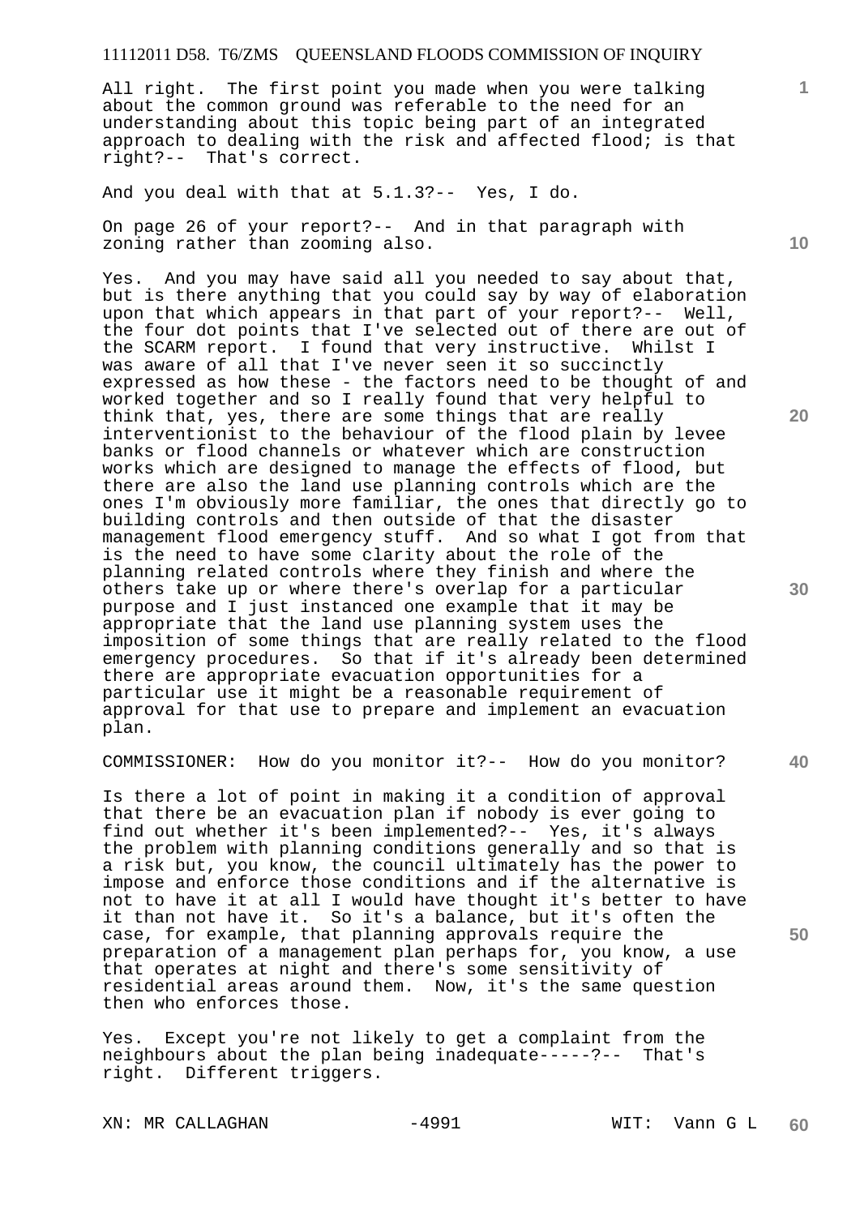All right. The first point you made when you were talking about the common ground was referable to the need for an understanding about this topic being part of an integrated approach to dealing with the risk and affected flood; is that right?-- That's correct.

And you deal with that at 5.1.3?-- Yes, I do.

On page 26 of your report?-- And in that paragraph with zoning rather than zooming also.

Yes. And you may have said all you needed to say about that, but is there anything that you could say by way of elaboration upon that which appears in that part of your report?-- Well, the four dot points that I've selected out of there are out of the SCARM report. I found that very instructive. Whilst I was aware of all that I've never seen it so succinctly expressed as how these - the factors need to be thought of and worked together and so I really found that very helpful to think that, yes, there are some things that are really interventionist to the behaviour of the flood plain by levee banks or flood channels or whatever which are construction works which are designed to manage the effects of flood, but there are also the land use planning controls which are the ones I'm obviously more familiar, the ones that directly go to building controls and then outside of that the disaster management flood emergency stuff. And so what I got from that is the need to have some clarity about the role of the planning related controls where they finish and where the others take up or where there's overlap for a particular purpose and I just instanced one example that it may be appropriate that the land use planning system uses the imposition of some things that are really related to the flood emergency procedures. So that if it's already been determined there are appropriate evacuation opportunities for a particular use it might be a reasonable requirement of approval for that use to prepare and implement an evacuation plan.

COMMISSIONER: How do you monitor it?-- How do you monitor?

Is there a lot of point in making it a condition of approval that there be an evacuation plan if nobody is ever going to find out whether it's been implemented?-- Yes, it's always the problem with planning conditions generally and so that is a risk but, you know, the council ultimately has the power to impose and enforce those conditions and if the alternative is not to have it at all I would have thought it's better to have it than not have it. So it's a balance, but it's often the case, for example, that planning approvals require the preparation of a management plan perhaps for, you know, a use that operates at night and there's some sensitivity of residential areas around them. Now, it's the same question then who enforces those.

Yes. Except you're not likely to get a complaint from the neighbours about the plan being inadequate-----?-- That's right. Different triggers.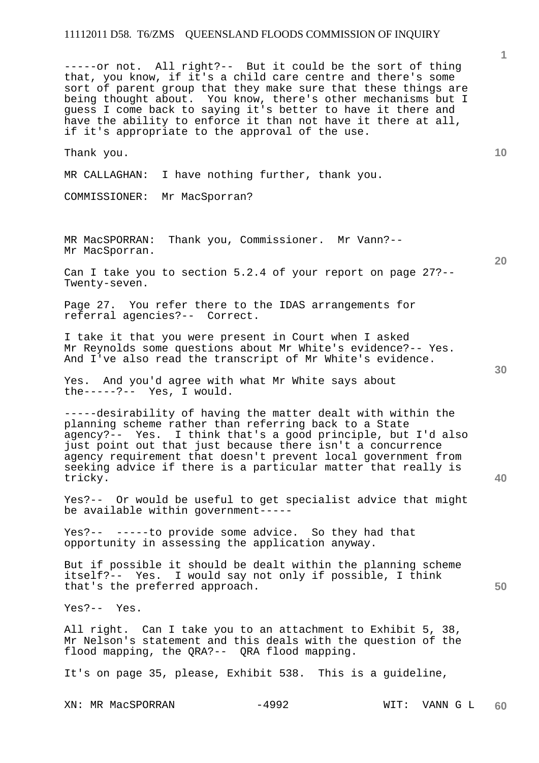-----or not. All right?-- But it could be the sort of thing that, you know, if it's a child care centre and there's some sort of parent group that they make sure that these things are being thought about. You know, there's other mechanisms but I guess I come back to saying it's better to have it there and have the ability to enforce it than not have it there at all, if it's appropriate to the approval of the use.

Thank you.

MR CALLAGHAN: I have nothing further, thank you.

COMMISSIONER: Mr MacSporran?

MR MacSPORRAN: Thank you, Commissioner. Mr Vann?-- Mr MacSporran.

Can I take you to section 5.2.4 of your report on page 27?-- Twenty-seven.

Page 27. You refer there to the IDAS arrangements for referral agencies?-- Correct.

I take it that you were present in Court when I asked Mr Reynolds some questions about Mr White's evidence?-- Yes. And I've also read the transcript of Mr White's evidence.

Yes. And you'd agree with what Mr White says about the-----?-- Yes, I would.

-----desirability of having the matter dealt with within the planning scheme rather than referring back to a State agency?-- Yes. I think that's a good principle, but I'd also just point out that just because there isn't a concurrence agency requirement that doesn't prevent local government from seeking advice if there is a particular matter that really is tricky.

Yes?-- Or would be useful to get specialist advice that might be available within government-----

Yes?-- -----to provide some advice. So they had that opportunity in assessing the application anyway.

But if possible it should be dealt within the planning scheme itself?-- Yes. I would say not only if possible, I think that's the preferred approach.

Yes?-- Yes.

All right. Can I take you to an attachment to Exhibit 5, 38, Mr Nelson's statement and this deals with the question of the flood mapping, the QRA?-- QRA flood mapping.

It's on page 35, please, Exhibit 538. This is a guideline,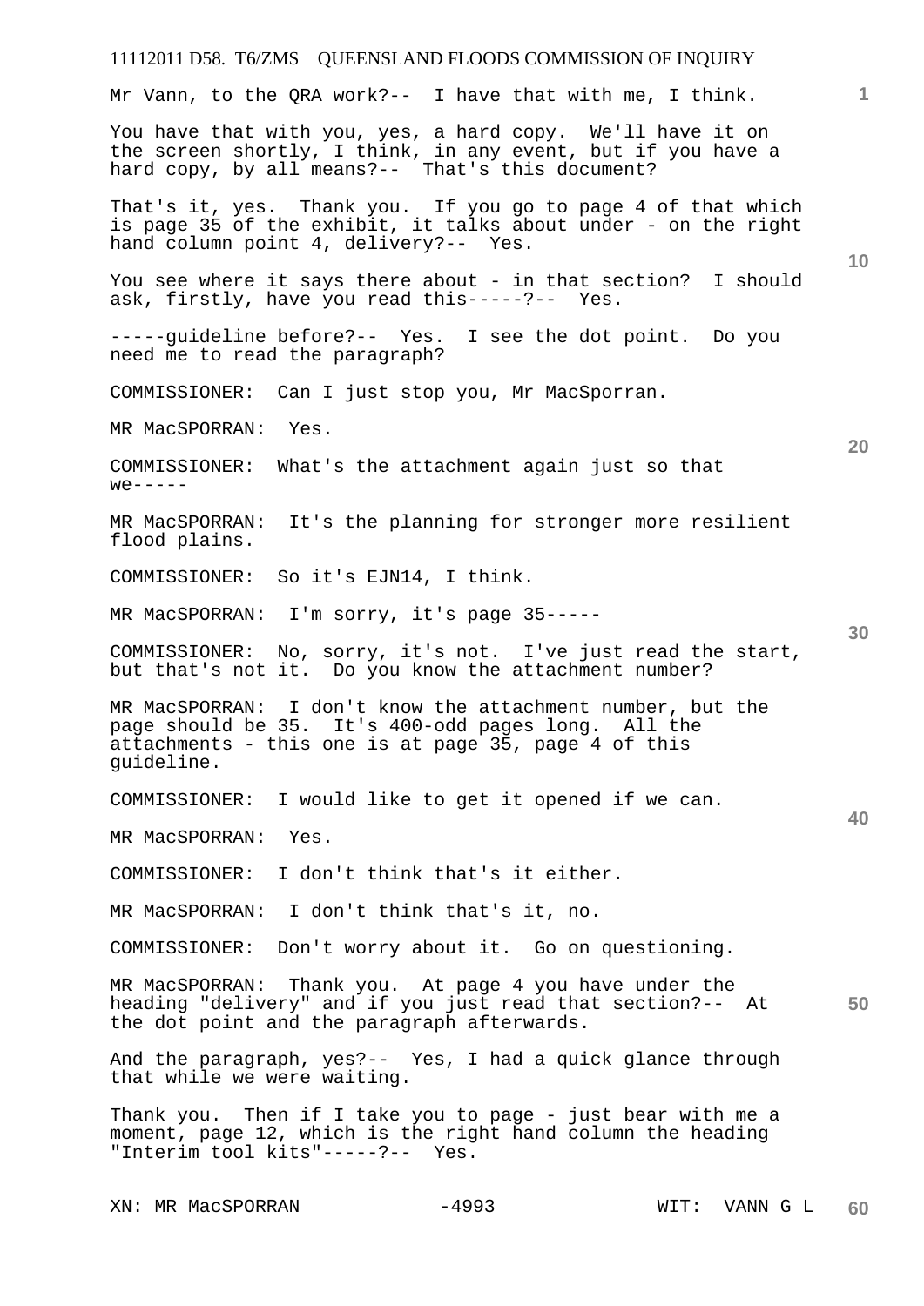Mr Vann, to the QRA work?-- I have that with me, I think.

You have that with you, yes, a hard copy. We'll have it on the screen shortly, I think, in any event, but if you have a hard copy, by all means?-- That's this document?

That's it, yes. Thank you. If you go to page 4 of that which is page 35 of the exhibit, it talks about under - on the right hand column point 4, delivery?-- Yes.

You see where it says there about - in that section? I should ask, firstly, have you read this-----?-- Yes.

-----guideline before?-- Yes. I see the dot point. Do you need me to read the paragraph?

COMMISSIONER: Can I just stop you, Mr MacSporran.

MR MacSPORRAN: Yes.

COMMISSIONER: What's the attachment again just so that we-----

MR MacSPORRAN: It's the planning for stronger more resilient flood plains.

COMMISSIONER: So it's EJN14, I think.

MR MacSPORRAN: I'm sorry, it's page 35-----

COMMISSIONER: No, sorry, it's not. I've just read the start, but that's not it. Do you know the attachment number?

MR MacSPORRAN: I don't know the attachment number, but the page should be 35. It's 400-odd pages long. All the attachments - this one is at page 35, page 4 of this guideline.

COMMISSIONER: I would like to get it opened if we can.

MR MacSPORRAN: Yes.

COMMISSIONER: I don't think that's it either.

MR MacSPORRAN: I don't think that's it, no.

COMMISSIONER: Don't worry about it. Go on questioning.

MR MacSPORRAN: Thank you. At page 4 you have under the heading "delivery" and if you just read that section?-- At the dot point and the paragraph afterwards.

And the paragraph, yes?-- Yes, I had a quick glance through that while we were waiting.

Thank you. Then if I take you to page - just bear with me a moment, page 12, which is the right hand column the heading "Interim tool kits"-----?-- Yes.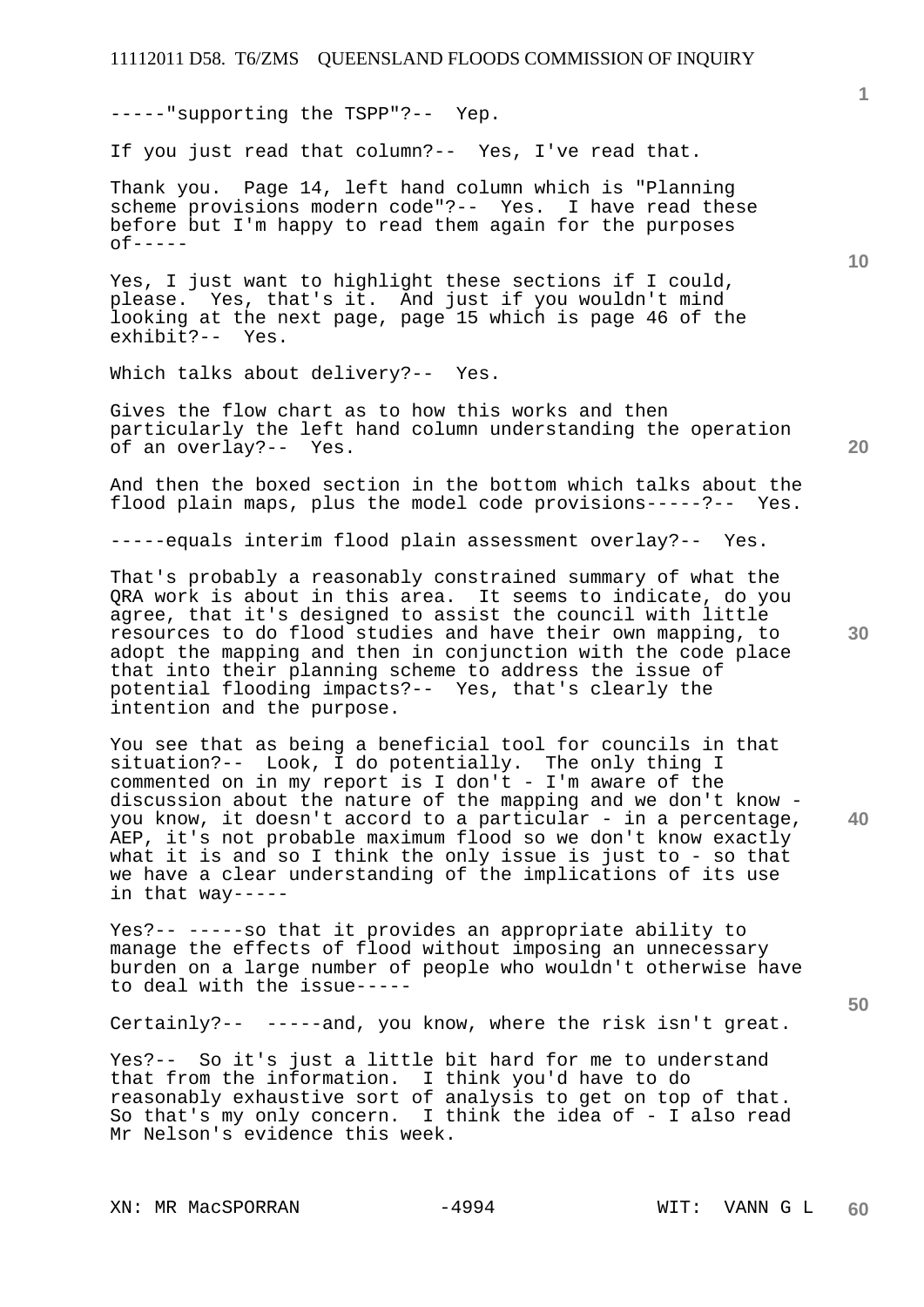-----"supporting the TSPP"?-- Yep.

If you just read that column?-- Yes, I've read that.

Thank you. Page 14, left hand column which is "Planning scheme provisions modern code"?-- Yes. I have read these before but I'm happy to read them again for the purposes of-----

Yes, I just want to highlight these sections if I could, please. Yes, that's it. And just if you wouldn't mind looking at the next page, page 15 which is page 46 of the exhibit?-- Yes.

Which talks about delivery?-- Yes.

Gives the flow chart as to how this works and then particularly the left hand column understanding the operation of an overlay?-- Yes.

And then the boxed section in the bottom which talks about the flood plain maps, plus the model code provisions-----?-- Yes.

-----equals interim flood plain assessment overlay?-- Yes.

That's probably a reasonably constrained summary of what the QRA work is about in this area. It seems to indicate, do you agree, that it's designed to assist the council with little resources to do flood studies and have their own mapping, to adopt the mapping and then in conjunction with the code place that into their planning scheme to address the issue of potential flooding impacts?-- Yes, that's clearly the intention and the purpose.

You see that as being a beneficial tool for councils in that situation?-- Look, I do potentially. The only thing I commented on in my report is I don't - I'm aware of the discussion about the nature of the mapping and we don't know - you know, it doesn't accord to a particular - in a percentage, AEP, it's not probable maximum flood so we don't know exactly what it is and so I think the only issue is just to - so that we have a clear understanding of the implications of its use in that way-----

Yes?-- -----so that it provides an appropriate ability to manage the effects of flood without imposing an unnecessary burden on a large number of people who wouldn't otherwise have to deal with the issue-----

Certainly?-- -----and, you know, where the risk isn't great.

Yes?-- So it's just a little bit hard for me to understand that from the information. I think you'd have to do reasonably exhaustive sort of analysis to get on top of that. So that's my only concern. I think the idea of - I also read Mr Nelson's evidence this week.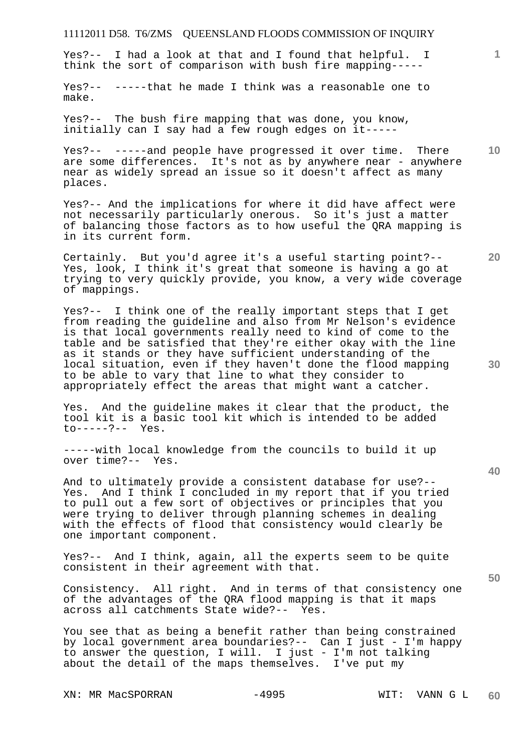Yes?-- I had a look at that and I found that helpful. I think the sort of comparison with bush fire mapping-----

Yes?-- -----that he made I think was a reasonable one to make.

Yes?-- The bush fire mapping that was done, you know, initially can I say had a few rough edges on it-----

Yes?-- -----and people have progressed it over time. There are some differences. It's not as by anywhere near - anywhere near as widely spread an issue so it doesn't affect as many places.

Yes?-- And the implications for where it did have affect were not necessarily particularly onerous. So it's just a matter of balancing those factors as to how useful the QRA mapping is in its current form.

Certainly. But you'd agree it's a useful starting point?-- Yes, look, I think it's great that someone is having a go at trying to very quickly provide, you know, a very wide coverage of mappings.

Yes?-- I think one of the really important steps that I get from reading the guideline and also from Mr Nelson's evidence is that local governments really need to kind of come to the table and be satisfied that they're either okay with the line as it stands or they have sufficient understanding of the local situation, even if they haven't done the flood mapping to be able to vary that line to what they consider to appropriately effect the areas that might want a catcher.

Yes. And the guideline makes it clear that the product, the tool kit is a basic tool kit which is intended to be added to-----?-- Yes.

-----with local knowledge from the councils to build it up over time?-- Yes.

And to ultimately provide a consistent database for use?-- Yes. And I think I concluded in my report that if you tried to pull out a few sort of objectives or principles that you were trying to deliver through planning schemes in dealing with the effects of flood that consistency would clearly be one important component.

Yes?-- And I think, again, all the experts seem to be quite consistent in their agreement with that.

Consistency. All right. And in terms of that consistency one of the advantages of the QRA flood mapping is that it maps across all catchments State wide?-- Yes.

You see that as being a benefit rather than being constrained by local government area boundaries?-- Can I just - I'm happy to answer the question, I will. I just - I'm not talking about the detail of the maps themselves. I've put my

XN: MR MacSPORRAN &nbsp;&nbsp;&nbsp;&nbsp; WIT: VANN G L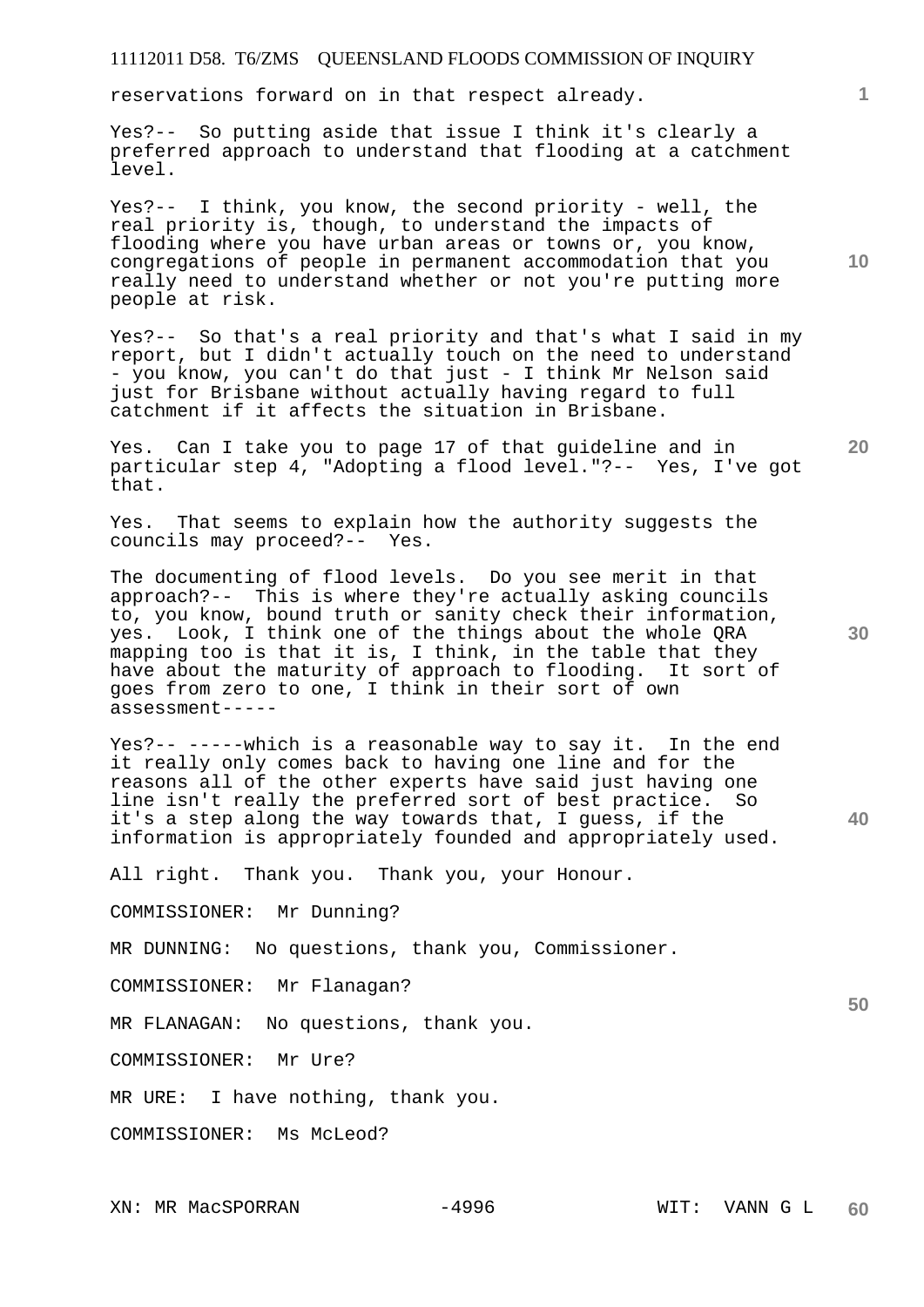reservations forward on in that respect already.

Yes?-- So putting aside that issue I think it's clearly a preferred approach to understand that flooding at a catchment level.

Yes?-- I think, you know, the second priority - well, the real priority is, though, to understand the impacts of flooding where you have urban areas or towns or, you know, congregations of people in permanent accommodation that you really need to understand whether or not you're putting more people at risk.

Yes?-- So that's a real priority and that's what I said in my report, but I didn't actually touch on the need to understand - you know, you can't do that just - I think Mr Nelson said just for Brisbane without actually having regard to full catchment if it affects the situation in Brisbane.

Yes. Can I take you to page 17 of that guideline and in particular step 4, "Adopting a flood level."?-- Yes, I've got that.

Yes. That seems to explain how the authority suggests the councils may proceed?-- Yes.

The documenting of flood levels. Do you see merit in that approach?-- This is where they're actually asking councils to, you know, bound truth or sanity check their information, yes. Look, I think one of the things about the whole QRA mapping too is that it is, I think, in the table that they have about the maturity of approach to flooding. It sort of goes from zero to one, I think in their sort of own assessment-----

Yes?-- -----which is a reasonable way to say it. In the end it really only comes back to having one line and for the reasons all of the other experts have said just having one line isn't really the preferred sort of best practice. So it's a step along the way towards that, I guess, if the information is appropriately founded and appropriately used.

All right. Thank you. Thank you, your Honour.

COMMISSIONER: Mr Dunning?

MR DUNNING: No questions, thank you, Commissioner.

COMMISSIONER: Mr Flanagan?

MR FLANAGAN: No questions, thank you.

COMMISSIONER: Mr Ure?

MR URE: I have nothing, thank you.

COMMISSIONER: Ms McLeod?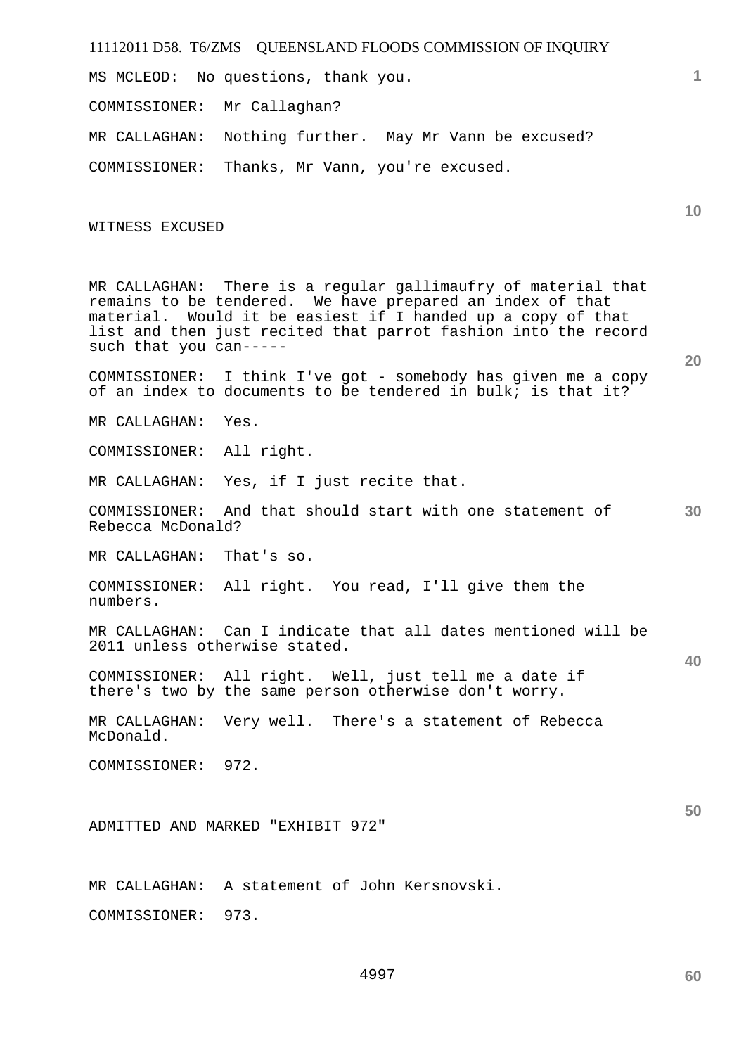MS MCLEOD: No questions, thank you.

COMMISSIONER: Mr Callaghan?

MR CALLAGHAN: Nothing further. May Mr Vann be excused?

COMMISSIONER: Thanks, Mr Vann, you're excused.

WITNESS EXCUSED

MR CALLAGHAN: There is a regular gallimaufry of material that remains to be tendered. We have prepared an index of that material. Would it be easiest if I handed up a copy of that list and then just recited that parrot fashion into the record such that you can-----

COMMISSIONER: I think I've got - somebody has given me a copy of an index to documents to be tendered in bulk; is that it?

MR CALLAGHAN: Yes.

COMMISSIONER: All right.

MR CALLAGHAN: Yes, if I just recite that.

COMMISSIONER: And that should start with one statement of Rebecca McDonald?

MR CALLAGHAN: That's so.

COMMISSIONER: All right. You read, I'll give them the numbers.

MR CALLAGHAN: Can I indicate that all dates mentioned will be 2011 unless otherwise stated.

COMMISSIONER: All right. Well, just tell me a date if there's two by the same person otherwise don't worry.

MR CALLAGHAN: Very well. There's a statement of Rebecca McDonald.

COMMISSIONER: 972.

ADMITTED AND MARKED "EXHIBIT 972"

MR CALLAGHAN: A statement of John Kersnovski.

COMMISSIONER: 973.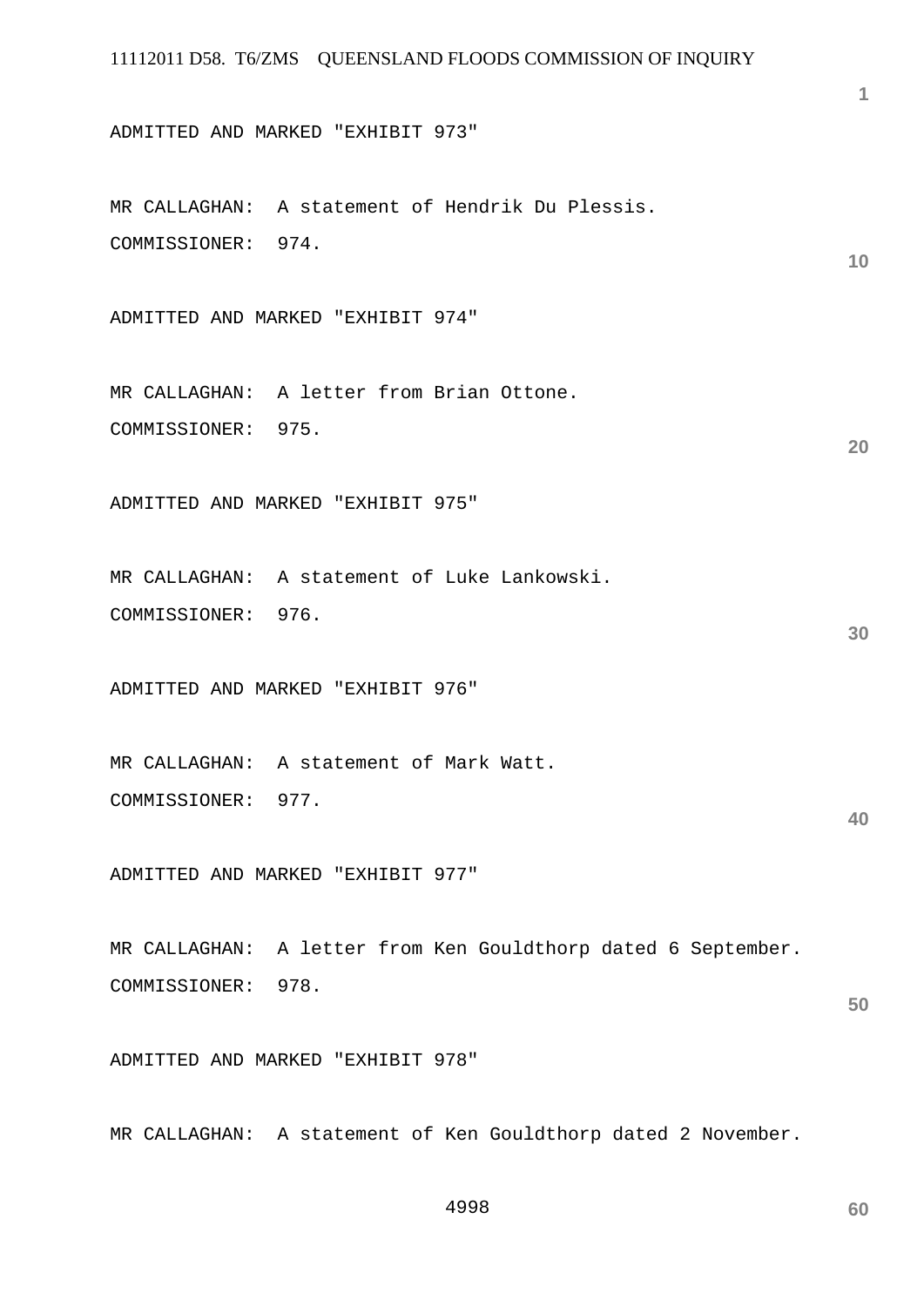ADMITTED AND MARKED "EXHIBIT 973"

MR CALLAGHAN: A statement of Hendrik Du Plessis.

COMMISSIONER: 974.

ADMITTED AND MARKED "EXHIBIT 974"

MR CALLAGHAN: A letter from Brian Ottone.

COMMISSIONER: 975.

ADMITTED AND MARKED "EXHIBIT 975"

MR CALLAGHAN: A statement of Luke Lankowski.

COMMISSIONER: 976.

ADMITTED AND MARKED "EXHIBIT 976"

MR CALLAGHAN: A statement of Mark Watt.

COMMISSIONER: 977.

ADMITTED AND MARKED "EXHIBIT 977"

MR CALLAGHAN: A letter from Ken Gouldthorp dated 6 September.

COMMISSIONER: 978.

ADMITTED AND MARKED "EXHIBIT 978"

MR CALLAGHAN: A statement of Ken Gouldthorp dated 2 November.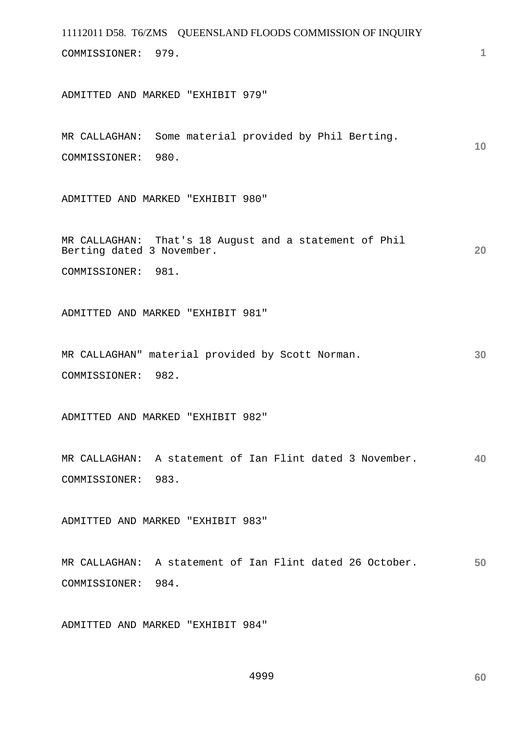COMMISSIONER: 979.

ADMITTED AND MARKED "EXHIBIT 979"

MR CALLAGHAN: Some material provided by Phil Berting.

COMMISSIONER: 980.

ADMITTED AND MARKED "EXHIBIT 980"

MR CALLAGHAN: That's 18 August and a statement of Phil Berting dated 3 November.

COMMISSIONER: 981.

ADMITTED AND MARKED "EXHIBIT 981"

MR CALLAGHAN" material provided by Scott Norman.

COMMISSIONER: 982.

ADMITTED AND MARKED "EXHIBIT 982"

MR CALLAGHAN: A statement of Ian Flint dated 3 November.

COMMISSIONER: 983.

ADMITTED AND MARKED "EXHIBIT 983"

MR CALLAGHAN: A statement of Ian Flint dated 26 October.

COMMISSIONER: 984.

ADMITTED AND MARKED "EXHIBIT 984"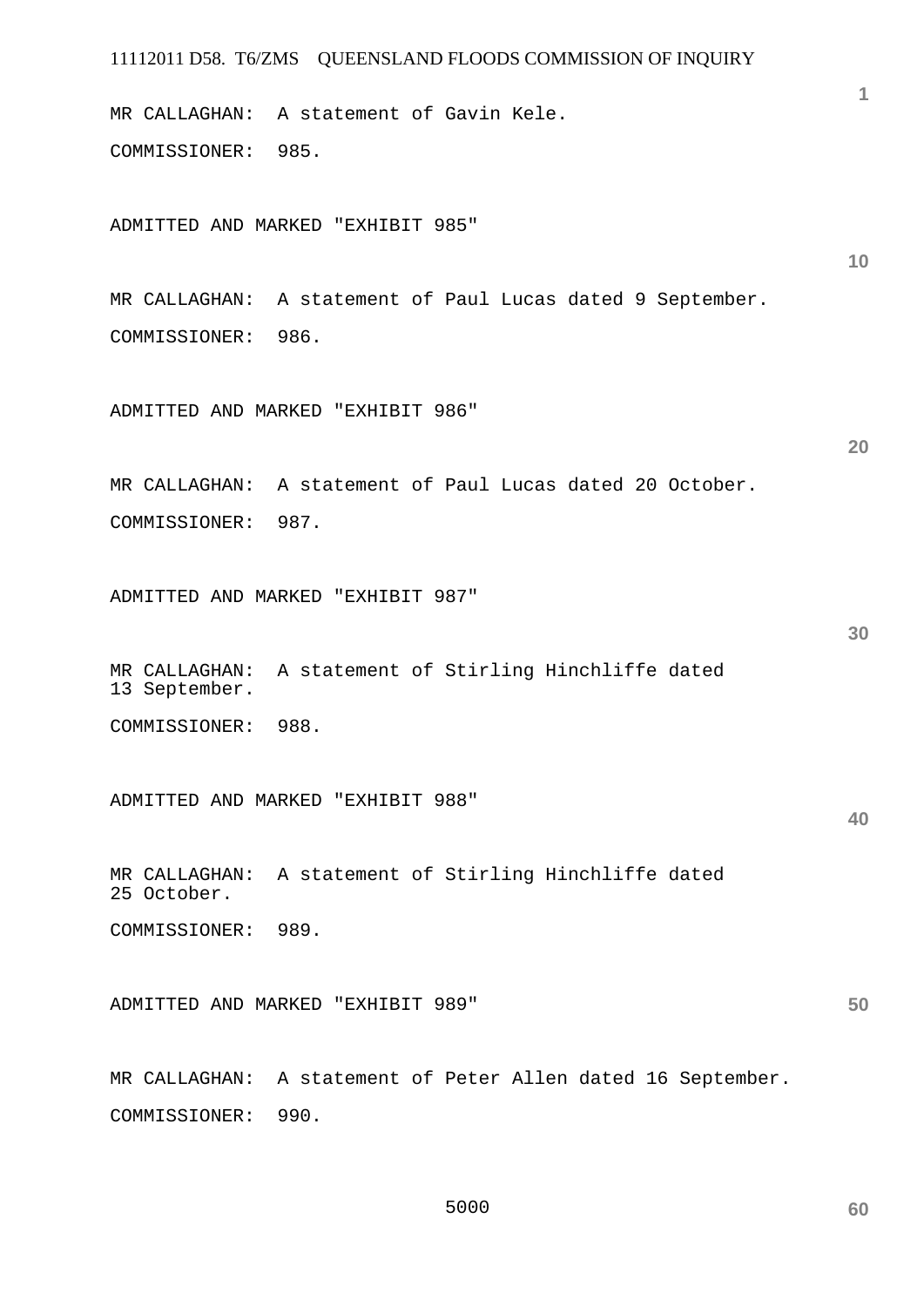MR CALLAGHAN: A statement of Gavin Kele.

COMMISSIONER: 985.

ADMITTED AND MARKED "EXHIBIT 985"

MR CALLAGHAN: A statement of Paul Lucas dated 9 September.

COMMISSIONER: 986.

ADMITTED AND MARKED "EXHIBIT 986"

MR CALLAGHAN: A statement of Paul Lucas dated 20 October.

COMMISSIONER: 987.

ADMITTED AND MARKED "EXHIBIT 987"

MR CALLAGHAN: A statement of Stirling Hinchliffe dated 13 September.

COMMISSIONER: 988.

ADMITTED AND MARKED "EXHIBIT 988"

MR CALLAGHAN: A statement of Stirling Hinchliffe dated 25 October.

COMMISSIONER: 989.

ADMITTED AND MARKED "EXHIBIT 989"

MR CALLAGHAN: A statement of Peter Allen dated 16 September.

COMMISSIONER: 990.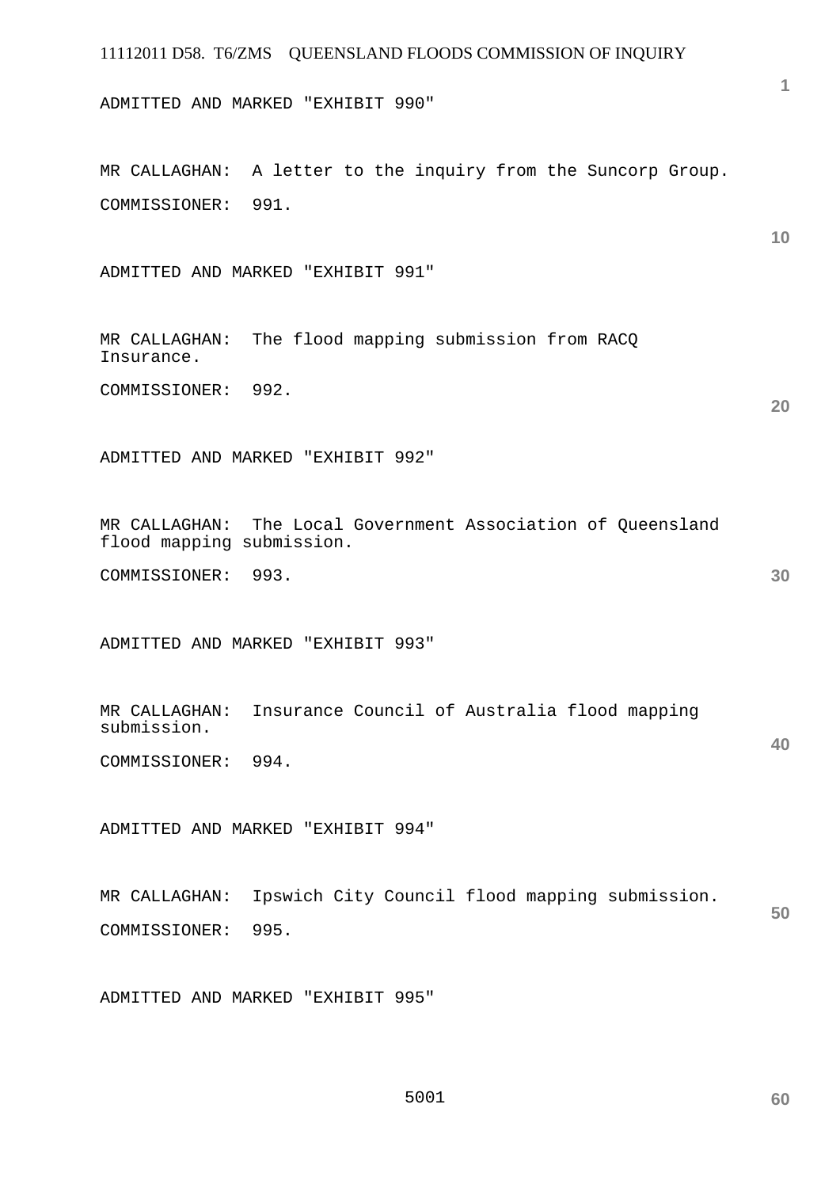ADMITTED AND MARKED "EXHIBIT 990"

MR CALLAGHAN:  A letter to the inquiry from the Suncorp Group.

COMMISSIONER:  991.

ADMITTED AND MARKED "EXHIBIT 991"

MR CALLAGHAN:  The flood mapping submission from RACQ Insurance.

COMMISSIONER:  992.

ADMITTED AND MARKED "EXHIBIT 992"

MR CALLAGHAN:  The Local Government Association of Queensland flood mapping submission.

COMMISSIONER:  993.

ADMITTED AND MARKED "EXHIBIT 993"

MR CALLAGHAN:  Insurance Council of Australia flood mapping submission.

COMMISSIONER:  994.

ADMITTED AND MARKED "EXHIBIT 994"

MR CALLAGHAN:  Ipswich City Council flood mapping submission.

COMMISSIONER:  995.

ADMITTED AND MARKED "EXHIBIT 995"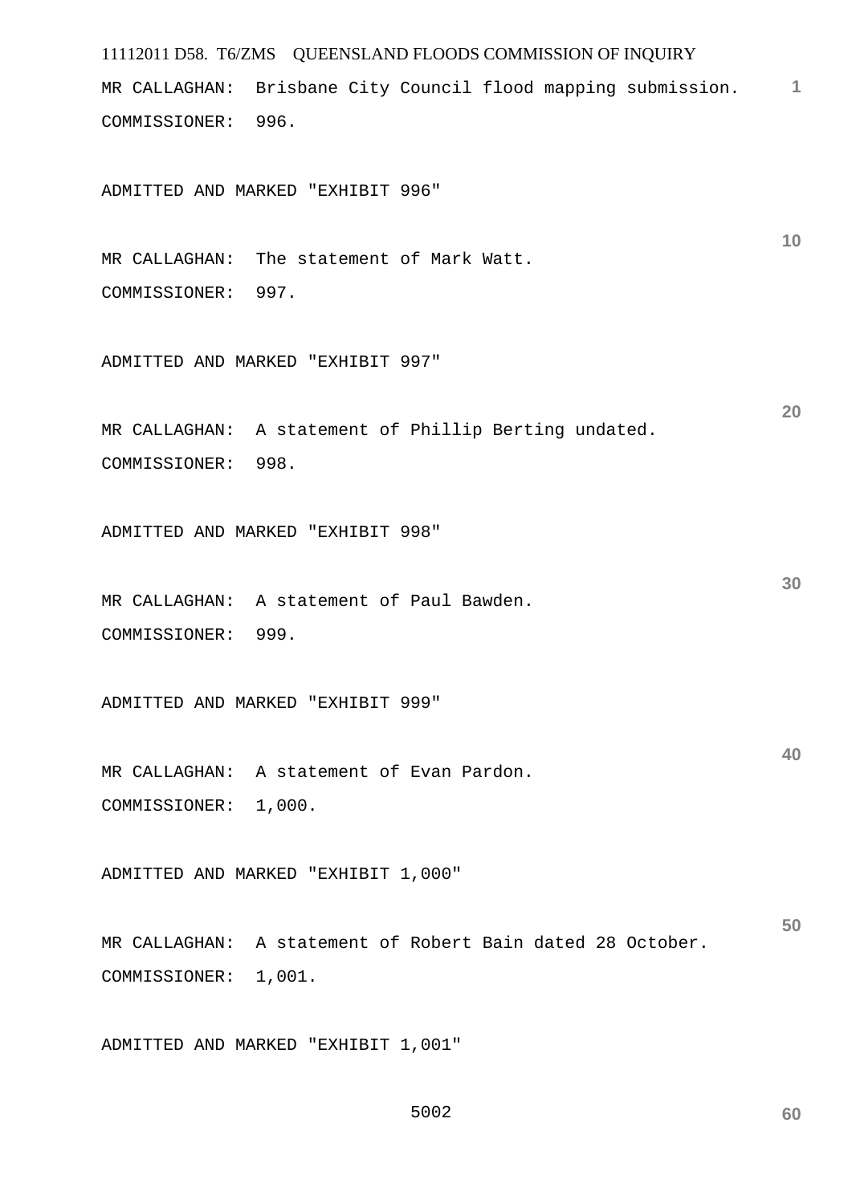MR CALLAGHAN:  Brisbane City Council flood mapping submission.

COMMISSIONER:  996.

ADMITTED AND MARKED "EXHIBIT 996"

MR CALLAGHAN:  The statement of Mark Watt.

COMMISSIONER:  997.

ADMITTED AND MARKED "EXHIBIT 997"

MR CALLAGHAN:  A statement of Phillip Berting undated.

COMMISSIONER:  998.

ADMITTED AND MARKED "EXHIBIT 998"

MR CALLAGHAN:  A statement of Paul Bawden.

COMMISSIONER:  999.

ADMITTED AND MARKED "EXHIBIT 999"

MR CALLAGHAN:  A statement of Evan Pardon.

COMMISSIONER:  1,000.

ADMITTED AND MARKED "EXHIBIT 1,000"

MR CALLAGHAN:  A statement of Robert Bain dated 28 October.

COMMISSIONER:  1,001.

ADMITTED AND MARKED "EXHIBIT 1,001"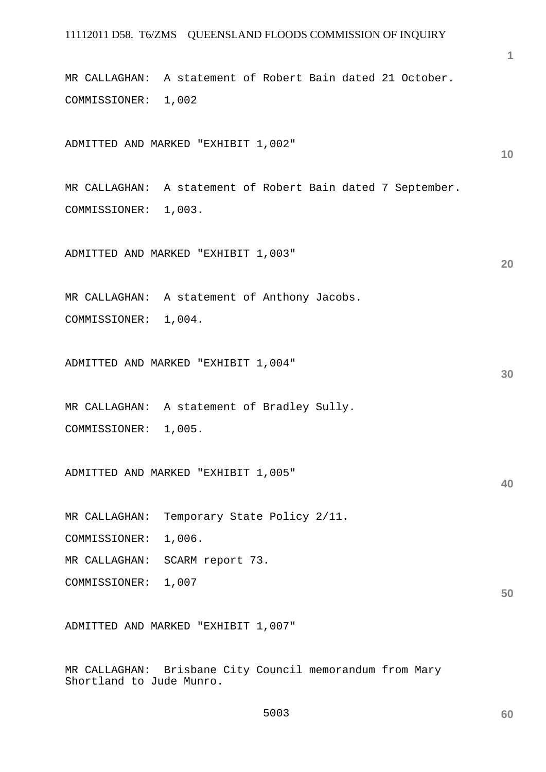MR CALLAGHAN: A statement of Robert Bain dated 21 October.

COMMISSIONER: 1,002

ADMITTED AND MARKED "EXHIBIT 1,002"

MR CALLAGHAN: A statement of Robert Bain dated 7 September.

COMMISSIONER: 1,003.

ADMITTED AND MARKED "EXHIBIT 1,003"

MR CALLAGHAN: A statement of Anthony Jacobs.

COMMISSIONER: 1,004.

ADMITTED AND MARKED "EXHIBIT 1,004"

MR CALLAGHAN: A statement of Bradley Sully.

COMMISSIONER: 1,005.

ADMITTED AND MARKED "EXHIBIT 1,005"

MR CALLAGHAN: Temporary State Policy 2/11.

COMMISSIONER: 1,006.

MR CALLAGHAN: SCARM report 73.

COMMISSIONER: 1,007

ADMITTED AND MARKED "EXHIBIT 1,007"

MR CALLAGHAN: Brisbane City Council memorandum from Mary Shortland to Jude Munro.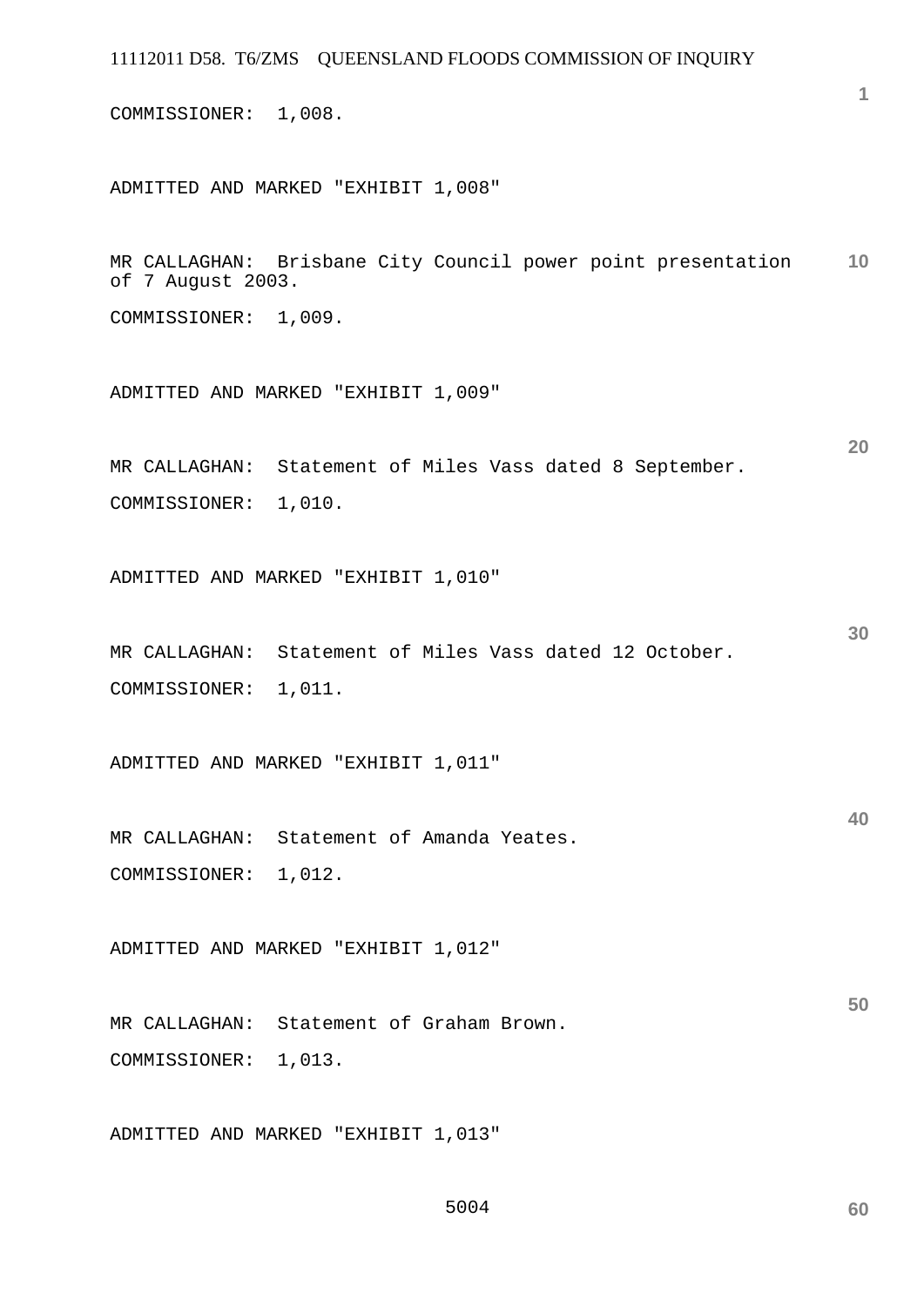COMMISSIONER:  1,008.

ADMITTED AND MARKED "EXHIBIT 1,008"

MR CALLAGHAN:  Brisbane City Council power point presentation of 7 August 2003.

COMMISSIONER:  1,009.

ADMITTED AND MARKED "EXHIBIT 1,009"

MR CALLAGHAN:  Statement of Miles Vass dated 8 September.

COMMISSIONER:  1,010.

ADMITTED AND MARKED "EXHIBIT 1,010"

MR CALLAGHAN:  Statement of Miles Vass dated 12 October.

COMMISSIONER:  1,011.

ADMITTED AND MARKED "EXHIBIT 1,011"

MR CALLAGHAN:  Statement of Amanda Yeates.

COMMISSIONER:  1,012.

ADMITTED AND MARKED "EXHIBIT 1,012"

MR CALLAGHAN:  Statement of Graham Brown.

COMMISSIONER:  1,013.

ADMITTED AND MARKED "EXHIBIT 1,013"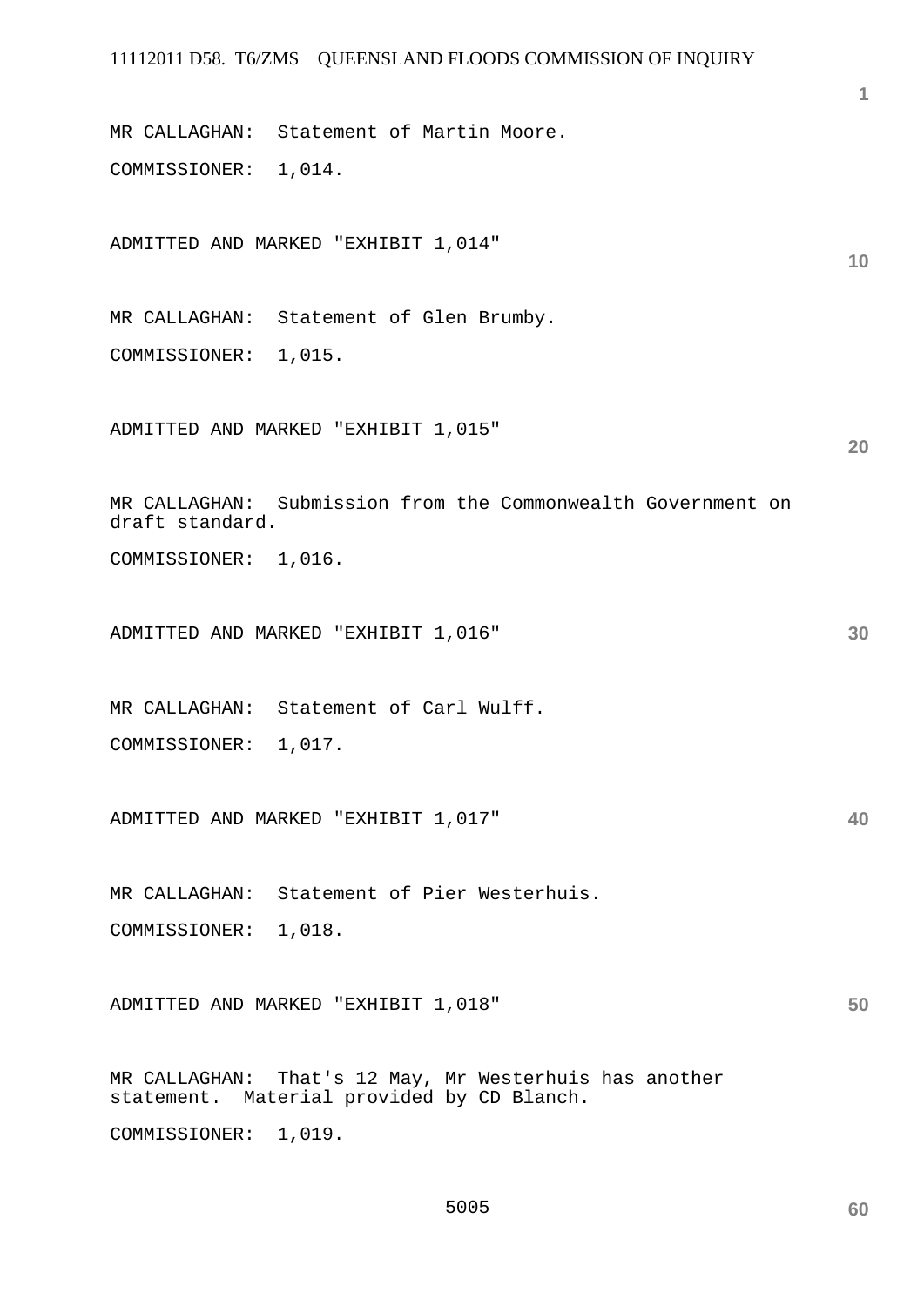MR CALLAGHAN: Statement of Martin Moore.

COMMISSIONER: 1,014.

ADMITTED AND MARKED "EXHIBIT 1,014"

MR CALLAGHAN: Statement of Glen Brumby.

COMMISSIONER: 1,015.

ADMITTED AND MARKED "EXHIBIT 1,015"

MR CALLAGHAN: Submission from the Commonwealth Government on draft standard.

COMMISSIONER: 1,016.

ADMITTED AND MARKED "EXHIBIT 1,016"

MR CALLAGHAN: Statement of Carl Wulff.

COMMISSIONER: 1,017.

ADMITTED AND MARKED "EXHIBIT 1,017"

MR CALLAGHAN: Statement of Pier Westerhuis.

COMMISSIONER: 1,018.

ADMITTED AND MARKED "EXHIBIT 1,018"

MR CALLAGHAN: That's 12 May, Mr Westerhuis has another statement. Material provided by CD Blanch.

COMMISSIONER: 1,019.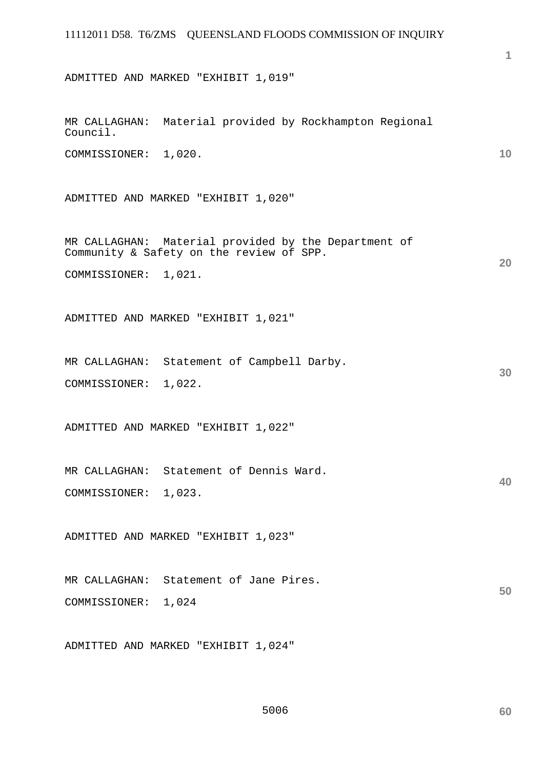ADMITTED AND MARKED "EXHIBIT 1,019"

MR CALLAGHAN: Material provided by Rockhampton Regional Council.

COMMISSIONER: 1,020.

ADMITTED AND MARKED "EXHIBIT 1,020"

MR CALLAGHAN: Material provided by the Department of Community & Safety on the review of SPP.

COMMISSIONER: 1,021.

ADMITTED AND MARKED "EXHIBIT 1,021"

MR CALLAGHAN: Statement of Campbell Darby.

COMMISSIONER: 1,022.

ADMITTED AND MARKED "EXHIBIT 1,022"

MR CALLAGHAN: Statement of Dennis Ward.

COMMISSIONER: 1,023.

ADMITTED AND MARKED "EXHIBIT 1,023"

MR CALLAGHAN: Statement of Jane Pires.

COMMISSIONER: 1,024

ADMITTED AND MARKED "EXHIBIT 1,024"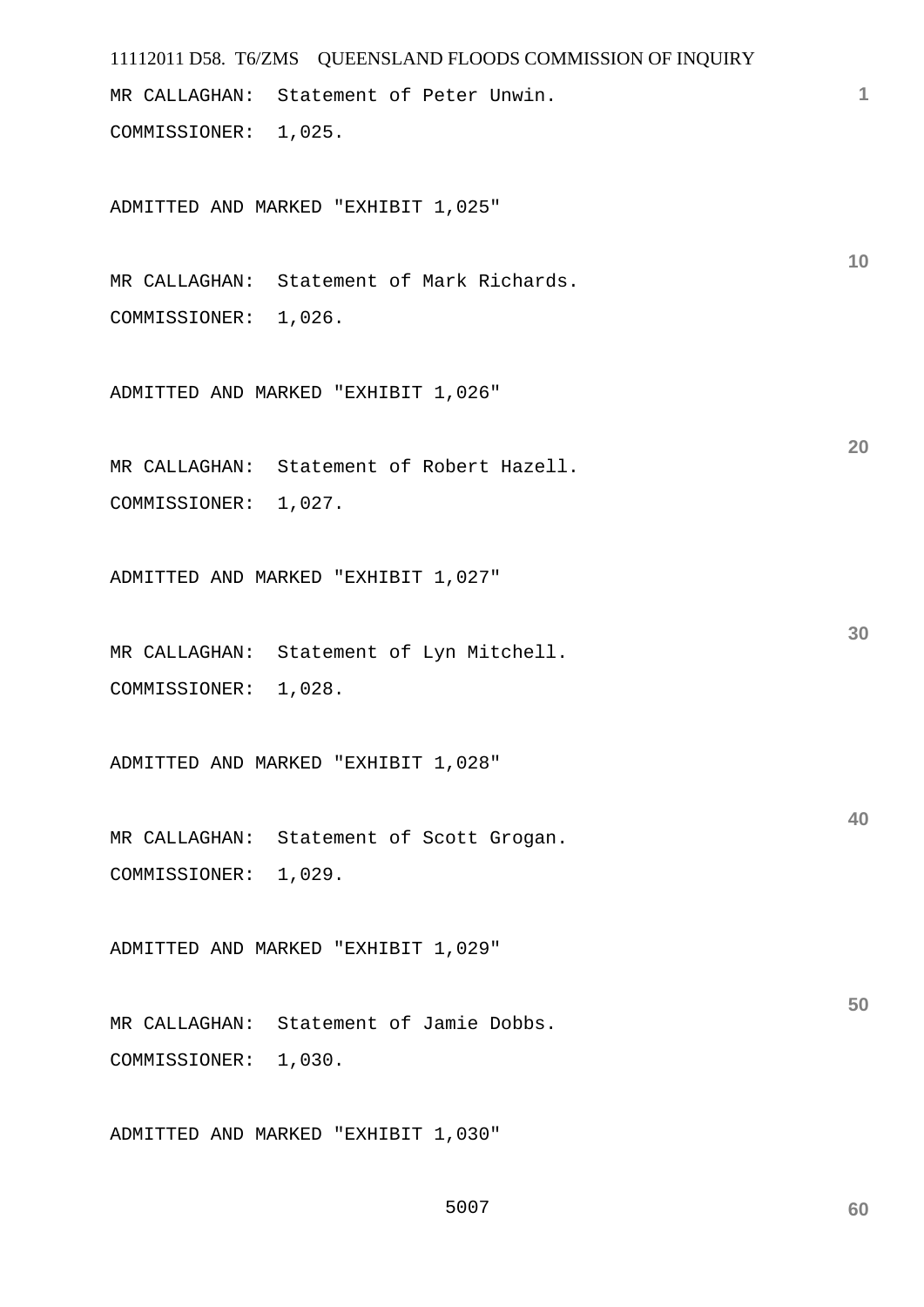MR CALLAGHAN: Statement of Peter Unwin.

COMMISSIONER: 1,025.

ADMITTED AND MARKED "EXHIBIT 1,025"

MR CALLAGHAN: Statement of Mark Richards.

COMMISSIONER: 1,026.

ADMITTED AND MARKED "EXHIBIT 1,026"

MR CALLAGHAN: Statement of Robert Hazell.

COMMISSIONER: 1,027.

ADMITTED AND MARKED "EXHIBIT 1,027"

MR CALLAGHAN: Statement of Lyn Mitchell.

COMMISSIONER: 1,028.

ADMITTED AND MARKED "EXHIBIT 1,028"

MR CALLAGHAN: Statement of Scott Grogan.

COMMISSIONER: 1,029.

ADMITTED AND MARKED "EXHIBIT 1,029"

MR CALLAGHAN: Statement of Jamie Dobbs.

COMMISSIONER: 1,030.

ADMITTED AND MARKED "EXHIBIT 1,030"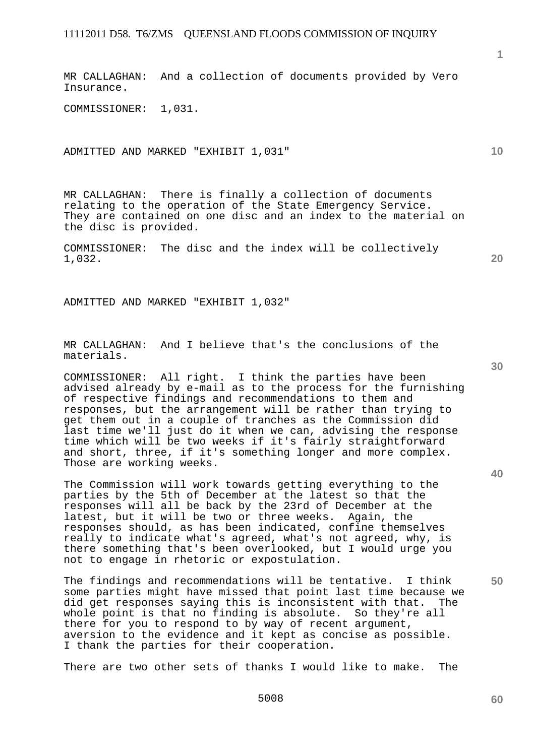MR CALLAGHAN: And a collection of documents provided by Vero Insurance.

COMMISSIONER: 1,031.

ADMITTED AND MARKED "EXHIBIT 1,031"

MR CALLAGHAN: There is finally a collection of documents relating to the operation of the State Emergency Service. They are contained on one disc and an index to the material on the disc is provided.

COMMISSIONER: The disc and the index will be collectively 1,032.

ADMITTED AND MARKED "EXHIBIT 1,032"

MR CALLAGHAN: And I believe that's the conclusions of the materials.

COMMISSIONER: All right. I think the parties have been advised already by e-mail as to the process for the furnishing of respective findings and recommendations to them and responses, but the arrangement will be rather than trying to get them out in a couple of tranches as the Commission did last time we'll just do it when we can, advising the response time which will be two weeks if it's fairly straightforward and short, three, if it's something longer and more complex. Those are working weeks.

The Commission will work towards getting everything to the parties by the 5th of December at the latest so that the responses will all be back by the 23rd of December at the latest, but it will be two or three weeks. Again, the responses should, as has been indicated, confine themselves really to indicate what's agreed, what's not agreed, why, is there something that's been overlooked, but I would urge you not to engage in rhetoric or expostulation.

The findings and recommendations will be tentative. I think some parties might have missed that point last time because we did get responses saying this is inconsistent with that. The whole point is that no finding is absolute. So they're all there for you to respond to by way of recent argument, aversion to the evidence and it kept as concise as possible. I thank the parties for their cooperation.

There are two other sets of thanks I would like to make. The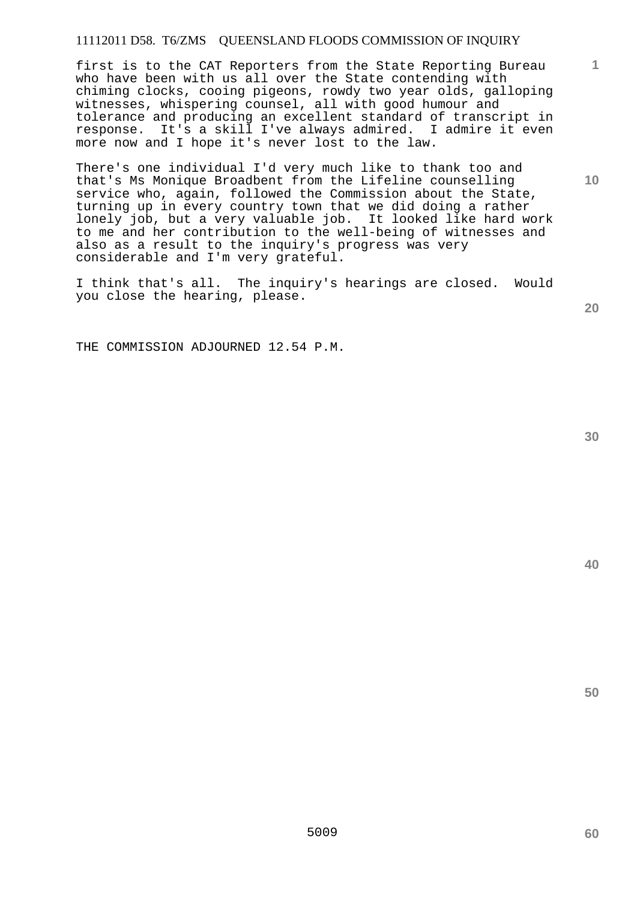first is to the CAT Reporters from the State Reporting Bureau who have been with us all over the State contending with chiming clocks, cooing pigeons, rowdy two year olds, galloping witnesses, whispering counsel, all with good humour and tolerance and producing an excellent standard of transcript in response. It's a skill I've always admired. I admire it even more now and I hope it's never lost to the law.

There's one individual I'd very much like to thank too and that's Ms Monique Broadbent from the Lifeline counselling service who, again, followed the Commission about the State, turning up in every country town that we did doing a rather lonely job, but a very valuable job. It looked like hard work to me and her contribution to the well-being of witnesses and also as a result to the inquiry's progress was very considerable and I'm very grateful.

I think that's all. The inquiry's hearings are closed. Would you close the hearing, please.

THE COMMISSION ADJOURNED 12.54 P.M.